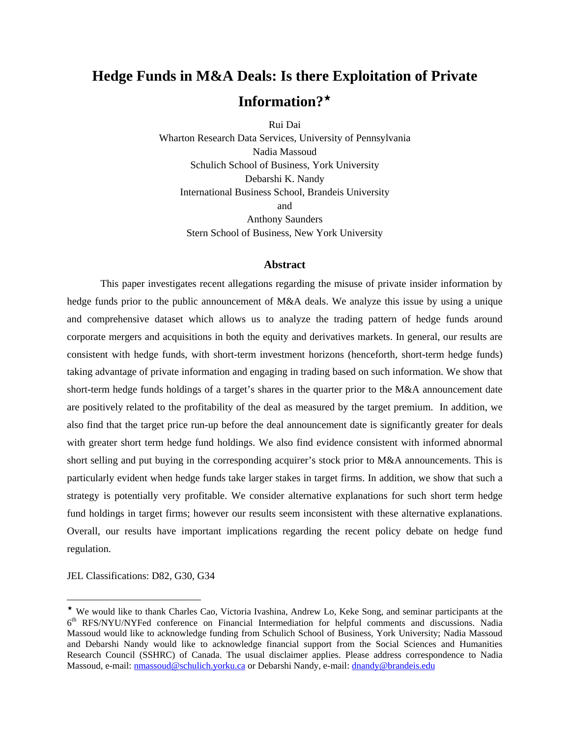# Hedge Funds in M&A Deals: Is there Exploitation of Private Information?★

Rui Dai
Wharton Research Data Services, University of Pennsylvania
Nadia Massoud
Schulich School of Business, York University
Debarshi K. Nandy
International Business School, Brandeis University
and
Anthony Saunders
Stern School of Business, New York University

## Abstract

This paper investigates recent allegations regarding the misuse of private insider information by hedge funds prior to the public announcement of M&A deals. We analyze this issue by using a unique and comprehensive dataset which allows us to analyze the trading pattern of hedge funds around corporate mergers and acquisitions in both the equity and derivatives markets. In general, our results are consistent with hedge funds, with short-term investment horizons (henceforth, short-term hedge funds) taking advantage of private information and engaging in trading based on such information. We show that short-term hedge funds holdings of a target's shares in the quarter prior to the M&A announcement date are positively related to the profitability of the deal as measured by the target premium. In addition, we also find that the target price run-up before the deal announcement date is significantly greater for deals with greater short term hedge fund holdings. We also find evidence consistent with informed abnormal short selling and put buying in the corresponding acquirer's stock prior to M&A announcements. This is particularly evident when hedge funds take larger stakes in target firms. In addition, we show that such a strategy is potentially very profitable. We consider alternative explanations for such short term hedge fund holdings in target firms; however our results seem inconsistent with these alternative explanations. Overall, our results have important implications regarding the recent policy debate on hedge fund regulation.

JEL Classifications: D82, G30, G34

---

★ We would like to thank Charles Cao, Victoria Ivashina, Andrew Lo, Keke Song, and seminar participants at the 6th RFS/NYU/NYFed conference on Financial Intermediation for helpful comments and discussions. Nadia Massoud would like to acknowledge funding from Schulich School of Business, York University; Nadia Massoud and Debarshi Nandy would like to acknowledge financial support from the Social Sciences and Humanities Research Council (SSHRC) of Canada. The usual disclaimer applies. Please address correspondence to Nadia Massoud, e-mail: nmassoud@schulich.yorku.ca or Debarshi Nandy, e-mail: dnandy@brandeis.edu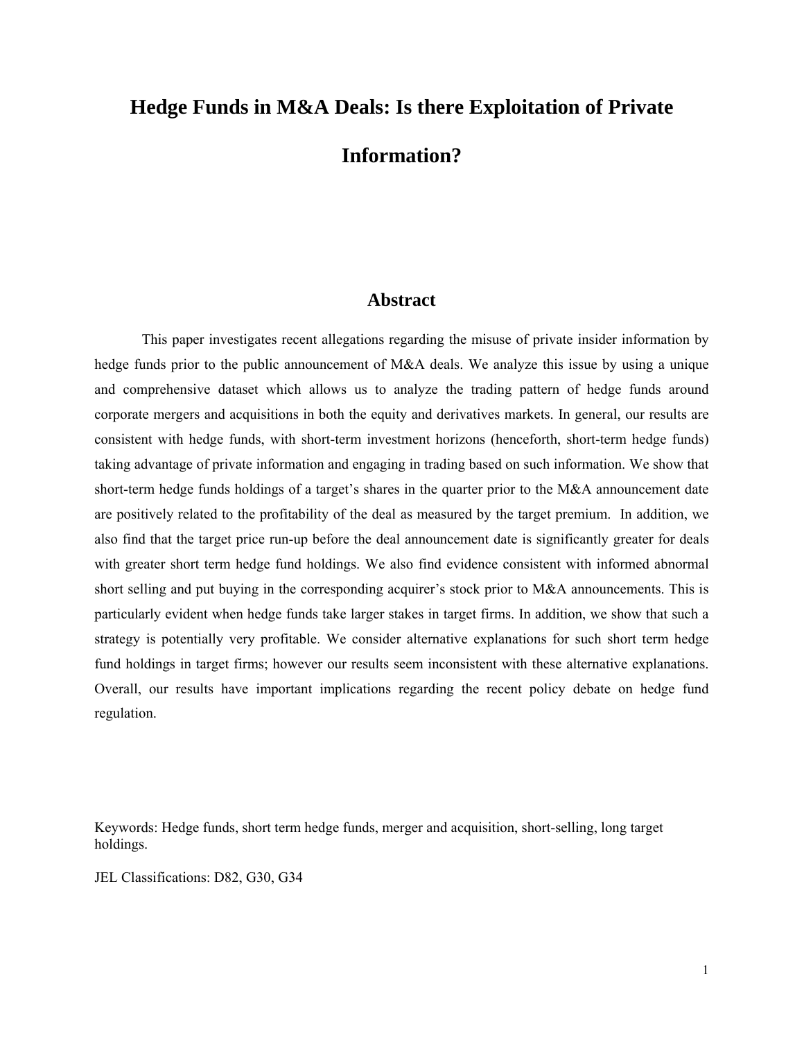# Hedge Funds in M&A Deals: Is there Exploitation of Private Information?

## Abstract

This paper investigates recent allegations regarding the misuse of private insider information by hedge funds prior to the public announcement of M&A deals. We analyze this issue by using a unique and comprehensive dataset which allows us to analyze the trading pattern of hedge funds around corporate mergers and acquisitions in both the equity and derivatives markets. In general, our results are consistent with hedge funds, with short-term investment horizons (henceforth, short-term hedge funds) taking advantage of private information and engaging in trading based on such information. We show that short-term hedge funds holdings of a target's shares in the quarter prior to the M&A announcement date are positively related to the profitability of the deal as measured by the target premium. In addition, we also find that the target price run-up before the deal announcement date is significantly greater for deals with greater short term hedge fund holdings. We also find evidence consistent with informed abnormal short selling and put buying in the corresponding acquirer's stock prior to M&A announcements. This is particularly evident when hedge funds take larger stakes in target firms. In addition, we show that such a strategy is potentially very profitable. We consider alternative explanations for such short term hedge fund holdings in target firms; however our results seem inconsistent with these alternative explanations. Overall, our results have important implications regarding the recent policy debate on hedge fund regulation.

Keywords: Hedge funds, short term hedge funds, merger and acquisition, short-selling, long target holdings.

JEL Classifications: D82, G30, G34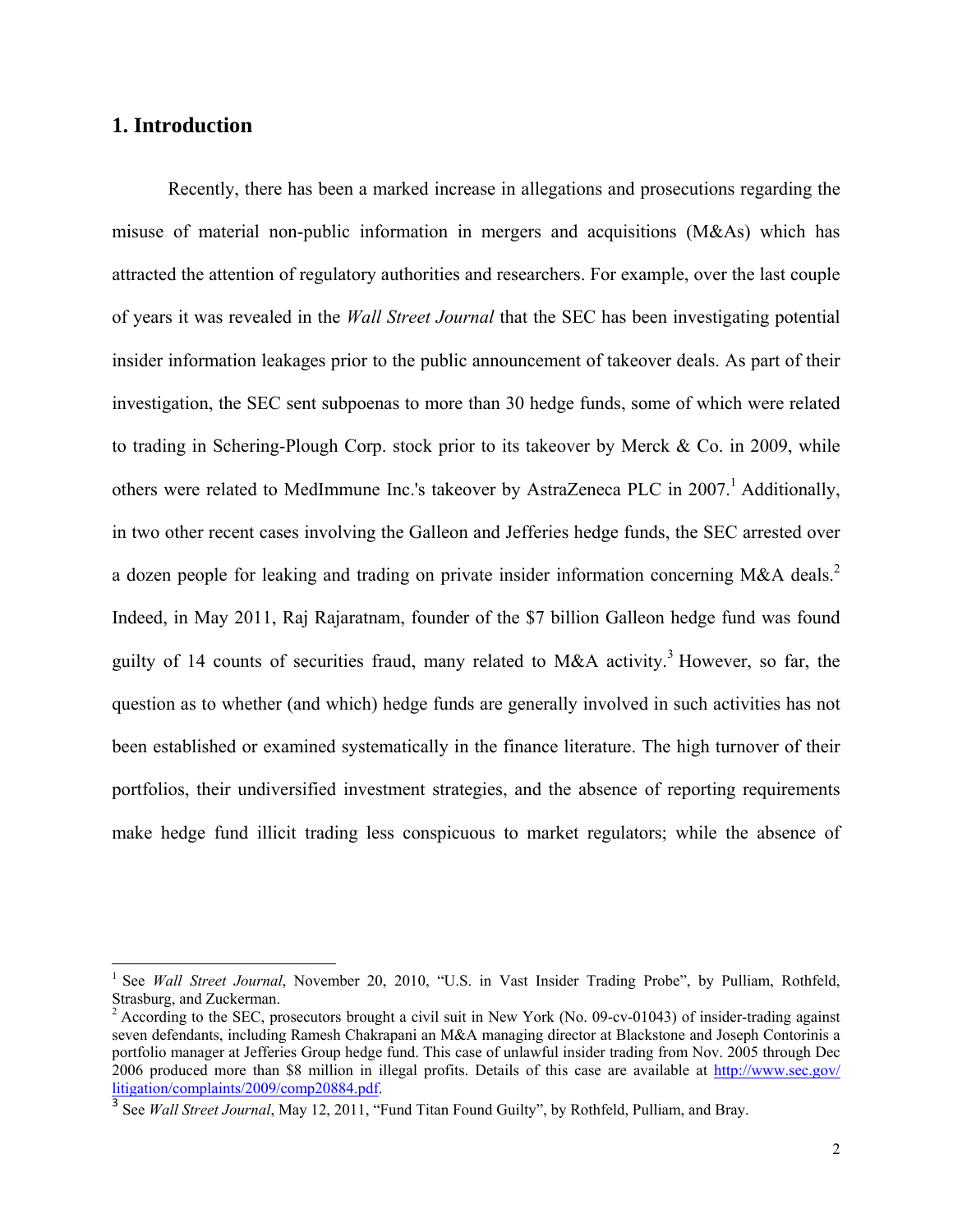## 1. Introduction

Recently, there has been a marked increase in allegations and prosecutions regarding the misuse of material non-public information in mergers and acquisitions (M&As) which has attracted the attention of regulatory authorities and researchers. For example, over the last couple of years it was revealed in the *Wall Street Journal* that the SEC has been investigating potential insider information leakages prior to the public announcement of takeover deals. As part of their investigation, the SEC sent subpoenas to more than 30 hedge funds, some of which were related to trading in Schering-Plough Corp. stock prior to its takeover by Merck & Co. in 2009, while others were related to MedImmune Inc.'s takeover by AstraZeneca PLC in 2007.[1] Additionally, in two other recent cases involving the Galleon and Jefferies hedge funds, the SEC arrested over a dozen people for leaking and trading on private insider information concerning M&A deals.[2] Indeed, in May 2011, Raj Rajaratnam, founder of the $7 billion Galleon hedge fund was found guilty of 14 counts of securities fraud, many related to M&A activity.[3] However, so far, the question as to whether (and which) hedge funds are generally involved in such activities has not been established or examined systematically in the finance literature. The high turnover of their portfolios, their undiversified investment strategies, and the absence of reporting requirements make hedge fund illicit trading less conspicuous to market regulators; while the absence of

---

[1] See *Wall Street Journal*, November 20, 2010, "U.S. in Vast Insider Trading Probe", by Pulliam, Rothfeld, Strasburg, and Zuckerman.

[2] According to the SEC, prosecutors brought a civil suit in New York (No. 09-cv-01043) of insider-trading against seven defendants, including Ramesh Chakrapani an M&A managing director at Blackstone and Joseph Contorinis a portfolio manager at Jefferies Group hedge fund. This case of unlawful insider trading from Nov. 2005 through Dec 2006 produced more than $8 million in illegal profits. Details of this case are available at http://www.sec.gov/litigation/complaints/2009/comp20884.pdf.

[3] See *Wall Street Journal*, May 12, 2011, "Fund Titan Found Guilty", by Rothfeld, Pulliam, and Bray.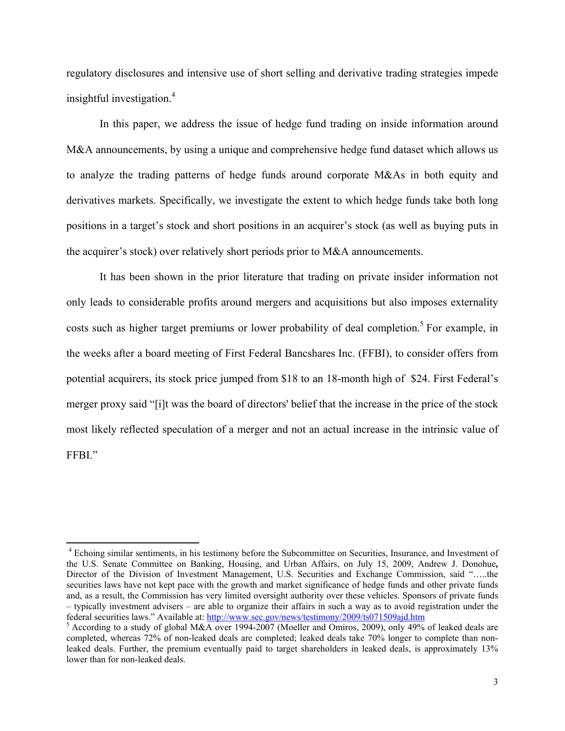regulatory disclosures and intensive use of short selling and derivative trading strategies impede insightful investigation.[4]

In this paper, we address the issue of hedge fund trading on inside information around M&A announcements, by using a unique and comprehensive hedge fund dataset which allows us to analyze the trading patterns of hedge funds around corporate M&As in both equity and derivatives markets. Specifically, we investigate the extent to which hedge funds take both long positions in a target's stock and short positions in an acquirer's stock (as well as buying puts in the acquirer's stock) over relatively short periods prior to M&A announcements.

It has been shown in the prior literature that trading on private insider information not only leads to considerable profits around mergers and acquisitions but also imposes externality costs such as higher target premiums or lower probability of deal completion.[5] For example, in the weeks after a board meeting of First Federal Bancshares Inc. (FFBI), to consider offers from potential acquirers, its stock price jumped from $18 to an 18-month high of $24. First Federal's merger proxy said "[i]t was the board of directors' belief that the increase in the price of the stock most likely reflected speculation of a merger and not an actual increase in the intrinsic value of FFBI."

---

[4] Echoing similar sentiments, in his testimony before the Subcommittee on Securities, Insurance, and Investment of the U.S. Senate Committee on Banking, Housing, and Urban Affairs, on July 15, 2009, Andrew J. Donohue**,** Director of the Division of Investment Management, U.S. Securities and Exchange Commission, said "…..the securities laws have not kept pace with the growth and market significance of hedge funds and other private funds and, as a result, the Commission has very limited oversight authority over these vehicles. Sponsors of private funds – typically investment advisers – are able to organize their affairs in such a way as to avoid registration under the federal securities laws." Available at: http://www.sec.gov/news/testimony/2009/ts071509ajd.htm

[5] According to a study of global M&A over 1994-2007 (Moeller and Omiros, 2009), only 49% of leaked deals are completed, whereas 72% of non-leaked deals are completed; leaked deals take 70% longer to complete than non-leaked deals. Further, the premium eventually paid to target shareholders in leaked deals, is approximately 13% lower than for non-leaked deals.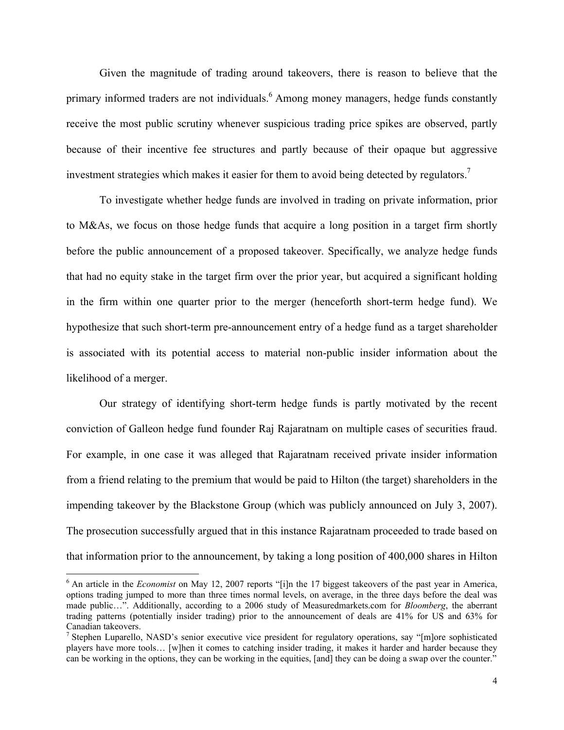Given the magnitude of trading around takeovers, there is reason to believe that the primary informed traders are not individuals.[6] Among money managers, hedge funds constantly receive the most public scrutiny whenever suspicious trading price spikes are observed, partly because of their incentive fee structures and partly because of their opaque but aggressive investment strategies which makes it easier for them to avoid being detected by regulators.[7]

To investigate whether hedge funds are involved in trading on private information, prior to M&As, we focus on those hedge funds that acquire a long position in a target firm shortly before the public announcement of a proposed takeover. Specifically, we analyze hedge funds that had no equity stake in the target firm over the prior year, but acquired a significant holding in the firm within one quarter prior to the merger (henceforth short-term hedge fund). We hypothesize that such short-term pre-announcement entry of a hedge fund as a target shareholder is associated with its potential access to material non-public insider information about the likelihood of a merger.

Our strategy of identifying short-term hedge funds is partly motivated by the recent conviction of Galleon hedge fund founder Raj Rajaratnam on multiple cases of securities fraud. For example, in one case it was alleged that Rajaratnam received private insider information from a friend relating to the premium that would be paid to Hilton (the target) shareholders in the impending takeover by the Blackstone Group (which was publicly announced on July 3, 2007). The prosecution successfully argued that in this instance Rajaratnam proceeded to trade based on that information prior to the announcement, by taking a long position of 400,000 shares in Hilton

[6] An article in the *Economist* on May 12, 2007 reports "[i]n the 17 biggest takeovers of the past year in America, options trading jumped to more than three times normal levels, on average, in the three days before the deal was made public…". Additionally, according to a 2006 study of Measuredmarkets.com for *Bloomberg*, the aberrant trading patterns (potentially insider trading) prior to the announcement of deals are 41% for US and 63% for Canadian takeovers.

[7] Stephen Luparello, NASD's senior executive vice president for regulatory operations, say "[m]ore sophisticated players have more tools… [w]hen it comes to catching insider trading, it makes it harder and harder because they can be working in the options, they can be working in the equities, [and] they can be doing a swap over the counter."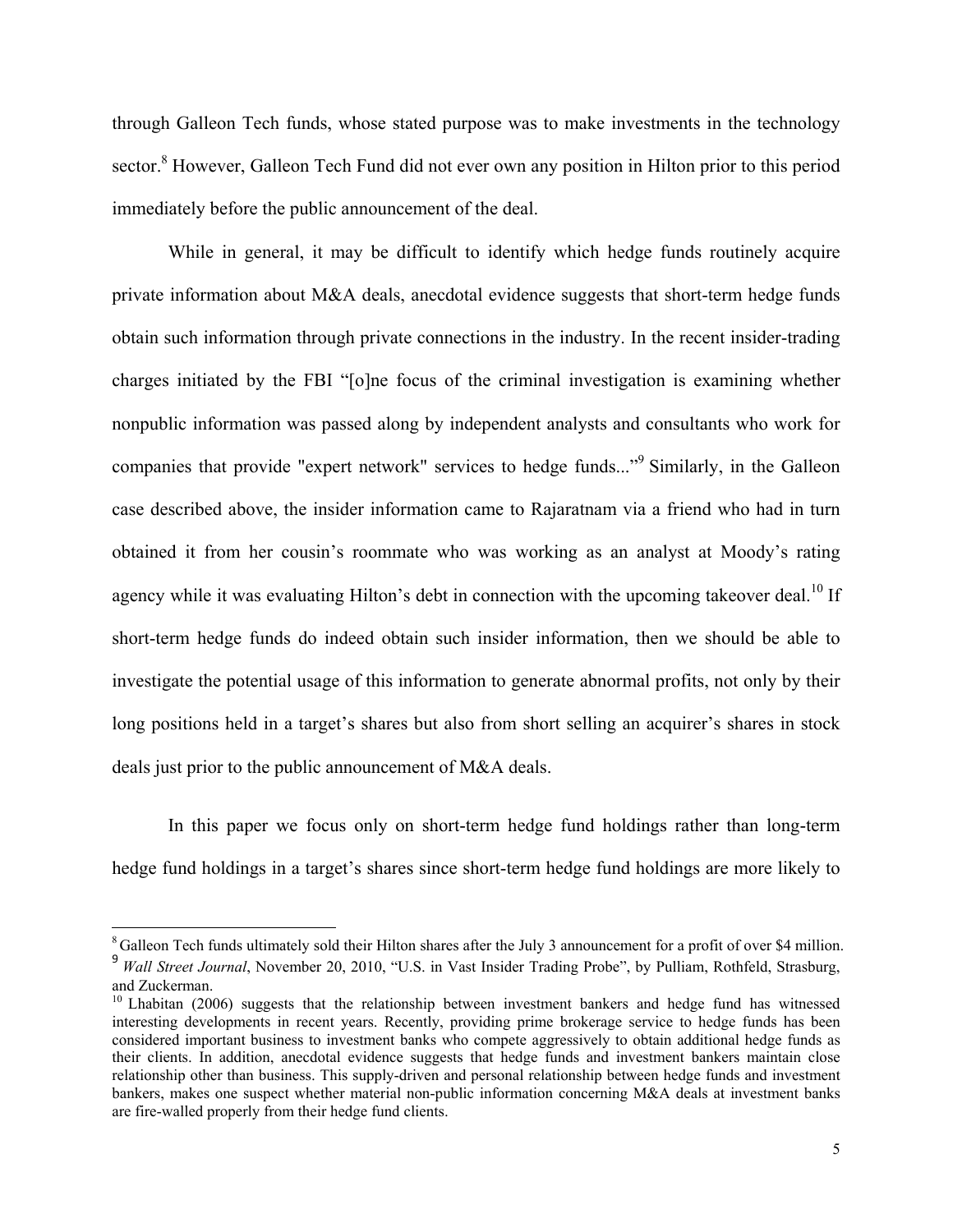through Galleon Tech funds, whose stated purpose was to make investments in the technology sector.[8] However, Galleon Tech Fund did not ever own any position in Hilton prior to this period immediately before the public announcement of the deal.

While in general, it may be difficult to identify which hedge funds routinely acquire private information about M&A deals, anecdotal evidence suggests that short-term hedge funds obtain such information through private connections in the industry. In the recent insider-trading charges initiated by the FBI "[o]ne focus of the criminal investigation is examining whether nonpublic information was passed along by independent analysts and consultants who work for companies that provide "expert network" services to hedge funds..."[9] Similarly, in the Galleon case described above, the insider information came to Rajaratnam via a friend who had in turn obtained it from her cousin's roommate who was working as an analyst at Moody's rating agency while it was evaluating Hilton's debt in connection with the upcoming takeover deal.[10] If short-term hedge funds do indeed obtain such insider information, then we should be able to investigate the potential usage of this information to generate abnormal profits, not only by their long positions held in a target's shares but also from short selling an acquirer's shares in stock deals just prior to the public announcement of M&A deals.

In this paper we focus only on short-term hedge fund holdings rather than long-term hedge fund holdings in a target's shares since short-term hedge fund holdings are more likely to

---

[8] Galleon Tech funds ultimately sold their Hilton shares after the July 3 announcement for a profit of over $4 million.

[9] *Wall Street Journal*, November 20, 2010, "U.S. in Vast Insider Trading Probe", by Pulliam, Rothfeld, Strasburg, and Zuckerman.

[10] Lhabitan (2006) suggests that the relationship between investment bankers and hedge fund has witnessed interesting developments in recent years. Recently, providing prime brokerage service to hedge funds has been considered important business to investment banks who compete aggressively to obtain additional hedge funds as their clients. In addition, anecdotal evidence suggests that hedge funds and investment bankers maintain close relationship other than business. This supply-driven and personal relationship between hedge funds and investment bankers, makes one suspect whether material non-public information concerning M&A deals at investment banks are fire-walled properly from their hedge fund clients.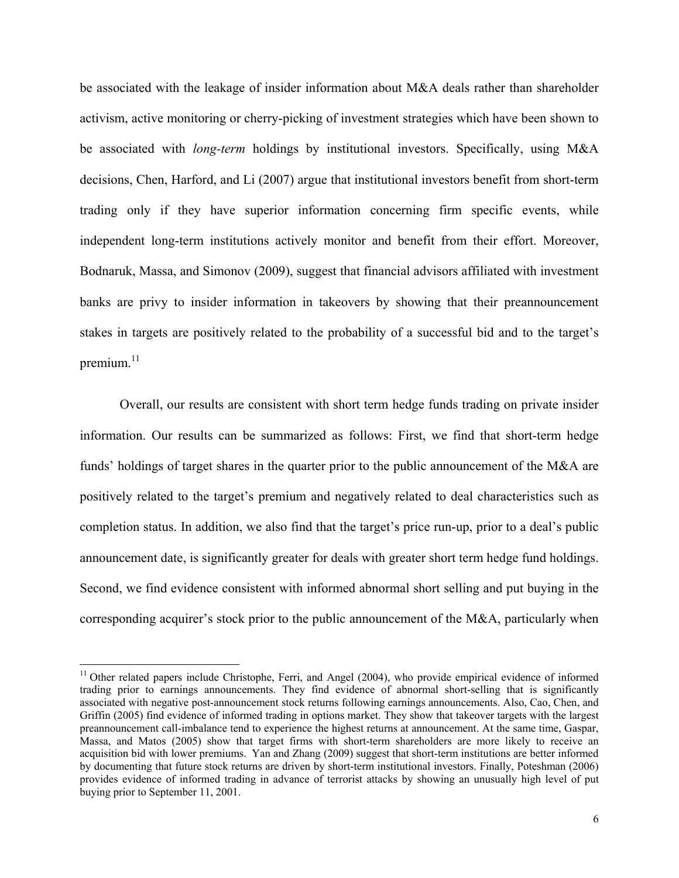be associated with the leakage of insider information about M&A deals rather than shareholder activism, active monitoring or cherry-picking of investment strategies which have been shown to be associated with *long-term* holdings by institutional investors. Specifically, using M&A decisions, Chen, Harford, and Li (2007) argue that institutional investors benefit from short-term trading only if they have superior information concerning firm specific events, while independent long-term institutions actively monitor and benefit from their effort. Moreover, Bodnaruk, Massa, and Simonov (2009), suggest that financial advisors affiliated with investment banks are privy to insider information in takeovers by showing that their preannouncement stakes in targets are positively related to the probability of a successful bid and to the target's premium.[11]

Overall, our results are consistent with short term hedge funds trading on private insider information. Our results can be summarized as follows: First, we find that short-term hedge funds' holdings of target shares in the quarter prior to the public announcement of the M&A are positively related to the target's premium and negatively related to deal characteristics such as completion status. In addition, we also find that the target's price run-up, prior to a deal's public announcement date, is significantly greater for deals with greater short term hedge fund holdings. Second, we find evidence consistent with informed abnormal short selling and put buying in the corresponding acquirer's stock prior to the public announcement of the M&A, particularly when

[11] Other related papers include Christophe, Ferri, and Angel (2004), who provide empirical evidence of informed trading prior to earnings announcements. They find evidence of abnormal short-selling that is significantly associated with negative post-announcement stock returns following earnings announcements. Also, Cao, Chen, and Griffin (2005) find evidence of informed trading in options market. They show that takeover targets with the largest preannouncement call-imbalance tend to experience the highest returns at announcement. At the same time, Gaspar, Massa, and Matos (2005) show that target firms with short-term shareholders are more likely to receive an acquisition bid with lower premiums. Yan and Zhang (2009) suggest that short-term institutions are better informed by documenting that future stock returns are driven by short-term institutional investors. Finally, Poteshman (2006) provides evidence of informed trading in advance of terrorist attacks by showing an unusually high level of put buying prior to September 11, 2001.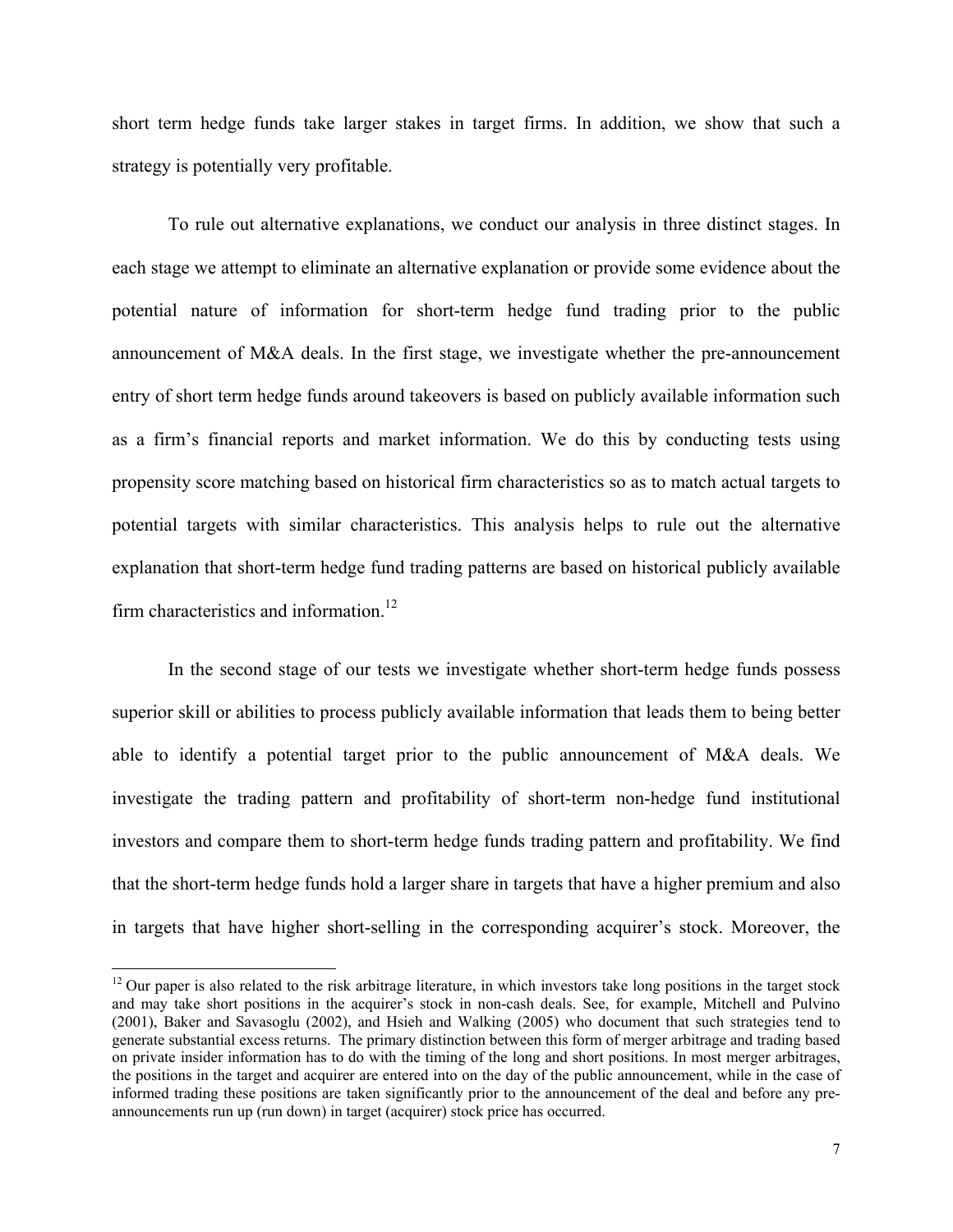short term hedge funds take larger stakes in target firms. In addition, we show that such a strategy is potentially very profitable.

To rule out alternative explanations, we conduct our analysis in three distinct stages. In each stage we attempt to eliminate an alternative explanation or provide some evidence about the potential nature of information for short-term hedge fund trading prior to the public announcement of M&A deals. In the first stage, we investigate whether the pre-announcement entry of short term hedge funds around takeovers is based on publicly available information such as a firm's financial reports and market information. We do this by conducting tests using propensity score matching based on historical firm characteristics so as to match actual targets to potential targets with similar characteristics. This analysis helps to rule out the alternative explanation that short-term hedge fund trading patterns are based on historical publicly available firm characteristics and information.[12]

In the second stage of our tests we investigate whether short-term hedge funds possess superior skill or abilities to process publicly available information that leads them to being better able to identify a potential target prior to the public announcement of M&A deals. We investigate the trading pattern and profitability of short-term non-hedge fund institutional investors and compare them to short-term hedge funds trading pattern and profitability. We find that the short-term hedge funds hold a larger share in targets that have a higher premium and also in targets that have higher short-selling in the corresponding acquirer's stock. Moreover, the

[12] Our paper is also related to the risk arbitrage literature, in which investors take long positions in the target stock and may take short positions in the acquirer's stock in non-cash deals. See, for example, Mitchell and Pulvino (2001), Baker and Savasoglu (2002), and Hsieh and Walking (2005) who document that such strategies tend to generate substantial excess returns. The primary distinction between this form of merger arbitrage and trading based on private insider information has to do with the timing of the long and short positions. In most merger arbitrages, the positions in the target and acquirer are entered into on the day of the public announcement, while in the case of informed trading these positions are taken significantly prior to the announcement of the deal and before any pre-announcements run up (run down) in target (acquirer) stock price has occurred.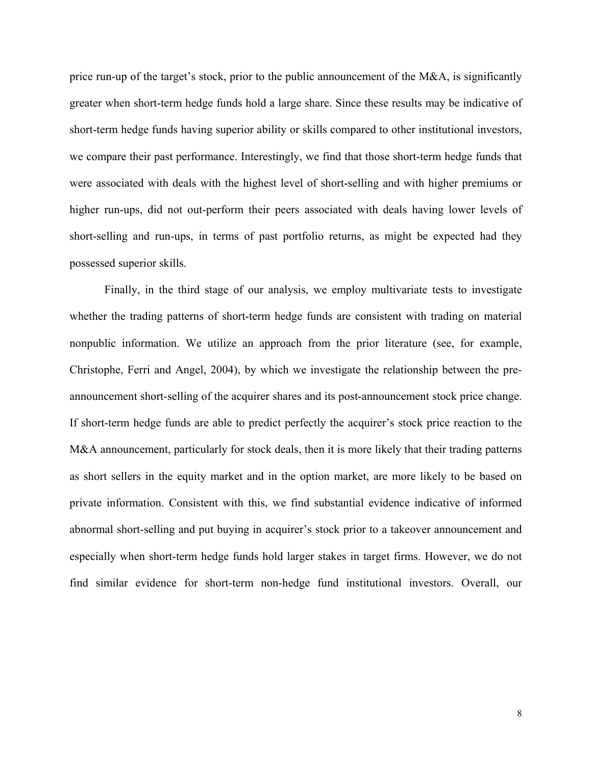price run-up of the target's stock, prior to the public announcement of the M&A, is significantly greater when short-term hedge funds hold a large share. Since these results may be indicative of short-term hedge funds having superior ability or skills compared to other institutional investors, we compare their past performance. Interestingly, we find that those short-term hedge funds that were associated with deals with the highest level of short-selling and with higher premiums or higher run-ups, did not out-perform their peers associated with deals having lower levels of short-selling and run-ups, in terms of past portfolio returns, as might be expected had they possessed superior skills.

Finally, in the third stage of our analysis, we employ multivariate tests to investigate whether the trading patterns of short-term hedge funds are consistent with trading on material nonpublic information. We utilize an approach from the prior literature (see, for example, Christophe, Ferri and Angel, 2004), by which we investigate the relationship between the pre-announcement short-selling of the acquirer shares and its post-announcement stock price change. If short-term hedge funds are able to predict perfectly the acquirer's stock price reaction to the M&A announcement, particularly for stock deals, then it is more likely that their trading patterns as short sellers in the equity market and in the option market, are more likely to be based on private information. Consistent with this, we find substantial evidence indicative of informed abnormal short-selling and put buying in acquirer's stock prior to a takeover announcement and especially when short-term hedge funds hold larger stakes in target firms. However, we do not find similar evidence for short-term non-hedge fund institutional investors. Overall, our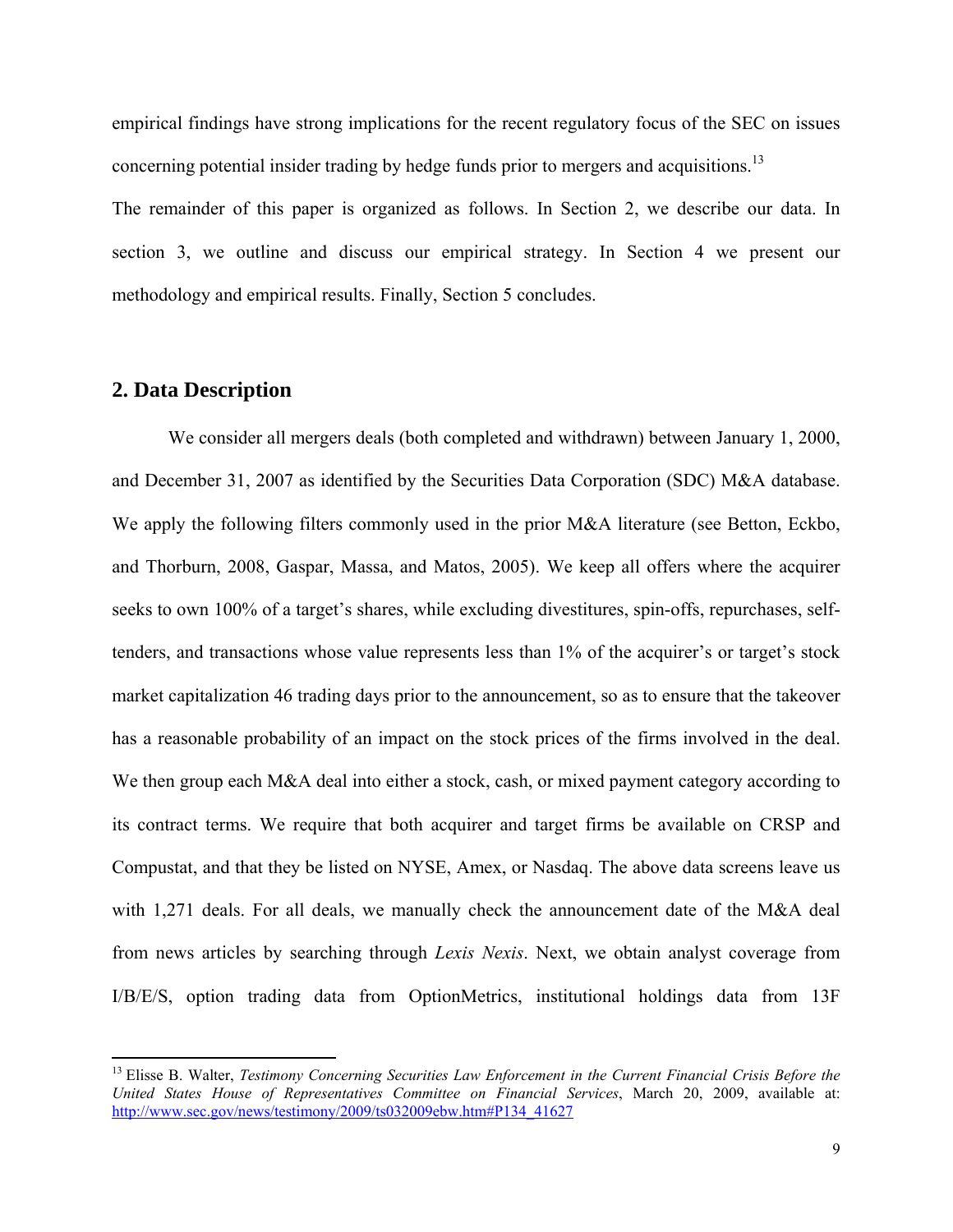empirical findings have strong implications for the recent regulatory focus of the SEC on issues concerning potential insider trading by hedge funds prior to mergers and acquisitions.[13]

The remainder of this paper is organized as follows. In Section 2, we describe our data. In section 3, we outline and discuss our empirical strategy. In Section 4 we present our methodology and empirical results. Finally, Section 5 concludes.

## 2. Data Description

We consider all mergers deals (both completed and withdrawn) between January 1, 2000, and December 31, 2007 as identified by the Securities Data Corporation (SDC) M&A database. We apply the following filters commonly used in the prior M&A literature (see Betton, Eckbo, and Thorburn, 2008, Gaspar, Massa, and Matos, 2005). We keep all offers where the acquirer seeks to own 100% of a target's shares, while excluding divestitures, spin-offs, repurchases, self-tenders, and transactions whose value represents less than 1% of the acquirer's or target's stock market capitalization 46 trading days prior to the announcement, so as to ensure that the takeover has a reasonable probability of an impact on the stock prices of the firms involved in the deal. We then group each M&A deal into either a stock, cash, or mixed payment category according to its contract terms. We require that both acquirer and target firms be available on CRSP and Compustat, and that they be listed on NYSE, Amex, or Nasdaq. The above data screens leave us with 1,271 deals. For all deals, we manually check the announcement date of the M&A deal from news articles by searching through *Lexis Nexis*. Next, we obtain analyst coverage from I/B/E/S, option trading data from OptionMetrics, institutional holdings data from 13F

---

[13] Elisse B. Walter, *Testimony Concerning Securities Law Enforcement in the Current Financial Crisis Before the United States House of Representatives Committee on Financial Services*, March 20, 2009, available at: http://www.sec.gov/news/testimony/2009/ts032009ebw.htm#P134_41627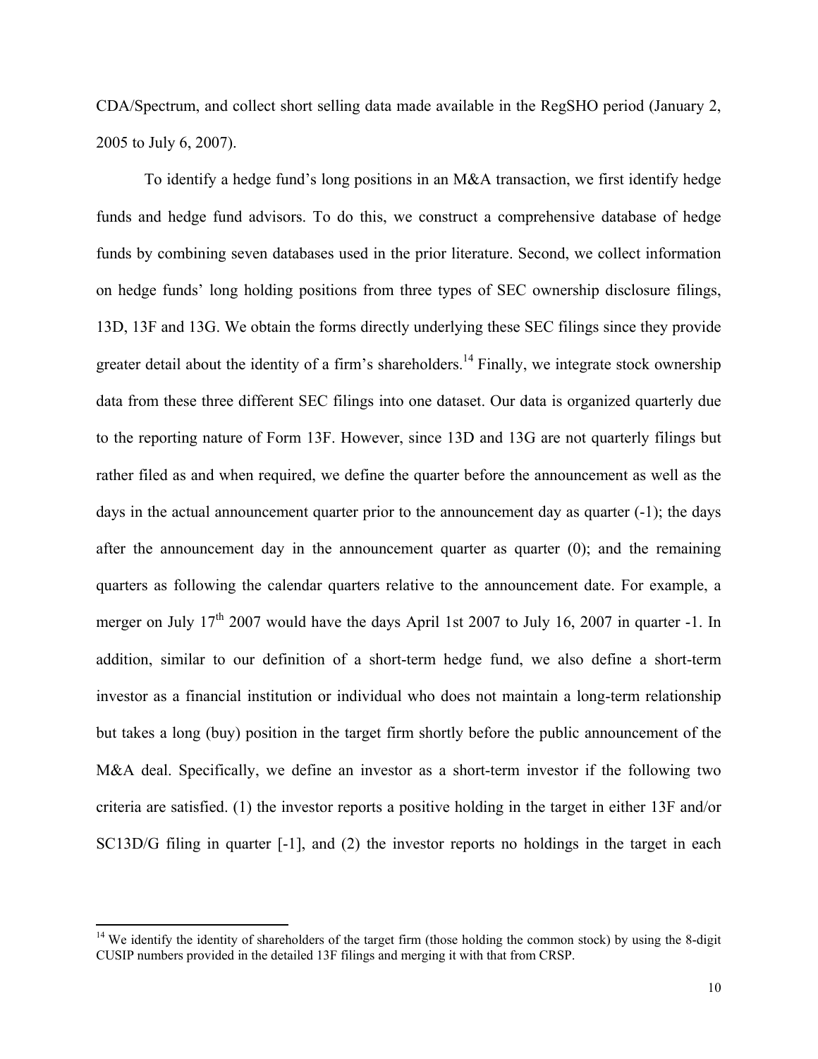CDA/Spectrum, and collect short selling data made available in the RegSHO period (January 2, 2005 to July 6, 2007).

To identify a hedge fund's long positions in an M&A transaction, we first identify hedge funds and hedge fund advisors. To do this, we construct a comprehensive database of hedge funds by combining seven databases used in the prior literature. Second, we collect information on hedge funds' long holding positions from three types of SEC ownership disclosure filings, 13D, 13F and 13G. We obtain the forms directly underlying these SEC filings since they provide greater detail about the identity of a firm's shareholders.[14] Finally, we integrate stock ownership data from these three different SEC filings into one dataset. Our data is organized quarterly due to the reporting nature of Form 13F. However, since 13D and 13G are not quarterly filings but rather filed as and when required, we define the quarter before the announcement as well as the days in the actual announcement quarter prior to the announcement day as quarter (-1); the days after the announcement day in the announcement quarter as quarter (0); and the remaining quarters as following the calendar quarters relative to the announcement date. For example, a merger on July 17th 2007 would have the days April 1st 2007 to July 16, 2007 in quarter -1. In addition, similar to our definition of a short-term hedge fund, we also define a short-term investor as a financial institution or individual who does not maintain a long-term relationship but takes a long (buy) position in the target firm shortly before the public announcement of the M&A deal. Specifically, we define an investor as a short-term investor if the following two criteria are satisfied. (1) the investor reports a positive holding in the target in either 13F and/or SC13D/G filing in quarter [-1], and (2) the investor reports no holdings in the target in each

[14] We identify the identity of shareholders of the target firm (those holding the common stock) by using the 8-digit CUSIP numbers provided in the detailed 13F filings and merging it with that from CRSP.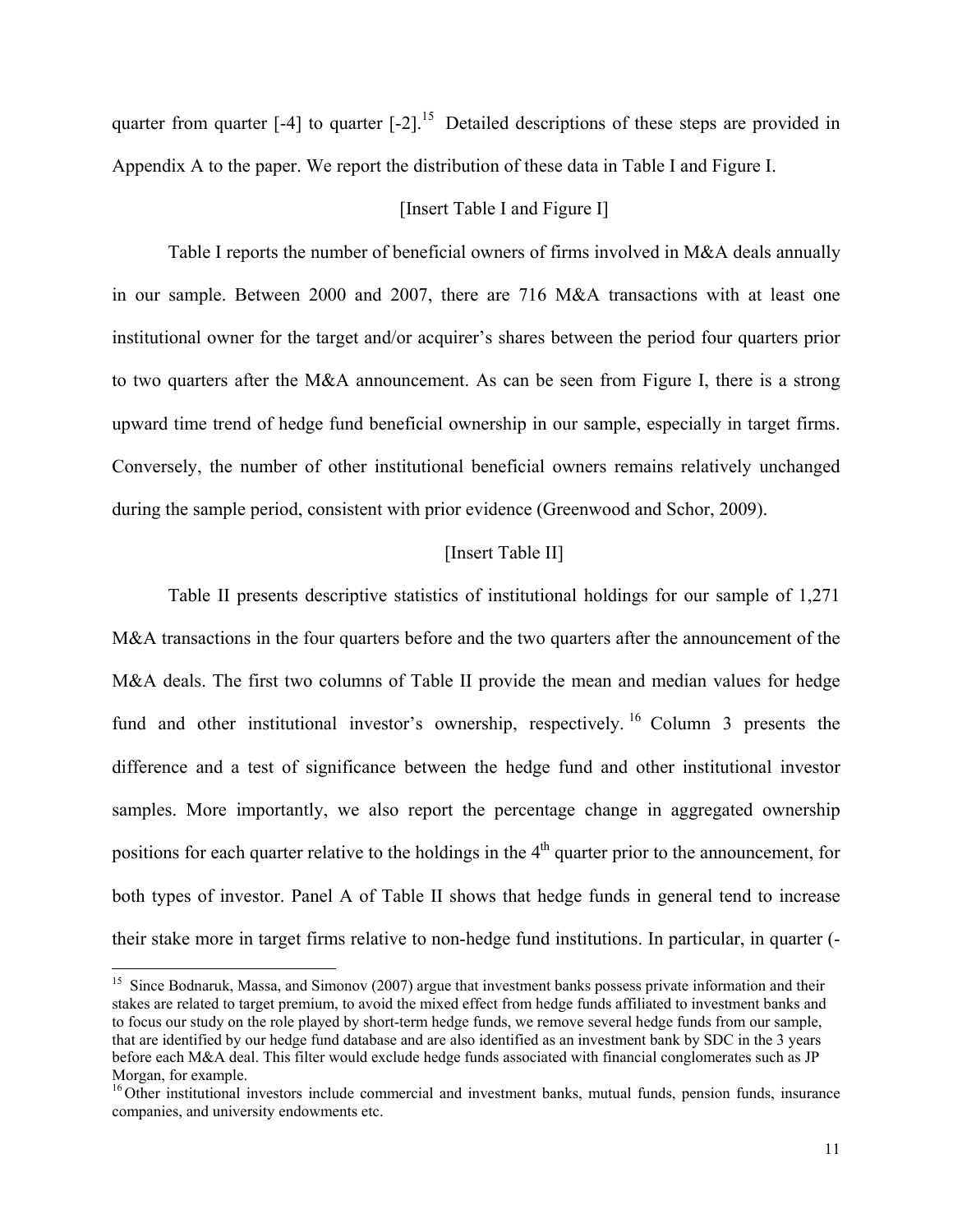quarter from quarter [-4] to quarter [-2].[15] Detailed descriptions of these steps are provided in Appendix A to the paper. We report the distribution of these data in Table I and Figure I.

[Insert Table I and Figure I]

Table I reports the number of beneficial owners of firms involved in M&A deals annually in our sample. Between 2000 and 2007, there are 716 M&A transactions with at least one institutional owner for the target and/or acquirer's shares between the period four quarters prior to two quarters after the M&A announcement. As can be seen from Figure I, there is a strong upward time trend of hedge fund beneficial ownership in our sample, especially in target firms. Conversely, the number of other institutional beneficial owners remains relatively unchanged during the sample period, consistent with prior evidence (Greenwood and Schor, 2009).

[Insert Table II]

Table II presents descriptive statistics of institutional holdings for our sample of 1,271 M&A transactions in the four quarters before and the two quarters after the announcement of the M&A deals. The first two columns of Table II provide the mean and median values for hedge fund and other institutional investor's ownership, respectively.[16] Column 3 presents the difference and a test of significance between the hedge fund and other institutional investor samples. More importantly, we also report the percentage change in aggregated ownership positions for each quarter relative to the holdings in the 4[th] quarter prior to the announcement, for both types of investor. Panel A of Table II shows that hedge funds in general tend to increase their stake more in target firms relative to non-hedge fund institutions. In particular, in quarter (-

[15] Since Bodnaruk, Massa, and Simonov (2007) argue that investment banks possess private information and their stakes are related to target premium, to avoid the mixed effect from hedge funds affiliated to investment banks and to focus our study on the role played by short-term hedge funds, we remove several hedge funds from our sample, that are identified by our hedge fund database and are also identified as an investment bank by SDC in the 3 years before each M&A deal. This filter would exclude hedge funds associated with financial conglomerates such as JP Morgan, for example.

[16] Other institutional investors include commercial and investment banks, mutual funds, pension funds, insurance companies, and university endowments etc.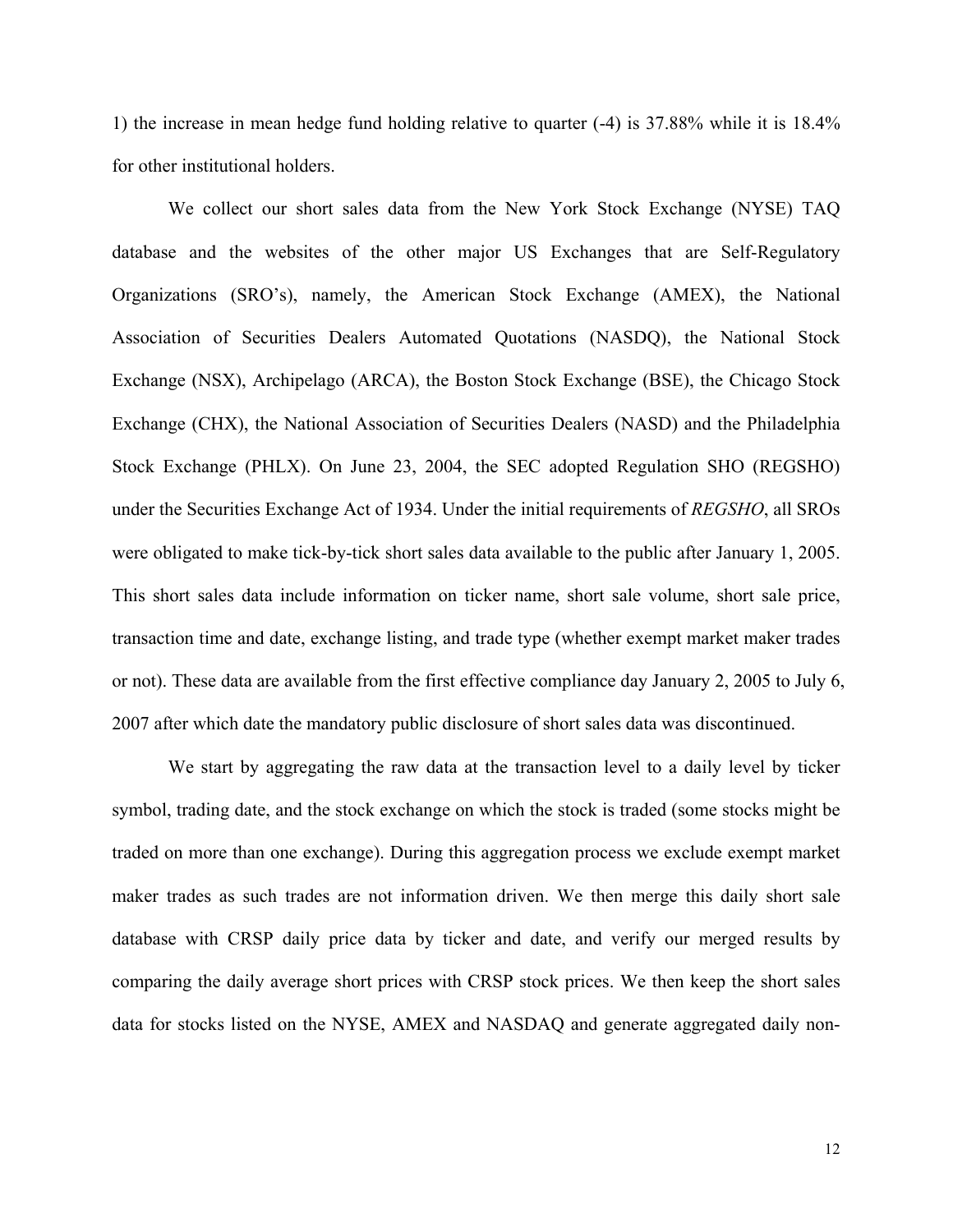1) the increase in mean hedge fund holding relative to quarter (-4) is 37.88% while it is 18.4% for other institutional holders.

We collect our short sales data from the New York Stock Exchange (NYSE) TAQ database and the websites of the other major US Exchanges that are Self-Regulatory Organizations (SRO's), namely, the American Stock Exchange (AMEX), the National Association of Securities Dealers Automated Quotations (NASDQ), the National Stock Exchange (NSX), Archipelago (ARCA), the Boston Stock Exchange (BSE), the Chicago Stock Exchange (CHX), the National Association of Securities Dealers (NASD) and the Philadelphia Stock Exchange (PHLX). On June 23, 2004, the SEC adopted Regulation SHO (REGSHO) under the Securities Exchange Act of 1934. Under the initial requirements of *REGSHO*, all SROs were obligated to make tick-by-tick short sales data available to the public after January 1, 2005. This short sales data include information on ticker name, short sale volume, short sale price, transaction time and date, exchange listing, and trade type (whether exempt market maker trades or not). These data are available from the first effective compliance day January 2, 2005 to July 6, 2007 after which date the mandatory public disclosure of short sales data was discontinued.

We start by aggregating the raw data at the transaction level to a daily level by ticker symbol, trading date, and the stock exchange on which the stock is traded (some stocks might be traded on more than one exchange). During this aggregation process we exclude exempt market maker trades as such trades are not information driven. We then merge this daily short sale database with CRSP daily price data by ticker and date, and verify our merged results by comparing the daily average short prices with CRSP stock prices. We then keep the short sales data for stocks listed on the NYSE, AMEX and NASDAQ and generate aggregated daily non-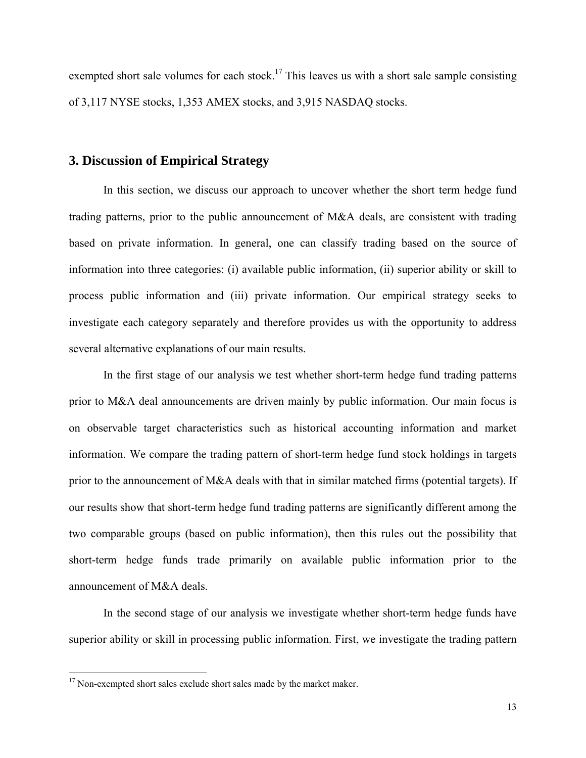exempted short sale volumes for each stock.[17] This leaves us with a short sale sample consisting of 3,117 NYSE stocks, 1,353 AMEX stocks, and 3,915 NASDAQ stocks.

## 3. Discussion of Empirical Strategy

In this section, we discuss our approach to uncover whether the short term hedge fund trading patterns, prior to the public announcement of M&A deals, are consistent with trading based on private information. In general, one can classify trading based on the source of information into three categories: (i) available public information, (ii) superior ability or skill to process public information and (iii) private information. Our empirical strategy seeks to investigate each category separately and therefore provides us with the opportunity to address several alternative explanations of our main results.

In the first stage of our analysis we test whether short-term hedge fund trading patterns prior to M&A deal announcements are driven mainly by public information. Our main focus is on observable target characteristics such as historical accounting information and market information. We compare the trading pattern of short-term hedge fund stock holdings in targets prior to the announcement of M&A deals with that in similar matched firms (potential targets). If our results show that short-term hedge fund trading patterns are significantly different among the two comparable groups (based on public information), then this rules out the possibility that short-term hedge funds trade primarily on available public information prior to the announcement of M&A deals.

In the second stage of our analysis we investigate whether short-term hedge funds have superior ability or skill in processing public information. First, we investigate the trading pattern

[17] Non-exempted short sales exclude short sales made by the market maker.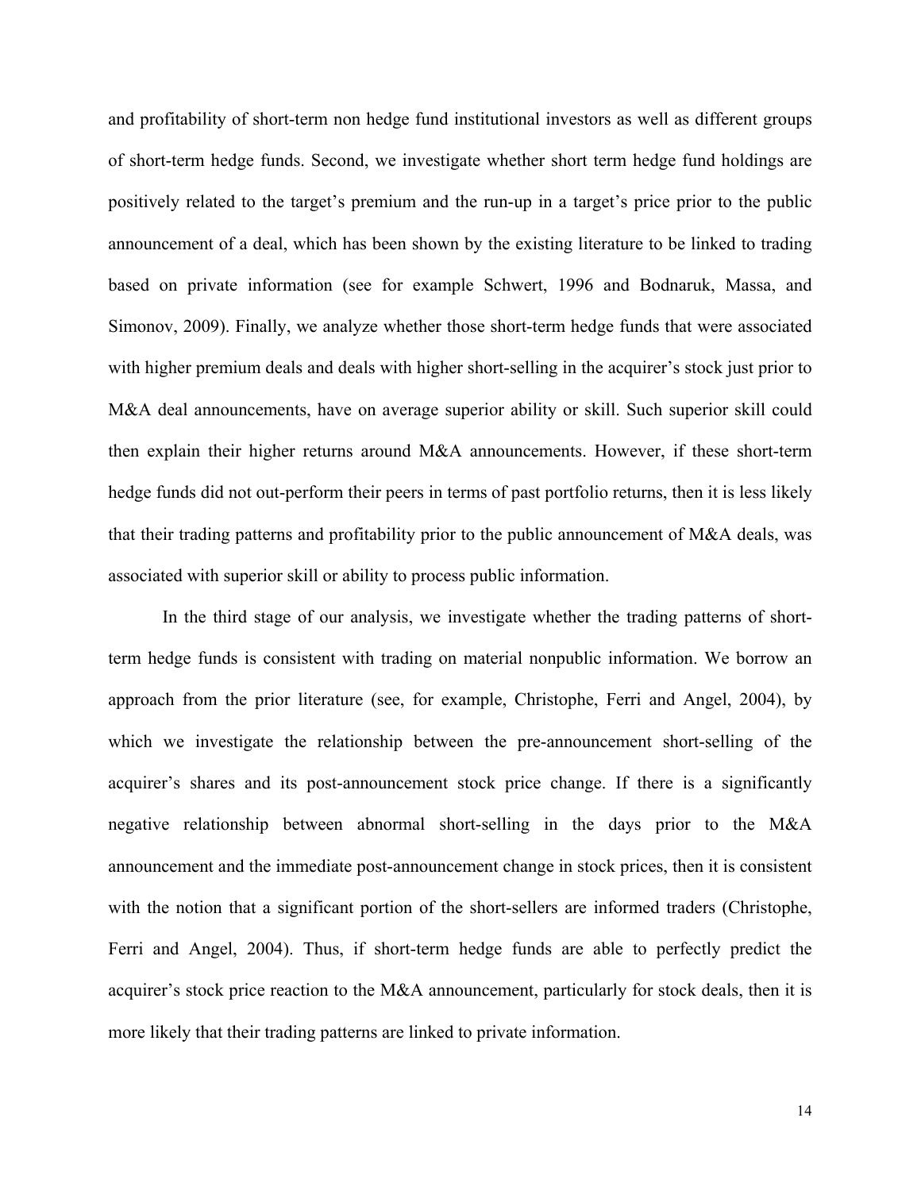and profitability of short-term non hedge fund institutional investors as well as different groups of short-term hedge funds. Second, we investigate whether short term hedge fund holdings are positively related to the target's premium and the run-up in a target's price prior to the public announcement of a deal, which has been shown by the existing literature to be linked to trading based on private information (see for example Schwert, 1996 and Bodnaruk, Massa, and Simonov, 2009). Finally, we analyze whether those short-term hedge funds that were associated with higher premium deals and deals with higher short-selling in the acquirer's stock just prior to M&A deal announcements, have on average superior ability or skill. Such superior skill could then explain their higher returns around M&A announcements. However, if these short-term hedge funds did not out-perform their peers in terms of past portfolio returns, then it is less likely that their trading patterns and profitability prior to the public announcement of M&A deals, was associated with superior skill or ability to process public information.

In the third stage of our analysis, we investigate whether the trading patterns of short-term hedge funds is consistent with trading on material nonpublic information. We borrow an approach from the prior literature (see, for example, Christophe, Ferri and Angel, 2004), by which we investigate the relationship between the pre-announcement short-selling of the acquirer's shares and its post-announcement stock price change. If there is a significantly negative relationship between abnormal short-selling in the days prior to the M&A announcement and the immediate post-announcement change in stock prices, then it is consistent with the notion that a significant portion of the short-sellers are informed traders (Christophe, Ferri and Angel, 2004). Thus, if short-term hedge funds are able to perfectly predict the acquirer's stock price reaction to the M&A announcement, particularly for stock deals, then it is more likely that their trading patterns are linked to private information.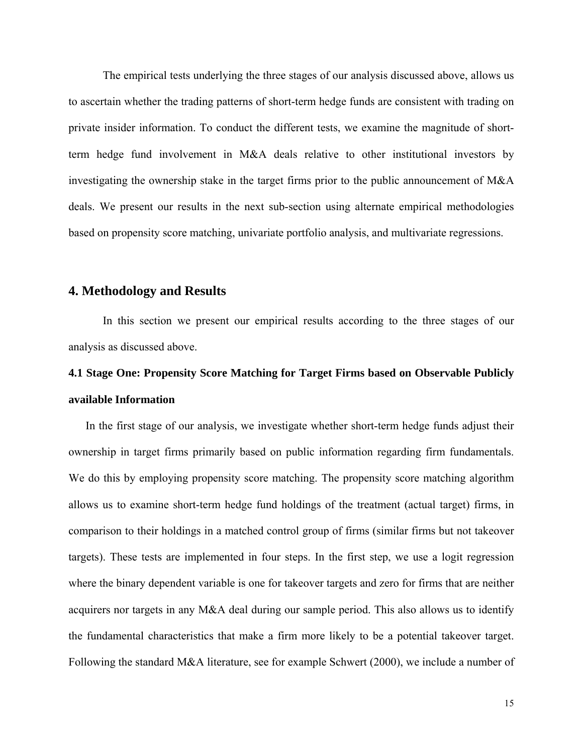The empirical tests underlying the three stages of our analysis discussed above, allows us to ascertain whether the trading patterns of short-term hedge funds are consistent with trading on private insider information. To conduct the different tests, we examine the magnitude of short-term hedge fund involvement in M&A deals relative to other institutional investors by investigating the ownership stake in the target firms prior to the public announcement of M&A deals. We present our results in the next sub-section using alternate empirical methodologies based on propensity score matching, univariate portfolio analysis, and multivariate regressions.

## 4. Methodology and Results

In this section we present our empirical results according to the three stages of our analysis as discussed above.

### 4.1 Stage One: Propensity Score Matching for Target Firms based on Observable Publicly available Information

In the first stage of our analysis, we investigate whether short-term hedge funds adjust their ownership in target firms primarily based on public information regarding firm fundamentals. We do this by employing propensity score matching. The propensity score matching algorithm allows us to examine short-term hedge fund holdings of the treatment (actual target) firms, in comparison to their holdings in a matched control group of firms (similar firms but not takeover targets). These tests are implemented in four steps. In the first step, we use a logit regression where the binary dependent variable is one for takeover targets and zero for firms that are neither acquirers nor targets in any M&A deal during our sample period. This also allows us to identify the fundamental characteristics that make a firm more likely to be a potential takeover target. Following the standard M&A literature, see for example Schwert (2000), we include a number of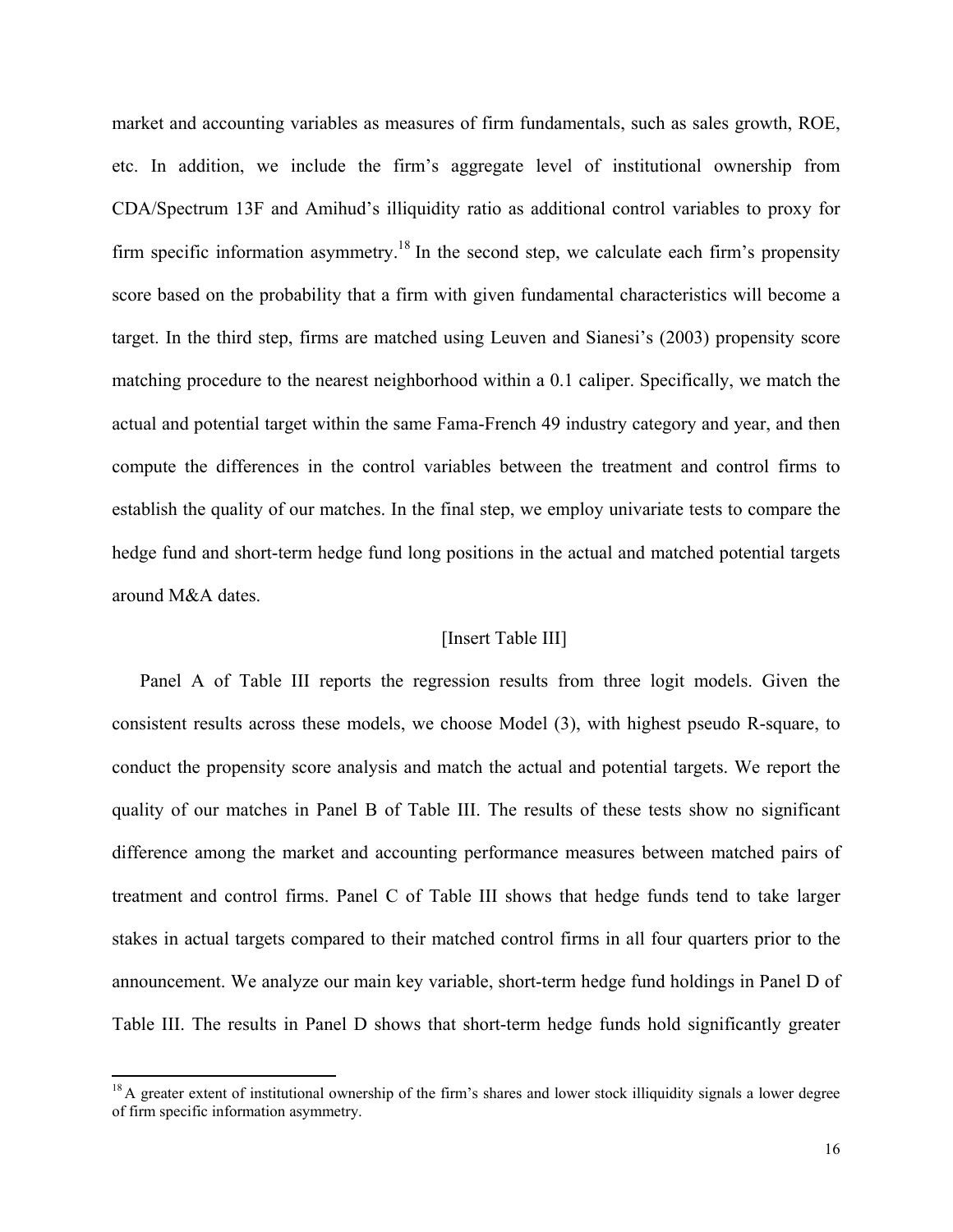market and accounting variables as measures of firm fundamentals, such as sales growth, ROE, etc. In addition, we include the firm's aggregate level of institutional ownership from CDA/Spectrum 13F and Amihud's illiquidity ratio as additional control variables to proxy for firm specific information asymmetry.[18] In the second step, we calculate each firm's propensity score based on the probability that a firm with given fundamental characteristics will become a target. In the third step, firms are matched using Leuven and Sianesi's (2003) propensity score matching procedure to the nearest neighborhood within a 0.1 caliper. Specifically, we match the actual and potential target within the same Fama-French 49 industry category and year, and then compute the differences in the control variables between the treatment and control firms to establish the quality of our matches. In the final step, we employ univariate tests to compare the hedge fund and short-term hedge fund long positions in the actual and matched potential targets around M&A dates.

[Insert Table III]

Panel A of Table III reports the regression results from three logit models. Given the consistent results across these models, we choose Model (3), with highest pseudo R-square, to conduct the propensity score analysis and match the actual and potential targets. We report the quality of our matches in Panel B of Table III. The results of these tests show no significant difference among the market and accounting performance measures between matched pairs of treatment and control firms. Panel C of Table III shows that hedge funds tend to take larger stakes in actual targets compared to their matched control firms in all four quarters prior to the announcement. We analyze our main key variable, short-term hedge fund holdings in Panel D of Table III. The results in Panel D shows that short-term hedge funds hold significantly greater

[18] A greater extent of institutional ownership of the firm's shares and lower stock illiquidity signals a lower degree of firm specific information asymmetry.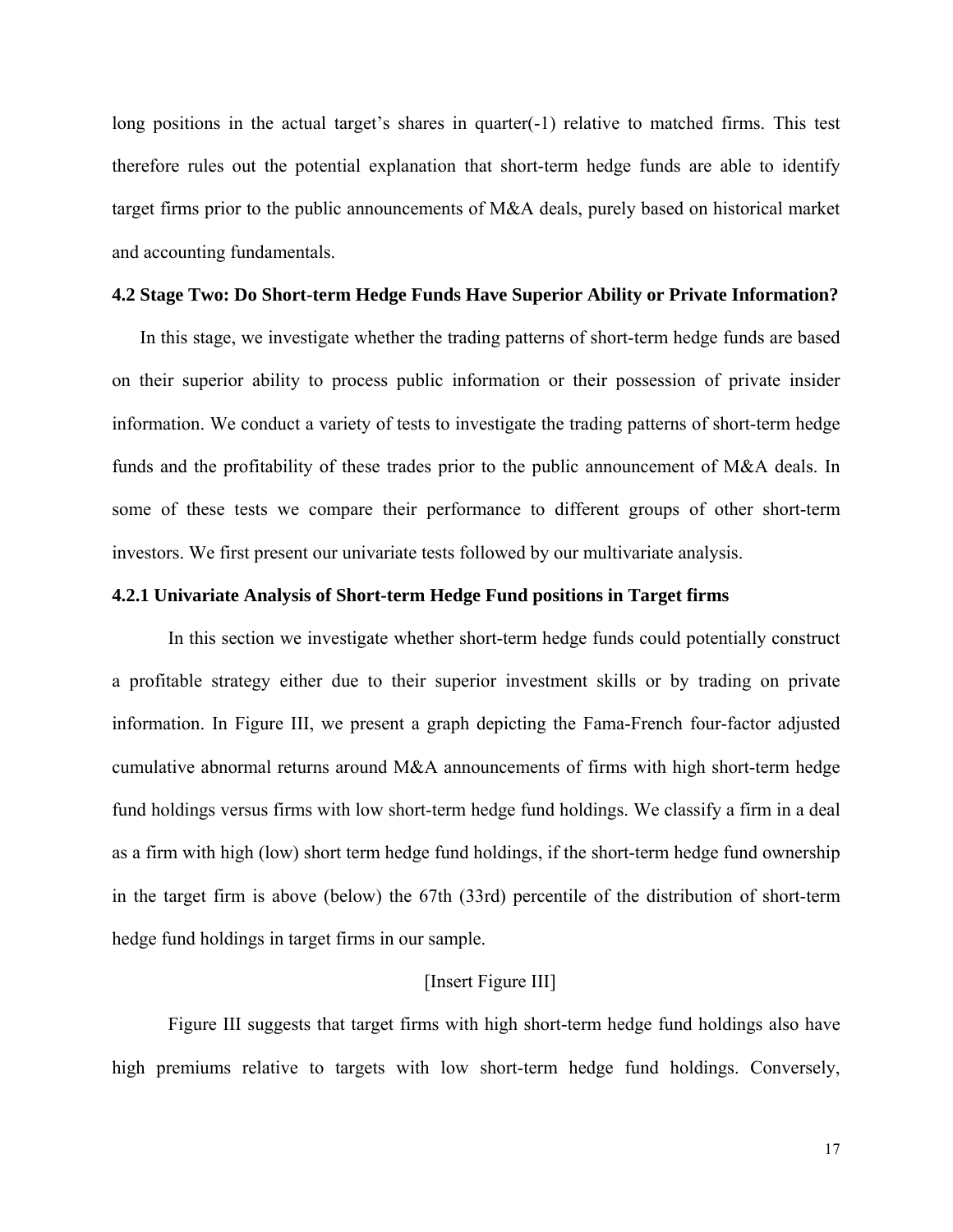long positions in the actual target's shares in quarter(-1) relative to matched firms. This test therefore rules out the potential explanation that short-term hedge funds are able to identify target firms prior to the public announcements of M&A deals, purely based on historical market and accounting fundamentals.

### 4.2 Stage Two: Do Short-term Hedge Funds Have Superior Ability or Private Information?

In this stage, we investigate whether the trading patterns of short-term hedge funds are based on their superior ability to process public information or their possession of private insider information. We conduct a variety of tests to investigate the trading patterns of short-term hedge funds and the profitability of these trades prior to the public announcement of M&A deals. In some of these tests we compare their performance to different groups of other short-term investors. We first present our univariate tests followed by our multivariate analysis.

#### 4.2.1 Univariate Analysis of Short-term Hedge Fund positions in Target firms

In this section we investigate whether short-term hedge funds could potentially construct a profitable strategy either due to their superior investment skills or by trading on private information. In Figure III, we present a graph depicting the Fama-French four-factor adjusted cumulative abnormal returns around M&A announcements of firms with high short-term hedge fund holdings versus firms with low short-term hedge fund holdings. We classify a firm in a deal as a firm with high (low) short term hedge fund holdings, if the short-term hedge fund ownership in the target firm is above (below) the 67th (33rd) percentile of the distribution of short-term hedge fund holdings in target firms in our sample.

[Insert Figure III]

Figure III suggests that target firms with high short-term hedge fund holdings also have high premiums relative to targets with low short-term hedge fund holdings. Conversely,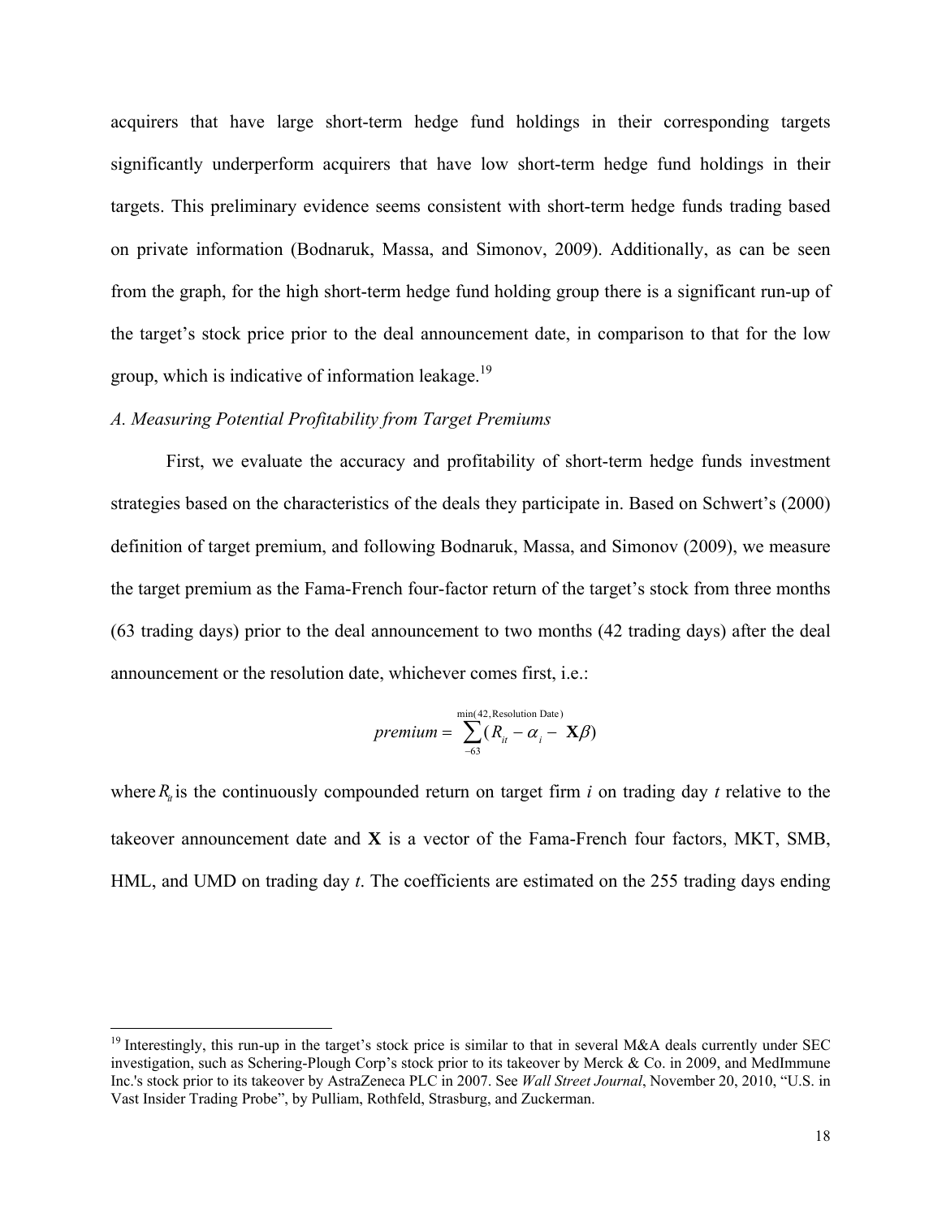acquirers that have large short-term hedge fund holdings in their corresponding targets significantly underperform acquirers that have low short-term hedge fund holdings in their targets. This preliminary evidence seems consistent with short-term hedge funds trading based on private information (Bodnaruk, Massa, and Simonov, 2009). Additionally, as can be seen from the graph, for the high short-term hedge fund holding group there is a significant run-up of the target's stock price prior to the deal announcement date, in comparison to that for the low group, which is indicative of information leakage.[19]

*A. Measuring Potential Profitability from Target Premiums*

First, we evaluate the accuracy and profitability of short-term hedge funds investment strategies based on the characteristics of the deals they participate in. Based on Schwert's (2000) definition of target premium, and following Bodnaruk, Massa, and Simonov (2009), we measure the target premium as the Fama-French four-factor return of the target's stock from three months (63 trading days) prior to the deal announcement to two months (42 trading days) after the deal announcement or the resolution date, whichever comes first, i.e.:

$$premium = \sum_{-63}^{\min(42,\text{Resolution Date})} (R_{it} - \alpha_i - \mathbf{X}\beta)$$

where $R_{it}$ is the continuously compounded return on target firm *i* on trading day *t* relative to the takeover announcement date and **X** is a vector of the Fama-French four factors, MKT, SMB, HML, and UMD on trading day *t*. The coefficients are estimated on the 255 trading days ending

[19] Interestingly, this run-up in the target's stock price is similar to that in several M&A deals currently under SEC investigation, such as Schering-Plough Corp's stock prior to its takeover by Merck & Co. in 2009, and MedImmune Inc.'s stock prior to its takeover by AstraZeneca PLC in 2007. See *Wall Street Journal*, November 20, 2010, "U.S. in Vast Insider Trading Probe", by Pulliam, Rothfeld, Strasburg, and Zuckerman.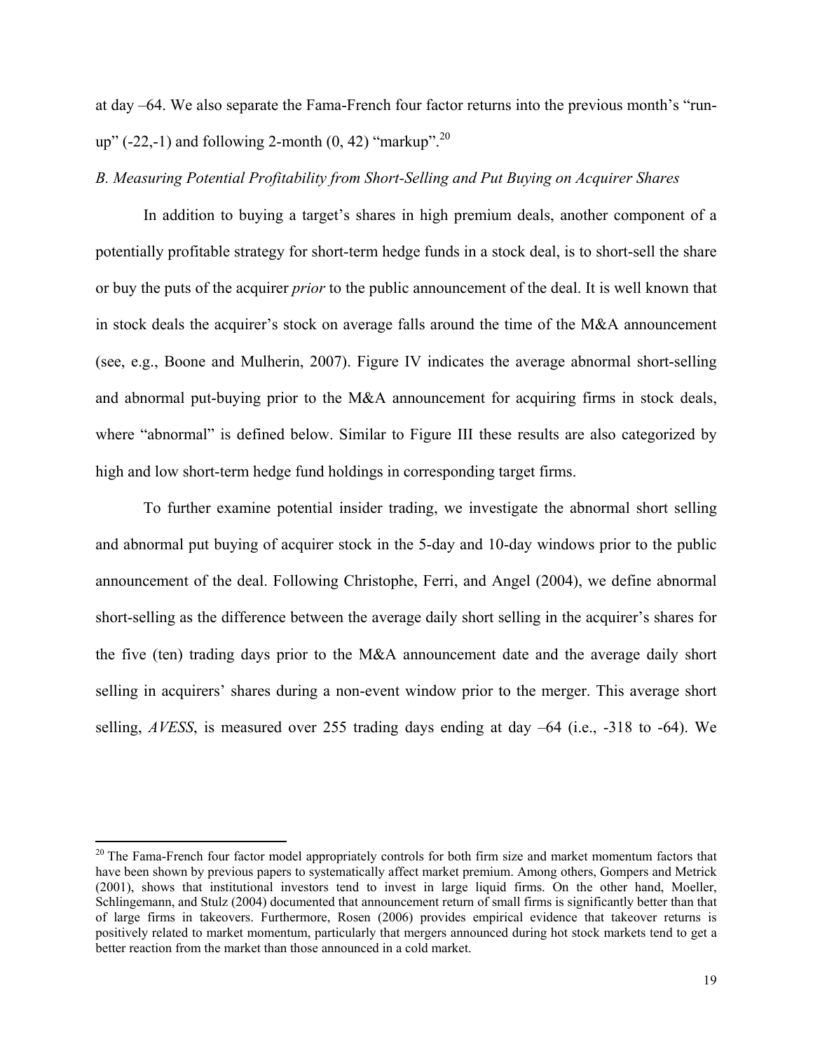at day –64. We also separate the Fama-French four factor returns into the previous month's "run-up" (-22,-1) and following 2-month (0, 42) "markup".[20]

*B. Measuring Potential Profitability from Short-Selling and Put Buying on Acquirer Shares*

In addition to buying a target's shares in high premium deals, another component of a potentially profitable strategy for short-term hedge funds in a stock deal, is to short-sell the share or buy the puts of the acquirer *prior* to the public announcement of the deal. It is well known that in stock deals the acquirer's stock on average falls around the time of the M&A announcement (see, e.g., Boone and Mulherin, 2007). Figure IV indicates the average abnormal short-selling and abnormal put-buying prior to the M&A announcement for acquiring firms in stock deals, where "abnormal" is defined below. Similar to Figure III these results are also categorized by high and low short-term hedge fund holdings in corresponding target firms.

To further examine potential insider trading, we investigate the abnormal short selling and abnormal put buying of acquirer stock in the 5-day and 10-day windows prior to the public announcement of the deal. Following Christophe, Ferri, and Angel (2004), we define abnormal short-selling as the difference between the average daily short selling in the acquirer's shares for the five (ten) trading days prior to the M&A announcement date and the average daily short selling in acquirers' shares during a non-event window prior to the merger. This average short selling, *AVESS*, is measured over 255 trading days ending at day –64 (i.e., -318 to -64). We

---

[20] The Fama-French four factor model appropriately controls for both firm size and market momentum factors that have been shown by previous papers to systematically affect market premium. Among others, Gompers and Metrick (2001), shows that institutional investors tend to invest in large liquid firms. On the other hand, Moeller, Schlingemann, and Stulz (2004) documented that announcement return of small firms is significantly better than that of large firms in takeovers. Furthermore, Rosen (2006) provides empirical evidence that takeover returns is positively related to market momentum, particularly that mergers announced during hot stock markets tend to get a better reaction from the market than those announced in a cold market.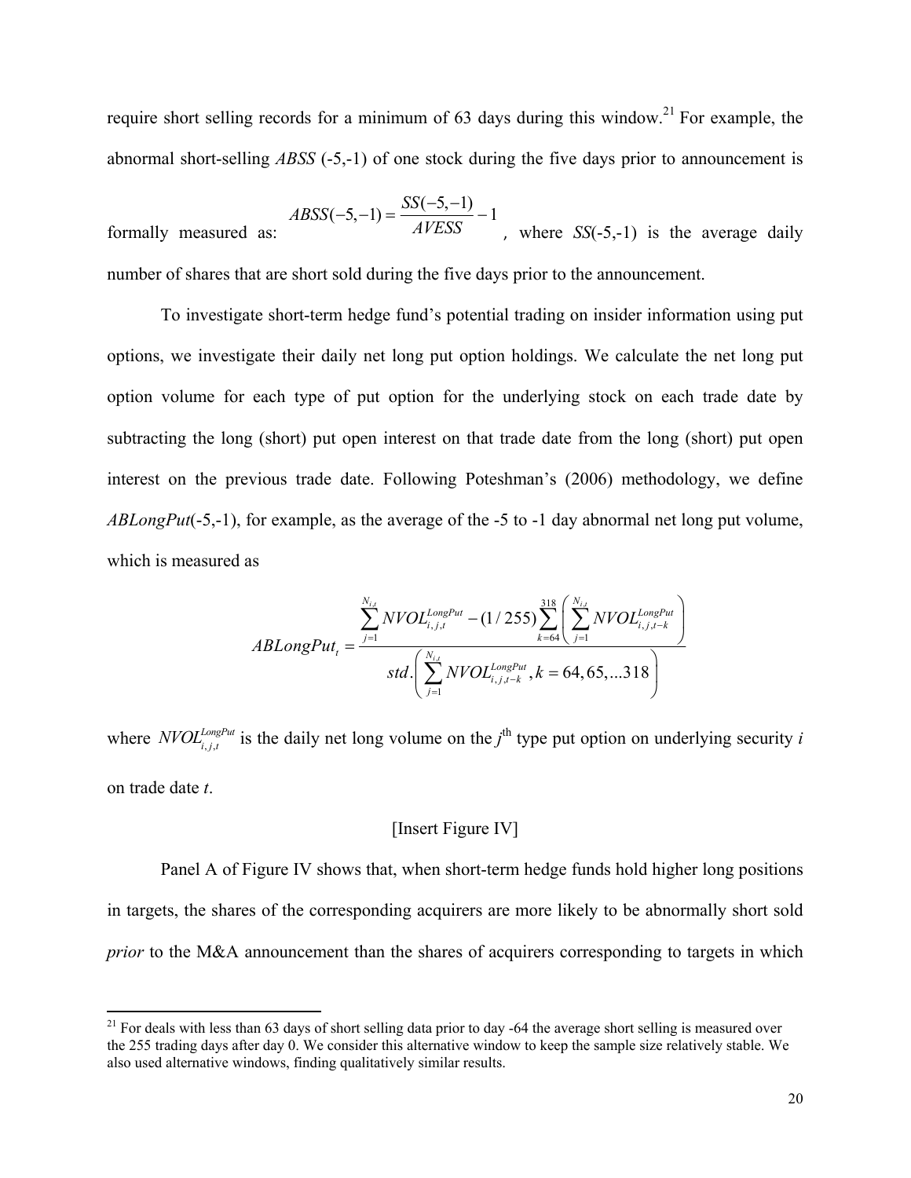require short selling records for a minimum of 63 days during this window.[21] For example, the abnormal short-selling *ABSS* (-5,-1) of one stock during the five days prior to announcement is formally measured as:

$$ABSS(-5,-1) = \frac{SS(-5,-1)}{AVESS} - 1$$

, where *SS*(-5,-1) is the average daily number of shares that are short sold during the five days prior to the announcement.

To investigate short-term hedge fund's potential trading on insider information using put options, we investigate their daily net long put option holdings. We calculate the net long put option volume for each type of put option for the underlying stock on each trade date by subtracting the long (short) put open interest on that trade date from the long (short) put open interest on the previous trade date. Following Poteshman's (2006) methodology, we define *ABLongPut*(-5,-1), for example, as the average of the -5 to -1 day abnormal net long put volume, which is measured as

$$ABLongPut_t = \frac{\sum_{j=1}^{N_{i,t}} NVOL_{i,j,t}^{LongPut} - (1/255)\sum_{k=64}^{318}\left(\sum_{j=1}^{N_{i,t}} NVOL_{i,j,t-k}^{LongPut}\right)}{std.\left(\sum_{j=1}^{N_{i,t}} NVOL_{i,j,t-k}^{LongPut}, k = 64, 65, ...318\right)}$$

where $NVOL_{i,j,t}^{LongPut}$ is the daily net long volume on the $j^{th}$ type put option on underlying security $i$ on trade date $t$.

[Insert Figure IV]

Panel A of Figure IV shows that, when short-term hedge funds hold higher long positions in targets, the shares of the corresponding acquirers are more likely to be abnormally short sold *prior* to the M&A announcement than the shares of acquirers corresponding to targets in which

[21] For deals with less than 63 days of short selling data prior to day -64 the average short selling is measured over the 255 trading days after day 0. We consider this alternative window to keep the sample size relatively stable. We also used alternative windows, finding qualitatively similar results.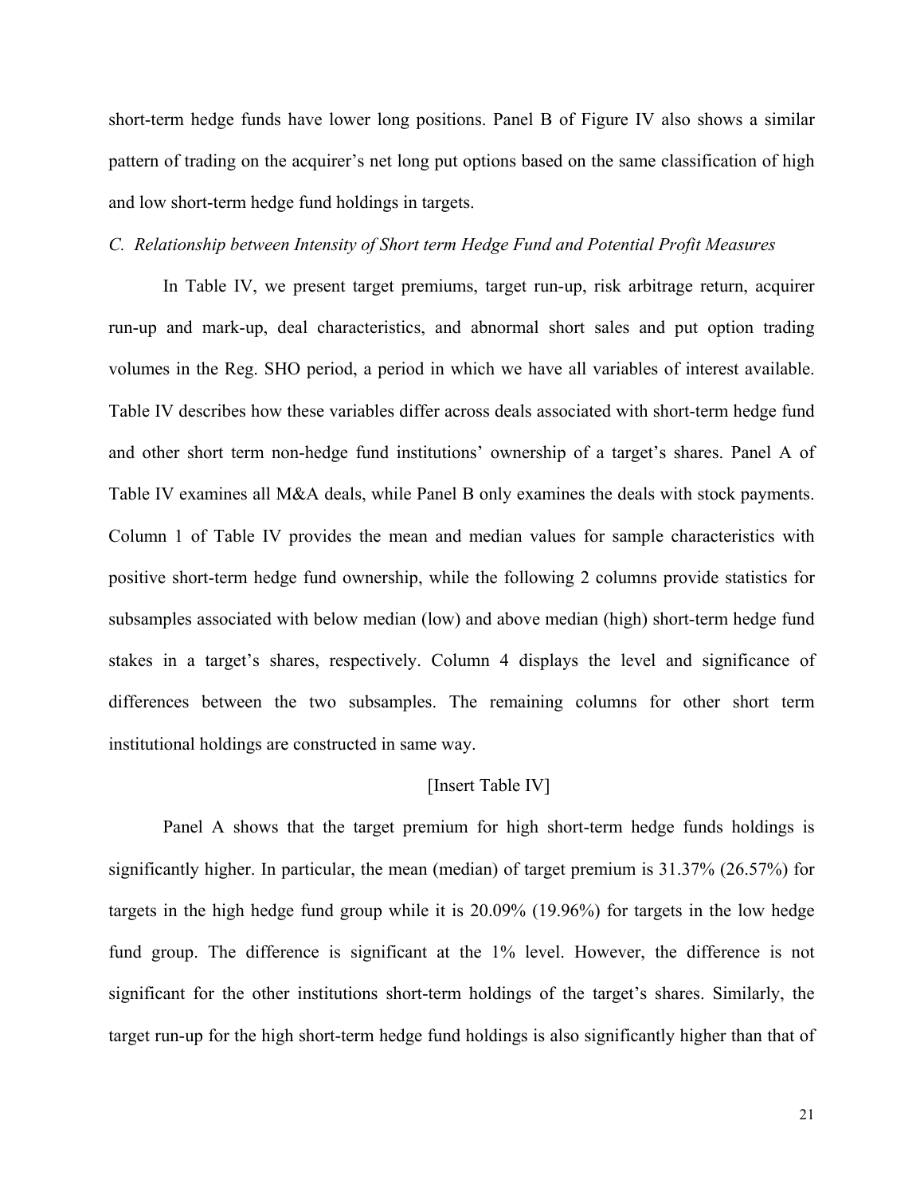short-term hedge funds have lower long positions. Panel B of Figure IV also shows a similar pattern of trading on the acquirer's net long put options based on the same classification of high and low short-term hedge fund holdings in targets.

*C. Relationship between Intensity of Short term Hedge Fund and Potential Profit Measures*

In Table IV, we present target premiums, target run-up, risk arbitrage return, acquirer run-up and mark-up, deal characteristics, and abnormal short sales and put option trading volumes in the Reg. SHO period, a period in which we have all variables of interest available. Table IV describes how these variables differ across deals associated with short-term hedge fund and other short term non-hedge fund institutions' ownership of a target's shares. Panel A of Table IV examines all M&A deals, while Panel B only examines the deals with stock payments. Column 1 of Table IV provides the mean and median values for sample characteristics with positive short-term hedge fund ownership, while the following 2 columns provide statistics for subsamples associated with below median (low) and above median (high) short-term hedge fund stakes in a target's shares, respectively. Column 4 displays the level and significance of differences between the two subsamples. The remaining columns for other short term institutional holdings are constructed in same way.

[Insert Table IV]

Panel A shows that the target premium for high short-term hedge funds holdings is significantly higher. In particular, the mean (median) of target premium is 31.37% (26.57%) for targets in the high hedge fund group while it is 20.09% (19.96%) for targets in the low hedge fund group. The difference is significant at the 1% level. However, the difference is not significant for the other institutions short-term holdings of the target's shares. Similarly, the target run-up for the high short-term hedge fund holdings is also significantly higher than that of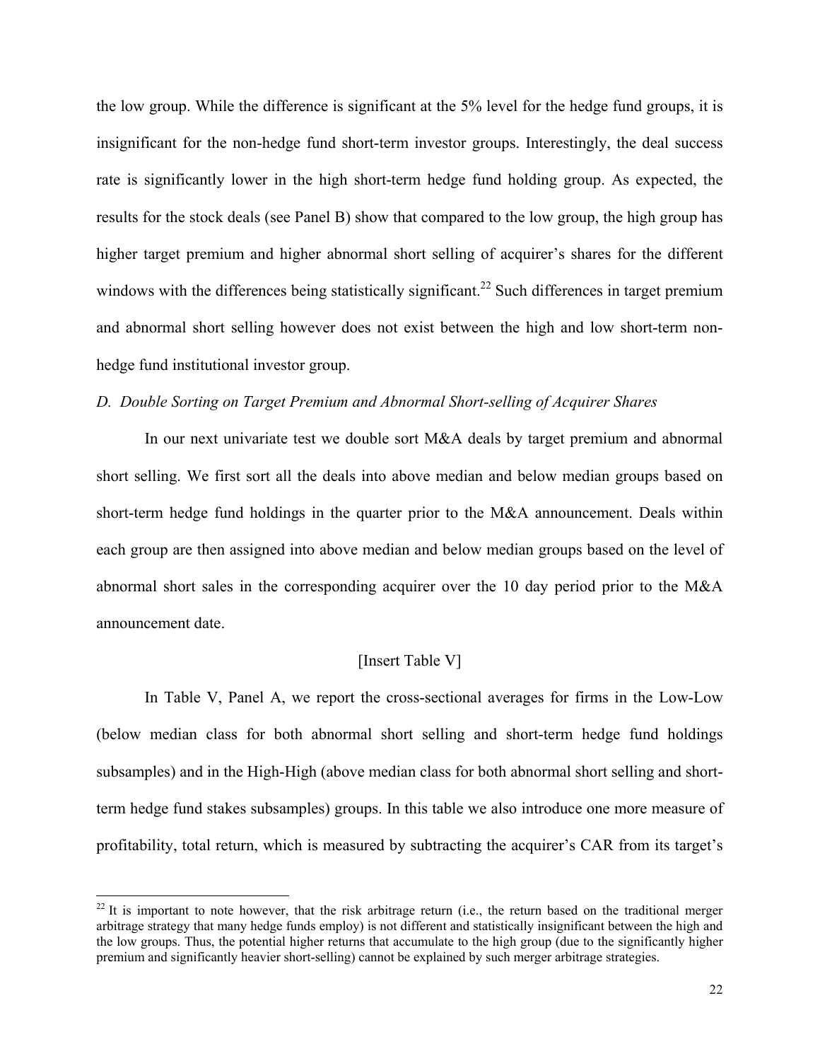the low group. While the difference is significant at the 5% level for the hedge fund groups, it is insignificant for the non-hedge fund short-term investor groups. Interestingly, the deal success rate is significantly lower in the high short-term hedge fund holding group. As expected, the results for the stock deals (see Panel B) show that compared to the low group, the high group has higher target premium and higher abnormal short selling of acquirer's shares for the different windows with the differences being statistically significant.[22] Such differences in target premium and abnormal short selling however does not exist between the high and low short-term non-hedge fund institutional investor group.

*D. Double Sorting on Target Premium and Abnormal Short-selling of Acquirer Shares*

In our next univariate test we double sort M&A deals by target premium and abnormal short selling. We first sort all the deals into above median and below median groups based on short-term hedge fund holdings in the quarter prior to the M&A announcement. Deals within each group are then assigned into above median and below median groups based on the level of abnormal short sales in the corresponding acquirer over the 10 day period prior to the M&A announcement date.

[Insert Table V]

In Table V, Panel A, we report the cross-sectional averages for firms in the Low-Low (below median class for both abnormal short selling and short-term hedge fund holdings subsamples) and in the High-High (above median class for both abnormal short selling and short-term hedge fund stakes subsamples) groups. In this table we also introduce one more measure of profitability, total return, which is measured by subtracting the acquirer's CAR from its target's

[22] It is important to note however, that the risk arbitrage return (i.e., the return based on the traditional merger arbitrage strategy that many hedge funds employ) is not different and statistically insignificant between the high and the low groups. Thus, the potential higher returns that accumulate to the high group (due to the significantly higher premium and significantly heavier short-selling) cannot be explained by such merger arbitrage strategies.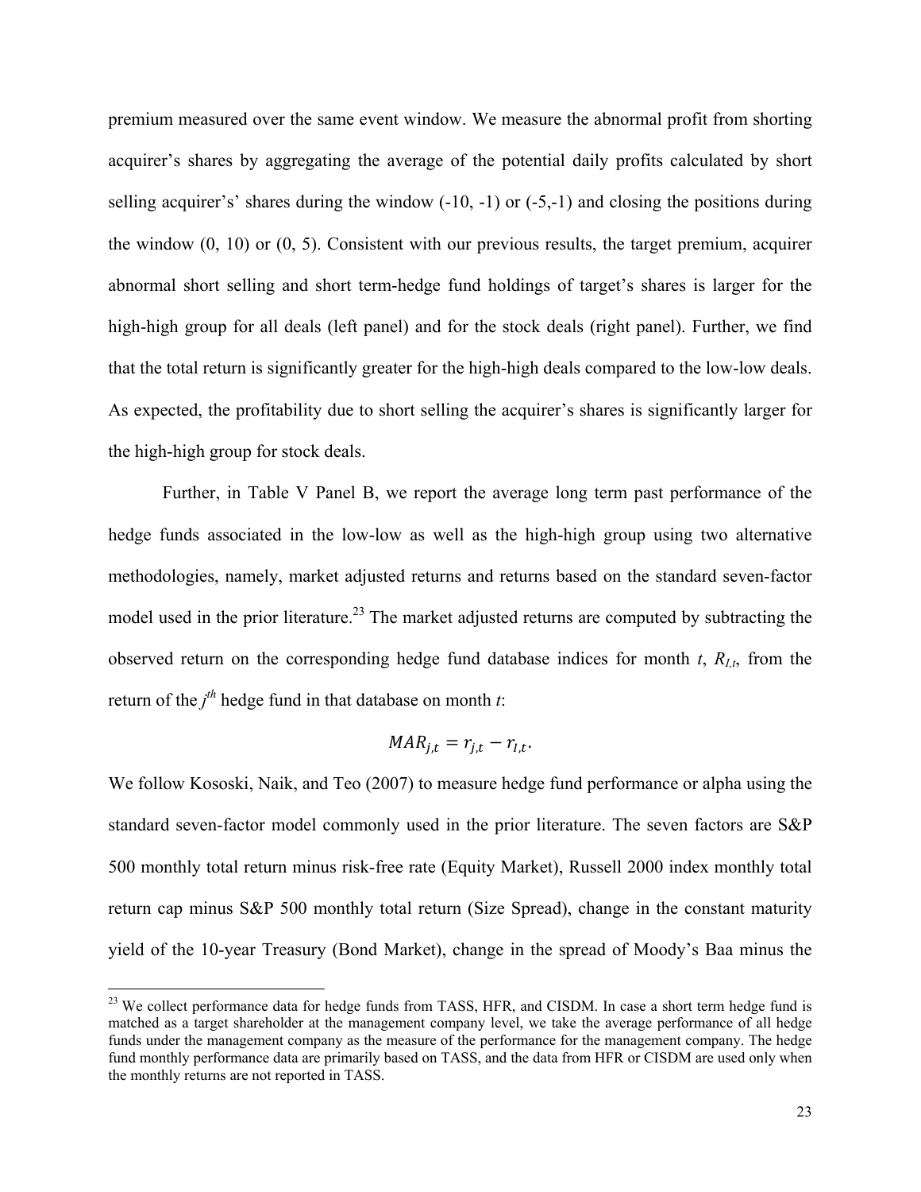premium measured over the same event window. We measure the abnormal profit from shorting acquirer's shares by aggregating the average of the potential daily profits calculated by short selling acquirer's' shares during the window (-10, -1) or (-5,-1) and closing the positions during the window (0, 10) or (0, 5). Consistent with our previous results, the target premium, acquirer abnormal short selling and short term-hedge fund holdings of target's shares is larger for the high-high group for all deals (left panel) and for the stock deals (right panel). Further, we find that the total return is significantly greater for the high-high deals compared to the low-low deals. As expected, the profitability due to short selling the acquirer's shares is significantly larger for the high-high group for stock deals.

Further, in Table V Panel B, we report the average long term past performance of the hedge funds associated in the low-low as well as the high-high group using two alternative methodologies, namely, market adjusted returns and returns based on the standard seven-factor model used in the prior literature.[23] The market adjusted returns are computed by subtracting the observed return on the corresponding hedge fund database indices for month *t*, $R_{I,t}$, from the return of the $j^{th}$ hedge fund in that database on month *t*:

$$MAR_{j,t} = r_{j,t} - r_{I,t}.$$

We follow Kososki, Naik, and Teo (2007) to measure hedge fund performance or alpha using the standard seven-factor model commonly used in the prior literature. The seven factors are S&P 500 monthly total return minus risk-free rate (Equity Market), Russell 2000 index monthly total return cap minus S&P 500 monthly total return (Size Spread), change in the constant maturity yield of the 10-year Treasury (Bond Market), change in the spread of Moody's Baa minus the

[23] We collect performance data for hedge funds from TASS, HFR, and CISDM. In case a short term hedge fund is matched as a target shareholder at the management company level, we take the average performance of all hedge funds under the management company as the measure of the performance for the management company. The hedge fund monthly performance data are primarily based on TASS, and the data from HFR or CISDM are used only when the monthly returns are not reported in TASS.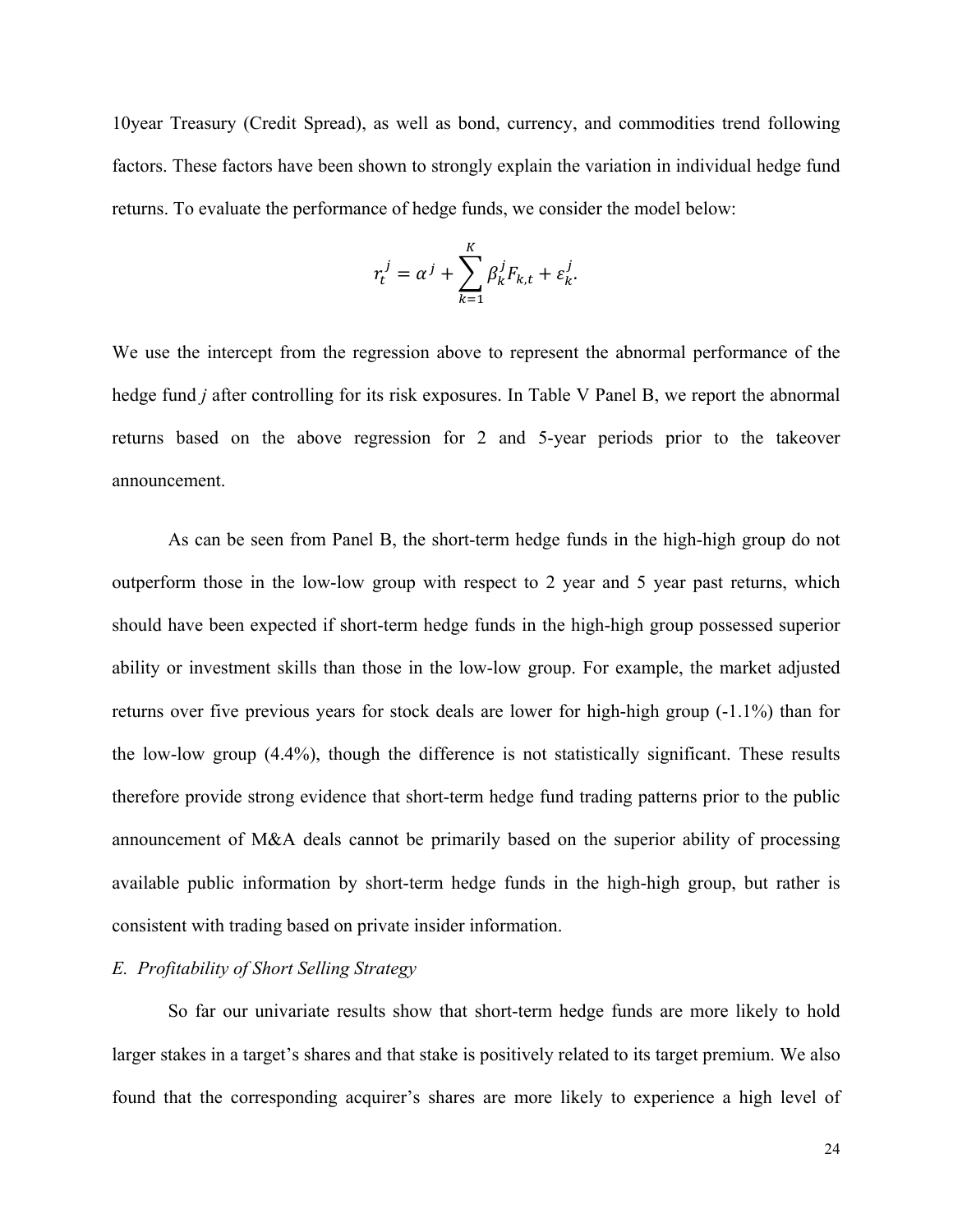10year Treasury (Credit Spread), as well as bond, currency, and commodities trend following factors. These factors have been shown to strongly explain the variation in individual hedge fund returns. To evaluate the performance of hedge funds, we consider the model below:

$$r_t^j = \alpha^j + \sum_{k=1}^{K} \beta_k^j F_{k,t} + \varepsilon_k^j.$$

We use the intercept from the regression above to represent the abnormal performance of the hedge fund *j* after controlling for its risk exposures. In Table V Panel B, we report the abnormal returns based on the above regression for 2 and 5-year periods prior to the takeover announcement.

As can be seen from Panel B, the short-term hedge funds in the high-high group do not outperform those in the low-low group with respect to 2 year and 5 year past returns, which should have been expected if short-term hedge funds in the high-high group possessed superior ability or investment skills than those in the low-low group. For example, the market adjusted returns over five previous years for stock deals are lower for high-high group (-1.1%) than for the low-low group (4.4%), though the difference is not statistically significant. These results therefore provide strong evidence that short-term hedge fund trading patterns prior to the public announcement of M&A deals cannot be primarily based on the superior ability of processing available public information by short-term hedge funds in the high-high group, but rather is consistent with trading based on private insider information.

*E. Profitability of Short Selling Strategy*

So far our univariate results show that short-term hedge funds are more likely to hold larger stakes in a target's shares and that stake is positively related to its target premium. We also found that the corresponding acquirer's shares are more likely to experience a high level of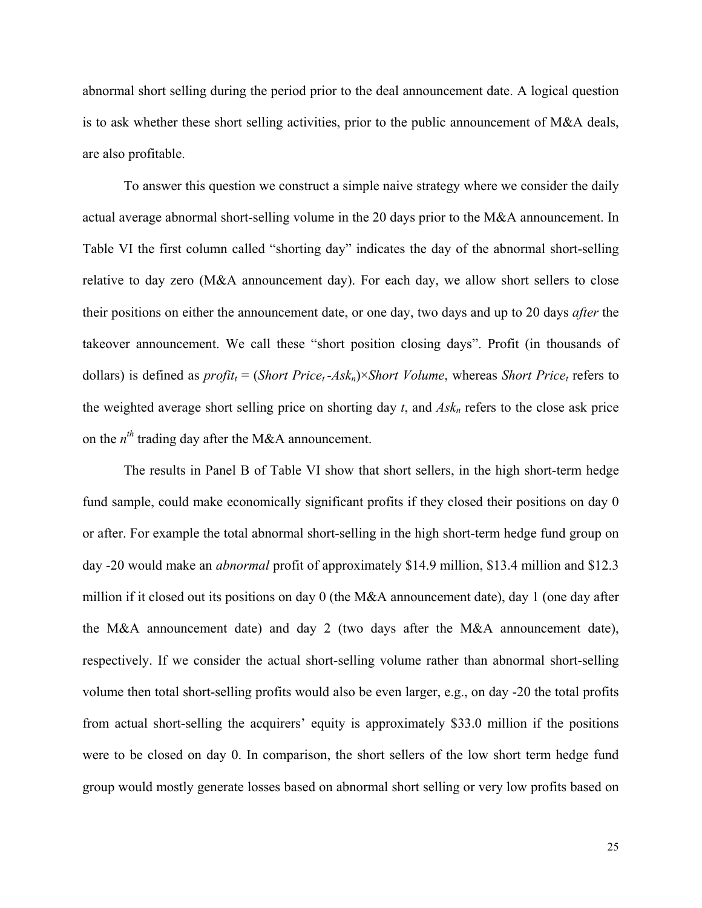abnormal short selling during the period prior to the deal announcement date. A logical question is to ask whether these short selling activities, prior to the public announcement of M&A deals, are also profitable.

To answer this question we construct a simple naive strategy where we consider the daily actual average abnormal short-selling volume in the 20 days prior to the M&A announcement. In Table VI the first column called "shorting day" indicates the day of the abnormal short-selling relative to day zero (M&A announcement day). For each day, we allow short sellers to close their positions on either the announcement date, or one day, two days and up to 20 days *after* the takeover announcement. We call these "short position closing days". Profit (in thousands of dollars) is defined as $profit_t$ = ($Short\ Price_t$ -$Ask_n$)×*Short Volume*, whereas $Short\ Price_t$ refers to the weighted average short selling price on shorting day $t$, and $Ask_n$ refers to the close ask price on the $n^{th}$ trading day after the M&A announcement.

The results in Panel B of Table VI show that short sellers, in the high short-term hedge fund sample, could make economically significant profits if they closed their positions on day 0 or after. For example the total abnormal short-selling in the high short-term hedge fund group on day -20 would make an *abnormal* profit of approximately \$14.9 million, \$13.4 million and \$12.3 million if it closed out its positions on day 0 (the M&A announcement date), day 1 (one day after the M&A announcement date) and day 2 (two days after the M&A announcement date), respectively. If we consider the actual short-selling volume rather than abnormal short-selling volume then total short-selling profits would also be even larger, e.g., on day -20 the total profits from actual short-selling the acquirers' equity is approximately \$33.0 million if the positions were to be closed on day 0. In comparison, the short sellers of the low short term hedge fund group would mostly generate losses based on abnormal short selling or very low profits based on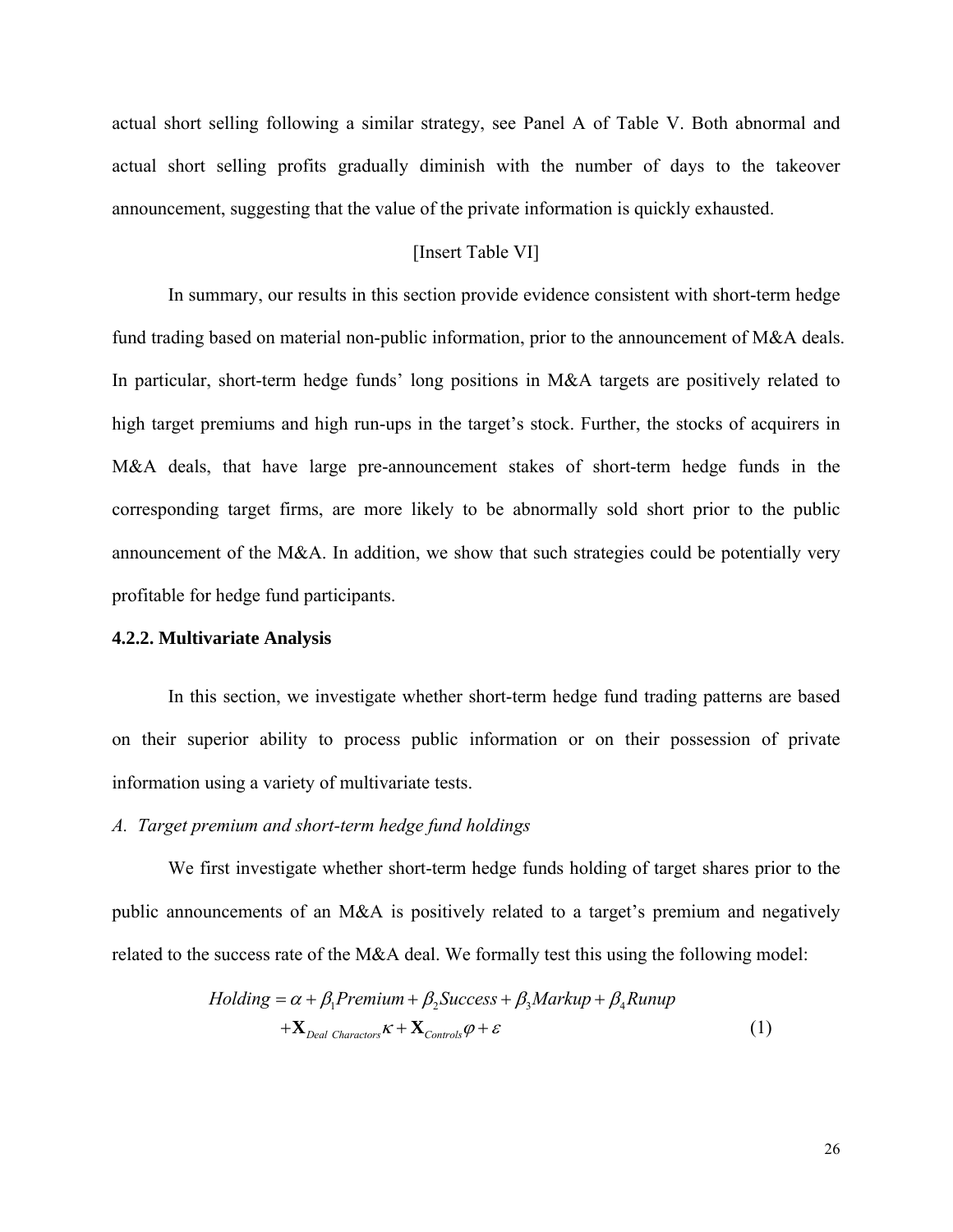actual short selling following a similar strategy, see Panel A of Table V. Both abnormal and actual short selling profits gradually diminish with the number of days to the takeover announcement, suggesting that the value of the private information is quickly exhausted.

[Insert Table VI]

In summary, our results in this section provide evidence consistent with short-term hedge fund trading based on material non-public information, prior to the announcement of M&A deals. In particular, short-term hedge funds' long positions in M&A targets are positively related to high target premiums and high run-ups in the target's stock. Further, the stocks of acquirers in M&A deals, that have large pre-announcement stakes of short-term hedge funds in the corresponding target firms, are more likely to be abnormally sold short prior to the public announcement of the M&A. In addition, we show that such strategies could be potentially very profitable for hedge fund participants.

### 4.2.2. Multivariate Analysis

In this section, we investigate whether short-term hedge fund trading patterns are based on their superior ability to process public information or on their possession of private information using a variety of multivariate tests.

*A. Target premium and short-term hedge fund holdings*

We first investigate whether short-term hedge funds holding of target shares prior to the public announcements of an M&A is positively related to a target's premium and negatively related to the success rate of the M&A deal. We formally test this using the following model:

$$
\begin{aligned}
Holding = \alpha + \beta_1 Premium + \beta_2 Success + \beta_3 Markup + \beta_4 Runup \\
+ \mathbf{X}_{Deal\ Charactors}\kappa + \mathbf{X}_{Controls}\varphi + \varepsilon
\end{aligned}
\qquad (1)
$$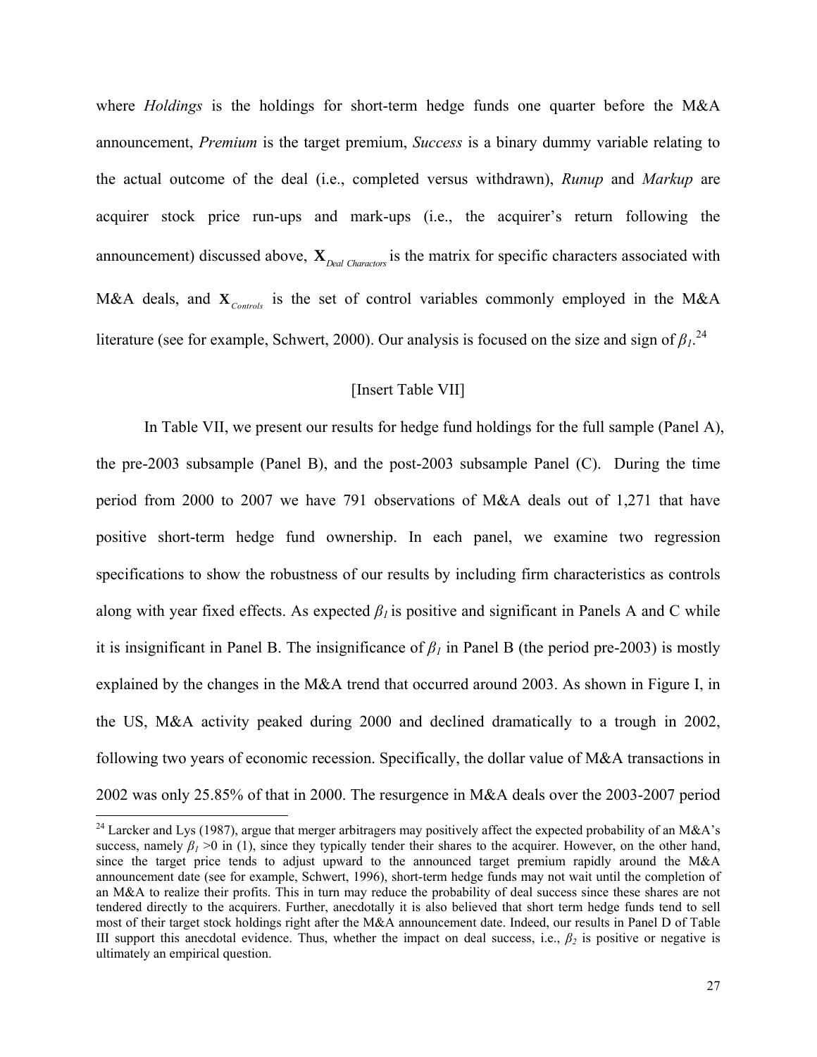where *Holdings* is the holdings for short-term hedge funds one quarter before the M&A announcement, *Premium* is the target premium, *Success* is a binary dummy variable relating to the actual outcome of the deal (i.e., completed versus withdrawn), *Runup* and *Markup* are acquirer stock price run-ups and mark-ups (i.e., the acquirer's return following the announcement) discussed above, $\mathbf{X}_{Deal\ Charactors}$ is the matrix for specific characters associated with M&A deals, and $\mathbf{X}_{Controls}$ is the set of control variables commonly employed in the M&A literature (see for example, Schwert, 2000). Our analysis is focused on the size and sign of $\beta_1$.[24]

[Insert Table VII]

In Table VII, we present our results for hedge fund holdings for the full sample (Panel A), the pre-2003 subsample (Panel B), and the post-2003 subsample Panel (C). During the time period from 2000 to 2007 we have 791 observations of M&A deals out of 1,271 that have positive short-term hedge fund ownership. In each panel, we examine two regression specifications to show the robustness of our results by including firm characteristics as controls along with year fixed effects. As expected $\beta_1$ is positive and significant in Panels A and C while it is insignificant in Panel B. The insignificance of $\beta_1$ in Panel B (the period pre-2003) is mostly explained by the changes in the M&A trend that occurred around 2003. As shown in Figure I, in the US, M&A activity peaked during 2000 and declined dramatically to a trough in 2002, following two years of economic recession. Specifically, the dollar value of M&A transactions in 2002 was only 25.85% of that in 2000. The resurgence in M&A deals over the 2003-2007 period

[24] Larcker and Lys (1987), argue that merger arbitragers may positively affect the expected probability of an M&A's success, namely $\beta_1 > 0$ in (1), since they typically tender their shares to the acquirer. However, on the other hand, since the target price tends to adjust upward to the announced target premium rapidly around the M&A announcement date (see for example, Schwert, 1996), short-term hedge funds may not wait until the completion of an M&A to realize their profits. This in turn may reduce the probability of deal success since these shares are not tendered directly to the acquirers. Further, anecdotally it is also believed that short term hedge funds tend to sell most of their target stock holdings right after the M&A announcement date. Indeed, our results in Panel D of Table III support this anecdotal evidence. Thus, whether the impact on deal success, i.e., $\beta_2$ is positive or negative is ultimately an empirical question.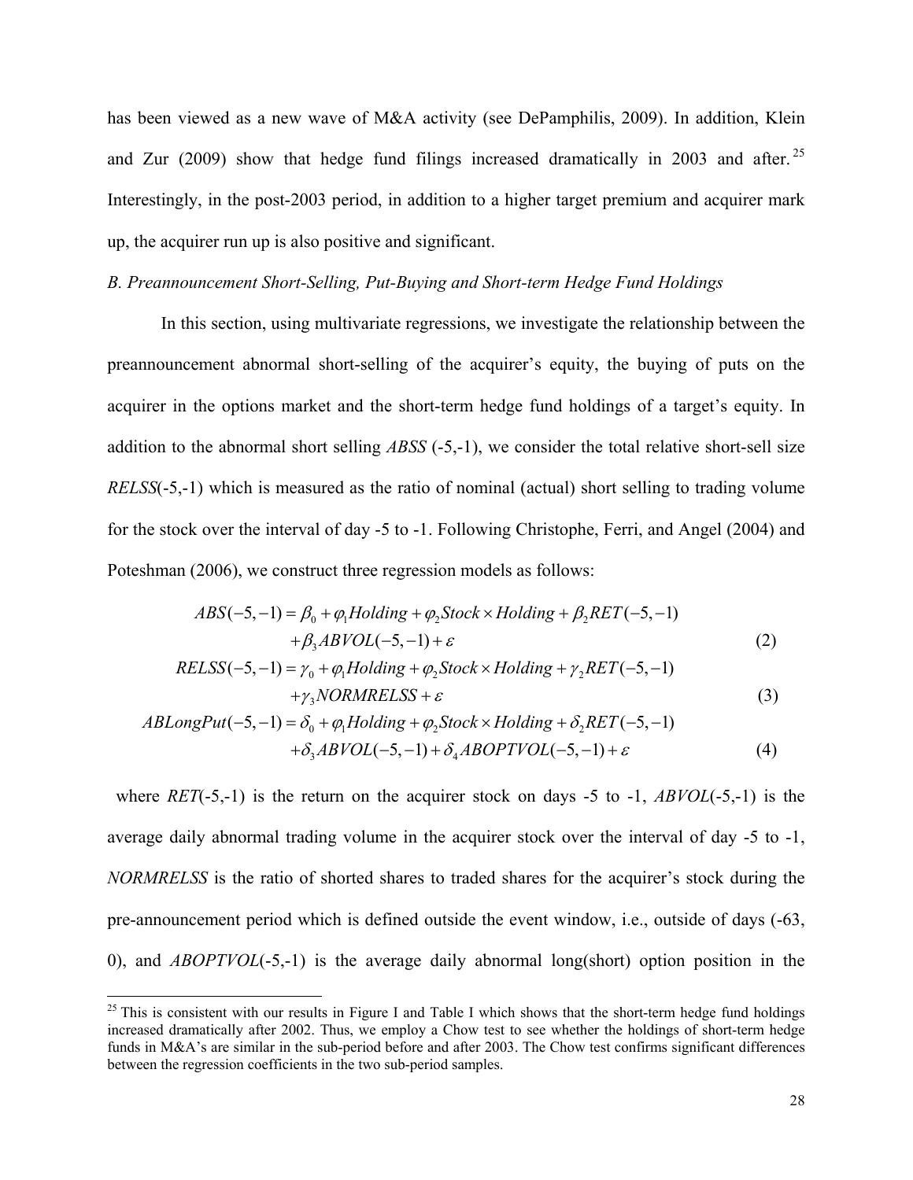has been viewed as a new wave of M&A activity (see DePamphilis, 2009). In addition, Klein and Zur (2009) show that hedge fund filings increased dramatically in 2003 and after.[25] Interestingly, in the post-2003 period, in addition to a higher target premium and acquirer mark up, the acquirer run up is also positive and significant.

*B. Preannouncement Short-Selling, Put-Buying and Short-term Hedge Fund Holdings*

In this section, using multivariate regressions, we investigate the relationship between the preannouncement abnormal short-selling of the acquirer's equity, the buying of puts on the acquirer in the options market and the short-term hedge fund holdings of a target's equity. In addition to the abnormal short selling *ABSS* (-5,-1), we consider the total relative short-sell size *RELSS*(-5,-1) which is measured as the ratio of nominal (actual) short selling to trading volume for the stock over the interval of day -5 to -1. Following Christophe, Ferri, and Angel (2004) and Poteshman (2006), we construct three regression models as follows:

$$ABS(-5,-1) = \beta_0 + \varphi_1 Holding + \varphi_2 Stock \times Holding + \beta_2 RET(-5,-1) + \beta_3 ABVOL(-5,-1) + \varepsilon \quad (2)$$

$$RELSS(-5,-1) = \gamma_0 + \varphi_1 Holding + \varphi_2 Stock \times Holding + \gamma_2 RET(-5,-1) + \gamma_3 NORMRELSS + \varepsilon \quad (3)$$

$$ABLongPut(-5,-1) = \delta_0 + \varphi_1 Holding + \varphi_2 Stock \times Holding + \delta_2 RET(-5,-1) + \delta_3 ABVOL(-5,-1) + \delta_4 ABOPTVOL(-5,-1) + \varepsilon \quad (4)$$

where *RET*(-5,-1) is the return on the acquirer stock on days -5 to -1, *ABVOL*(-5,-1) is the average daily abnormal trading volume in the acquirer stock over the interval of day -5 to -1, *NORMRELSS* is the ratio of shorted shares to traded shares for the acquirer's stock during the pre-announcement period which is defined outside the event window, i.e., outside of days (-63, 0), and *ABOPTVOL*(-5,-1) is the average daily abnormal long(short) option position in the

[25] This is consistent with our results in Figure I and Table I which shows that the short-term hedge fund holdings increased dramatically after 2002. Thus, we employ a Chow test to see whether the holdings of short-term hedge funds in M&A's are similar in the sub-period before and after 2003. The Chow test confirms significant differences between the regression coefficients in the two sub-period samples.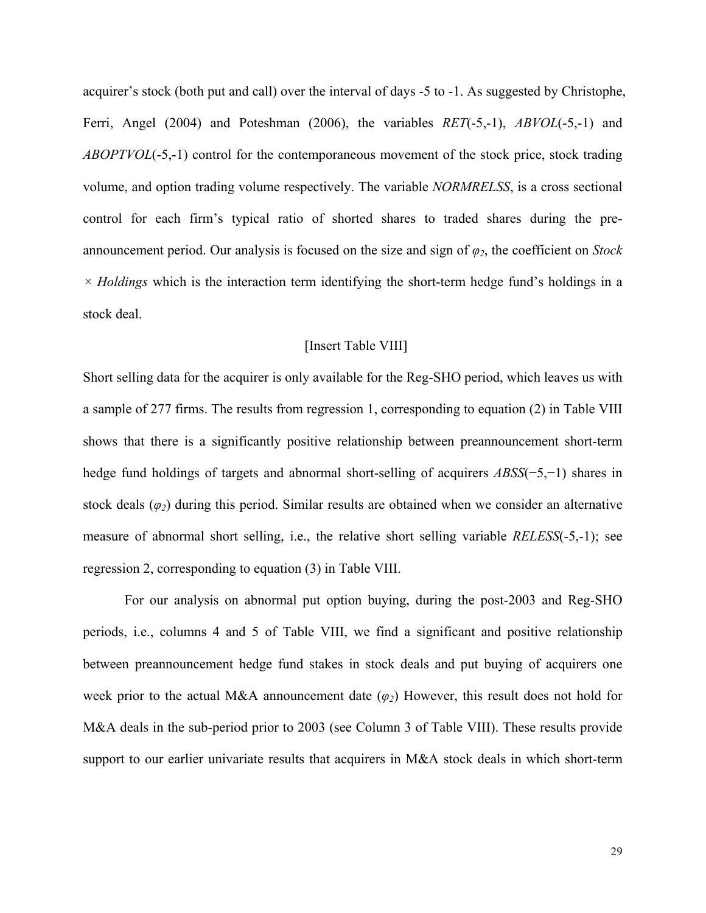acquirer's stock (both put and call) over the interval of days -5 to -1. As suggested by Christophe, Ferri, Angel (2004) and Poteshman (2006), the variables *RET*(-5,-1), *ABVOL*(-5,-1) and *ABOPTVOL*(-5,-1) control for the contemporaneous movement of the stock price, stock trading volume, and option trading volume respectively. The variable *NORMRELSS*, is a cross sectional control for each firm's typical ratio of shorted shares to traded shares during the pre-announcement period. Our analysis is focused on the size and sign of $\varphi_2$, the coefficient on *Stock × Holdings* which is the interaction term identifying the short-term hedge fund's holdings in a stock deal.

[Insert Table VIII]

Short selling data for the acquirer is only available for the Reg-SHO period, which leaves us with a sample of 277 firms. The results from regression 1, corresponding to equation (2) in Table VIII shows that there is a significantly positive relationship between preannouncement short-term hedge fund holdings of targets and abnormal short-selling of acquirers *ABSS*(−5,−1) shares in stock deals ($\varphi_2$) during this period. Similar results are obtained when we consider an alternative measure of abnormal short selling, i.e., the relative short selling variable *RELESS*(-5,-1); see regression 2, corresponding to equation (3) in Table VIII.

For our analysis on abnormal put option buying, during the post-2003 and Reg-SHO periods, i.e., columns 4 and 5 of Table VIII, we find a significant and positive relationship between preannouncement hedge fund stakes in stock deals and put buying of acquirers one week prior to the actual M&A announcement date ($\varphi_2$) However, this result does not hold for M&A deals in the sub-period prior to 2003 (see Column 3 of Table VIII). These results provide support to our earlier univariate results that acquirers in M&A stock deals in which short-term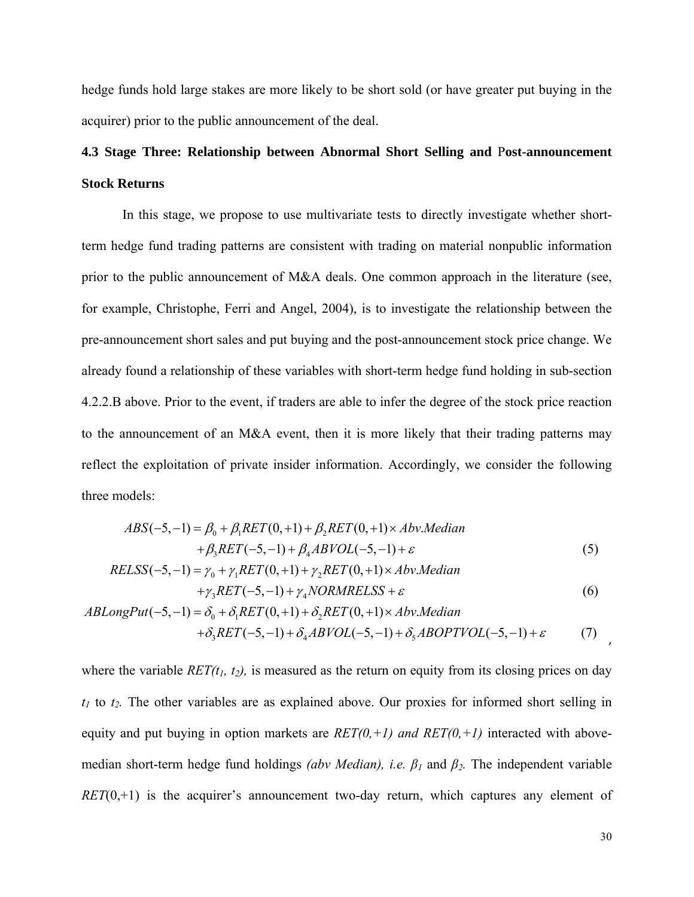hedge funds hold large stakes are more likely to be short sold (or have greater put buying in the acquirer) prior to the public announcement of the deal.

### 4.3 Stage Three: Relationship between Abnormal Short Selling and Post-announcement Stock Returns

In this stage, we propose to use multivariate tests to directly investigate whether short-term hedge fund trading patterns are consistent with trading on material nonpublic information prior to the public announcement of M&A deals. One common approach in the literature (see, for example, Christophe, Ferri and Angel, 2004), is to investigate the relationship between the pre-announcement short sales and put buying and the post-announcement stock price change. We already found a relationship of these variables with short-term hedge fund holding in sub-section 4.2.2.B above. Prior to the event, if traders are able to infer the degree of the stock price reaction to the announcement of an M&A event, then it is more likely that their trading patterns may reflect the exploitation of private insider information. Accordingly, we consider the following three models:

$$ABS(-5,-1) = \beta_0 + \beta_1 RET(0,+1) + \beta_2 RET(0,+1) \times Abv.Median + \beta_3 RET(-5,-1) + \beta_4 ABVOL(-5,-1) + \varepsilon \quad (5)$$

$$RELSS(-5,-1) = \gamma_0 + \gamma_1 RET(0,+1) + \gamma_2 RET(0,+1) \times Abv.Median + \gamma_3 RET(-5,-1) + \gamma_4 NORMRELSS + \varepsilon \quad (6)$$

$$ABLongPut(-5,-1) = \delta_0 + \delta_1 RET(0,+1) + \delta_2 RET(0,+1) \times Abv.Median + \delta_3 RET(-5,-1) + \delta_4 ABVOL(-5,-1) + \delta_5 ABOPTVOL(-5,-1) + \varepsilon \quad (7)$$

,

where the variable *RET(t₁, t₂),* is measured as the return on equity from its closing prices on day $t_1$ to $t_2$. The other variables are as explained above. Our proxies for informed short selling in equity and put buying in option markets are *RET(0,+1) and RET(0,+1)* interacted with above-median short-term hedge fund holdings *(abv Median), i.e.* $\beta_1$ and $\beta_2$. The independent variable *RET*(0,+1) is the acquirer's announcement two-day return, which captures any element of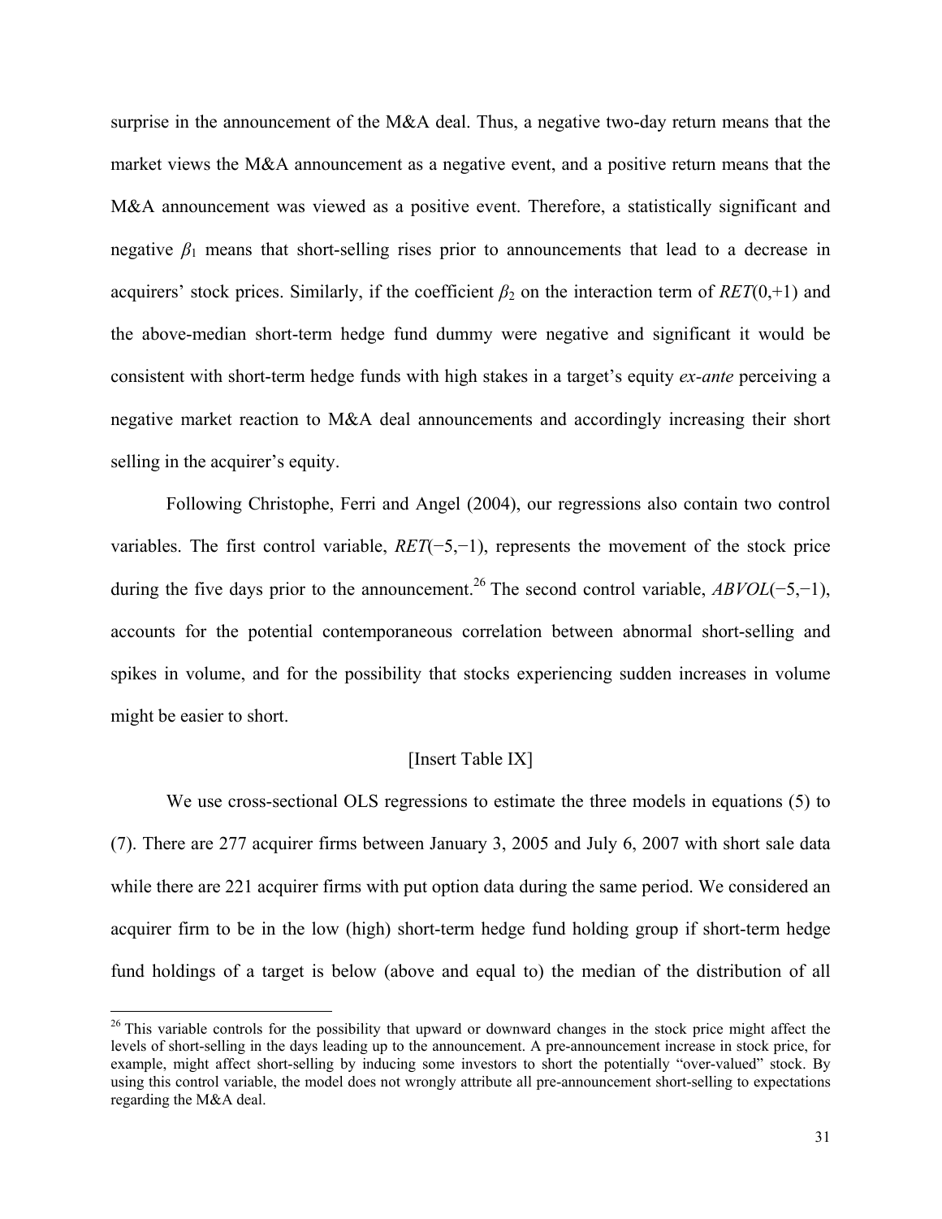surprise in the announcement of the M&A deal. Thus, a negative two-day return means that the market views the M&A announcement as a negative event, and a positive return means that the M&A announcement was viewed as a positive event. Therefore, a statistically significant and negative $\beta_1$ means that short-selling rises prior to announcements that lead to a decrease in acquirers' stock prices. Similarly, if the coefficient $\beta_2$ on the interaction term of $RET(0,+1)$ and the above-median short-term hedge fund dummy were negative and significant it would be consistent with short-term hedge funds with high stakes in a target's equity *ex-ante* perceiving a negative market reaction to M&A deal announcements and accordingly increasing their short selling in the acquirer's equity.

Following Christophe, Ferri and Angel (2004), our regressions also contain two control variables. The first control variable, $RET(-5,-1)$, represents the movement of the stock price during the five days prior to the announcement.[26] The second control variable, $ABVOL(-5,-1)$, accounts for the potential contemporaneous correlation between abnormal short-selling and spikes in volume, and for the possibility that stocks experiencing sudden increases in volume might be easier to short.

[Insert Table IX]

We use cross-sectional OLS regressions to estimate the three models in equations (5) to (7). There are 277 acquirer firms between January 3, 2005 and July 6, 2007 with short sale data while there are 221 acquirer firms with put option data during the same period. We considered an acquirer firm to be in the low (high) short-term hedge fund holding group if short-term hedge fund holdings of a target is below (above and equal to) the median of the distribution of all

[26] This variable controls for the possibility that upward or downward changes in the stock price might affect the levels of short-selling in the days leading up to the announcement. A pre-announcement increase in stock price, for example, might affect short-selling by inducing some investors to short the potentially "over-valued" stock. By using this control variable, the model does not wrongly attribute all pre-announcement short-selling to expectations regarding the M&A deal.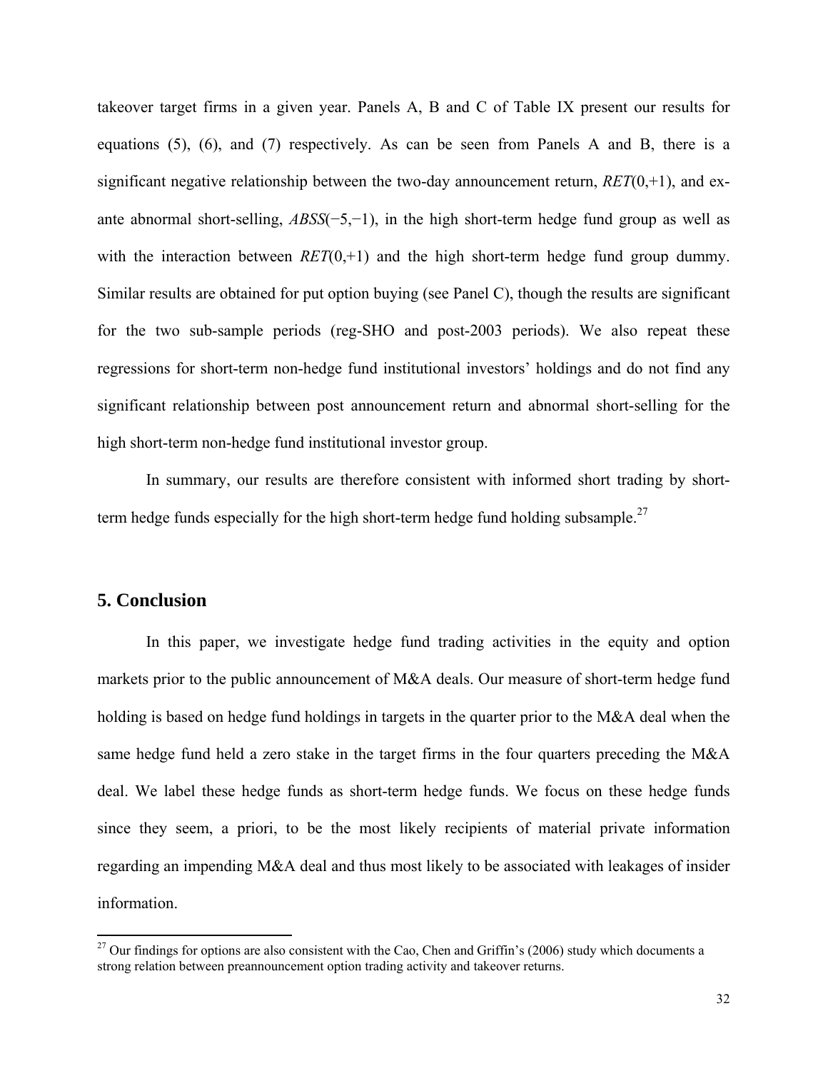takeover target firms in a given year. Panels A, B and C of Table IX present our results for equations (5), (6), and (7) respectively. As can be seen from Panels A and B, there is a significant negative relationship between the two-day announcement return, *RET*(0,+1), and ex-ante abnormal short-selling, *ABSS*(−5,−1), in the high short-term hedge fund group as well as with the interaction between *RET*(0,+1) and the high short-term hedge fund group dummy. Similar results are obtained for put option buying (see Panel C), though the results are significant for the two sub-sample periods (reg-SHO and post-2003 periods). We also repeat these regressions for short-term non-hedge fund institutional investors' holdings and do not find any significant relationship between post announcement return and abnormal short-selling for the high short-term non-hedge fund institutional investor group.

In summary, our results are therefore consistent with informed short trading by short-term hedge funds especially for the high short-term hedge fund holding subsample.[27]

## 5. Conclusion

In this paper, we investigate hedge fund trading activities in the equity and option markets prior to the public announcement of M&A deals. Our measure of short-term hedge fund holding is based on hedge fund holdings in targets in the quarter prior to the M&A deal when the same hedge fund held a zero stake in the target firms in the four quarters preceding the M&A deal. We label these hedge funds as short-term hedge funds. We focus on these hedge funds since they seem, a priori, to be the most likely recipients of material private information regarding an impending M&A deal and thus most likely to be associated with leakages of insider information.

[27] Our findings for options are also consistent with the Cao, Chen and Griffin's (2006) study which documents a strong relation between preannouncement option trading activity and takeover returns.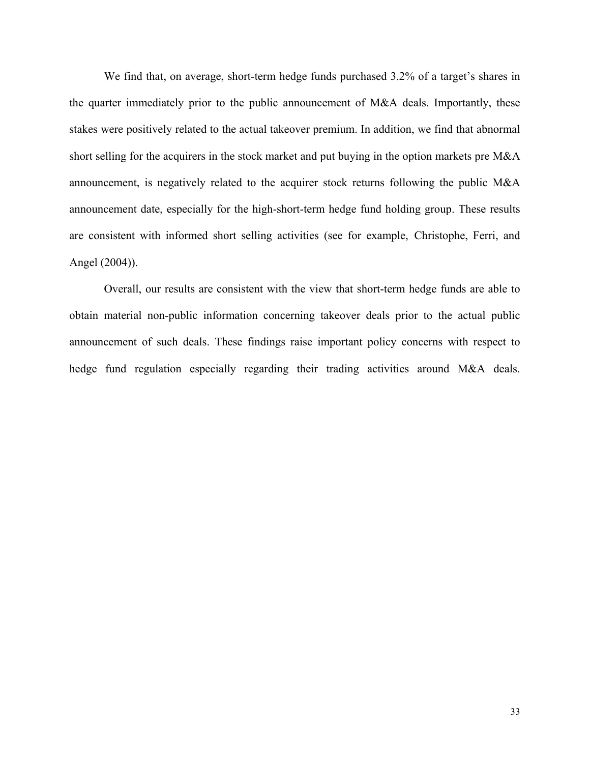We find that, on average, short-term hedge funds purchased 3.2% of a target's shares in the quarter immediately prior to the public announcement of M&A deals. Importantly, these stakes were positively related to the actual takeover premium. In addition, we find that abnormal short selling for the acquirers in the stock market and put buying in the option markets pre M&A announcement, is negatively related to the acquirer stock returns following the public M&A announcement date, especially for the high-short-term hedge fund holding group. These results are consistent with informed short selling activities (see for example, Christophe, Ferri, and Angel (2004)).

Overall, our results are consistent with the view that short-term hedge funds are able to obtain material non-public information concerning takeover deals prior to the actual public announcement of such deals. These findings raise important policy concerns with respect to hedge fund regulation especially regarding their trading activities around M&A deals.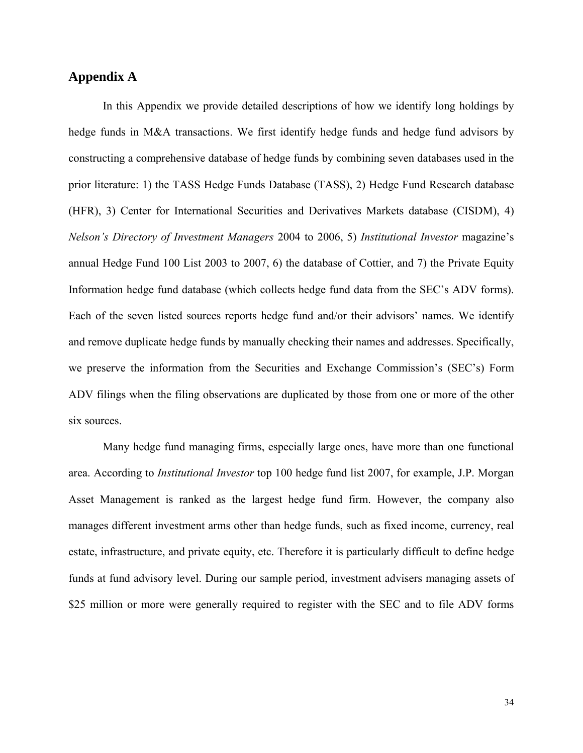## Appendix A

In this Appendix we provide detailed descriptions of how we identify long holdings by hedge funds in M&A transactions. We first identify hedge funds and hedge fund advisors by constructing a comprehensive database of hedge funds by combining seven databases used in the prior literature: 1) the TASS Hedge Funds Database (TASS), 2) Hedge Fund Research database (HFR), 3) Center for International Securities and Derivatives Markets database (CISDM), 4) *Nelson's Directory of Investment Managers* 2004 to 2006, 5) *Institutional Investor* magazine's annual Hedge Fund 100 List 2003 to 2007, 6) the database of Cottier, and 7) the Private Equity Information hedge fund database (which collects hedge fund data from the SEC's ADV forms). Each of the seven listed sources reports hedge fund and/or their advisors' names. We identify and remove duplicate hedge funds by manually checking their names and addresses. Specifically, we preserve the information from the Securities and Exchange Commission's (SEC's) Form ADV filings when the filing observations are duplicated by those from one or more of the other six sources.

Many hedge fund managing firms, especially large ones, have more than one functional area. According to *Institutional Investor* top 100 hedge fund list 2007, for example, J.P. Morgan Asset Management is ranked as the largest hedge fund firm. However, the company also manages different investment arms other than hedge funds, such as fixed income, currency, real estate, infrastructure, and private equity, etc. Therefore it is particularly difficult to define hedge funds at fund advisory level. During our sample period, investment advisers managing assets of \$25 million or more were generally required to register with the SEC and to file ADV forms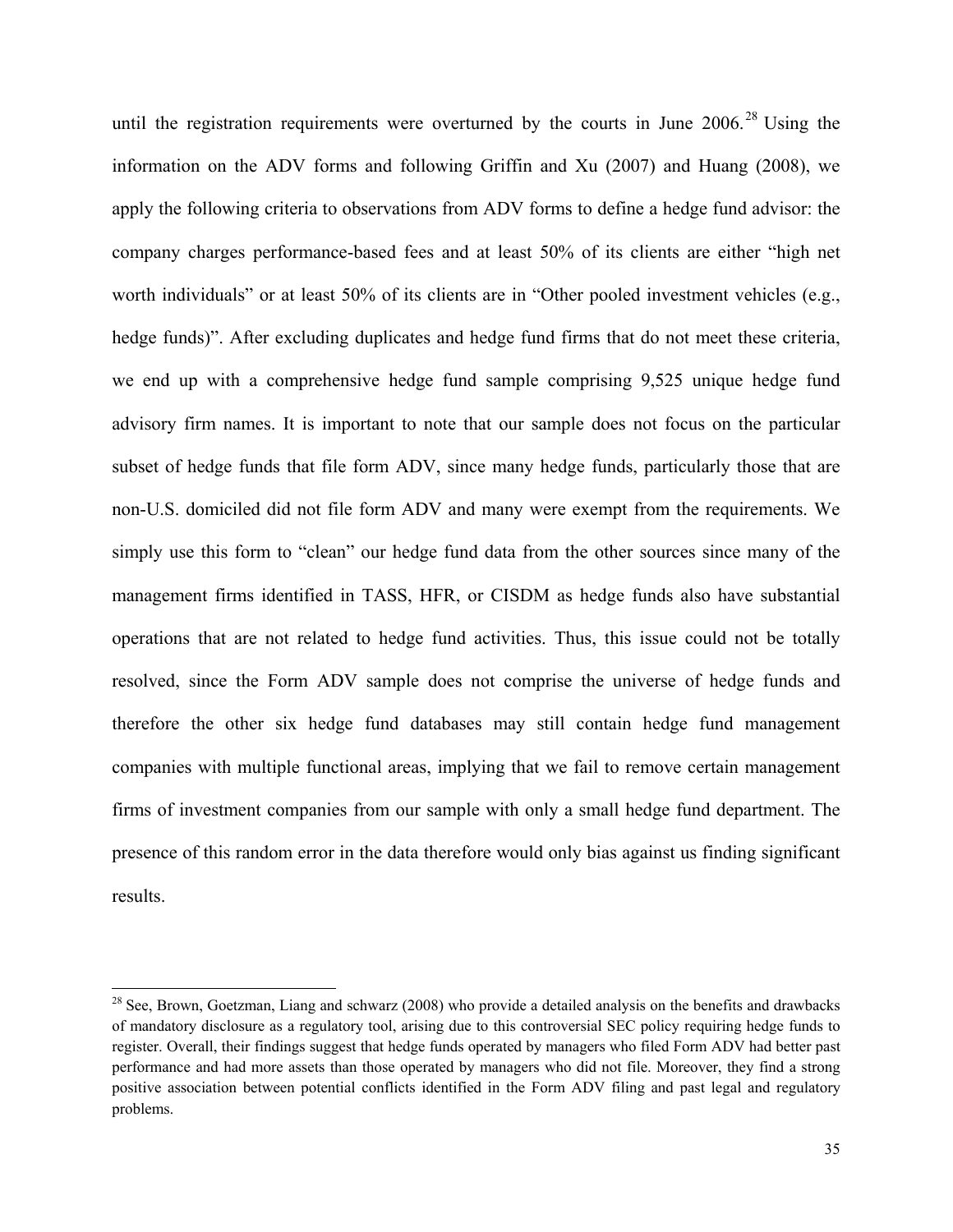until the registration requirements were overturned by the courts in June 2006.[28] Using the information on the ADV forms and following Griffin and Xu (2007) and Huang (2008), we apply the following criteria to observations from ADV forms to define a hedge fund advisor: the company charges performance-based fees and at least 50% of its clients are either "high net worth individuals" or at least 50% of its clients are in "Other pooled investment vehicles (e.g., hedge funds)". After excluding duplicates and hedge fund firms that do not meet these criteria, we end up with a comprehensive hedge fund sample comprising 9,525 unique hedge fund advisory firm names. It is important to note that our sample does not focus on the particular subset of hedge funds that file form ADV, since many hedge funds, particularly those that are non-U.S. domiciled did not file form ADV and many were exempt from the requirements. We simply use this form to "clean" our hedge fund data from the other sources since many of the management firms identified in TASS, HFR, or CISDM as hedge funds also have substantial operations that are not related to hedge fund activities. Thus, this issue could not be totally resolved, since the Form ADV sample does not comprise the universe of hedge funds and therefore the other six hedge fund databases may still contain hedge fund management companies with multiple functional areas, implying that we fail to remove certain management firms of investment companies from our sample with only a small hedge fund department. The presence of this random error in the data therefore would only bias against us finding significant results.

[28] See, Brown, Goetzman, Liang and schwarz (2008) who provide a detailed analysis on the benefits and drawbacks of mandatory disclosure as a regulatory tool, arising due to this controversial SEC policy requiring hedge funds to register. Overall, their findings suggest that hedge funds operated by managers who filed Form ADV had better past performance and had more assets than those operated by managers who did not file. Moreover, they find a strong positive association between potential conflicts identified in the Form ADV filing and past legal and regulatory problems.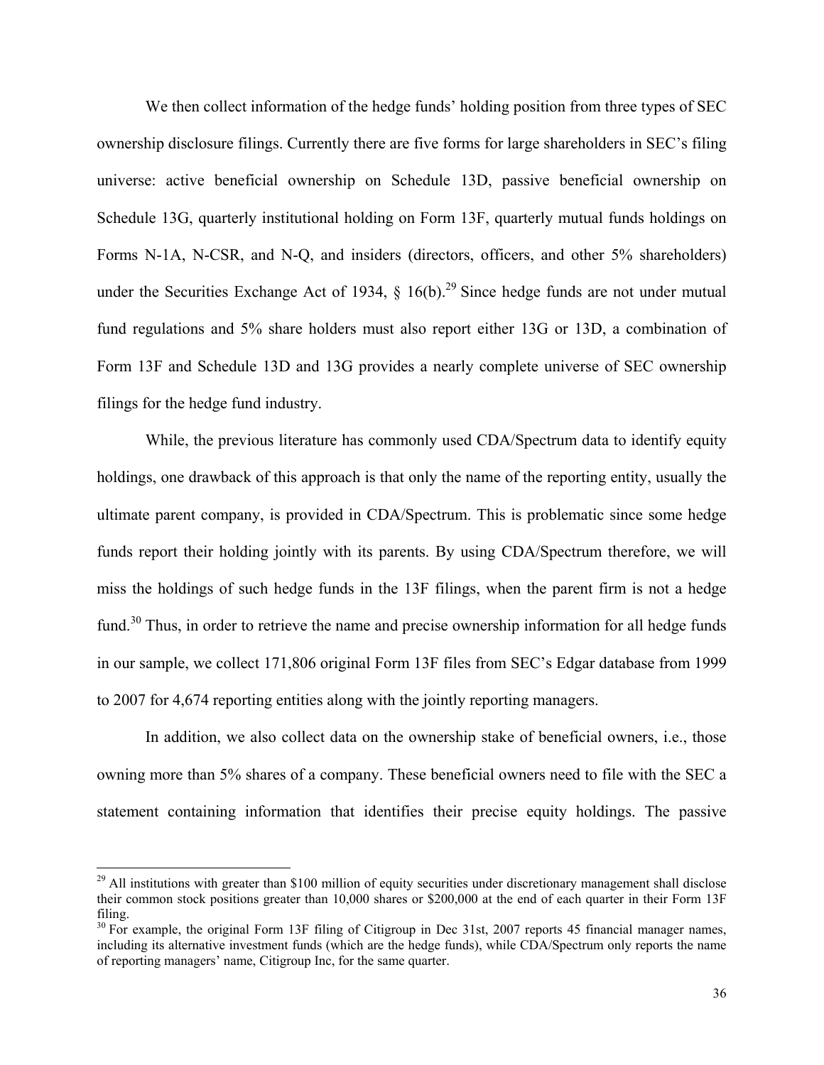We then collect information of the hedge funds' holding position from three types of SEC ownership disclosure filings. Currently there are five forms for large shareholders in SEC's filing universe: active beneficial ownership on Schedule 13D, passive beneficial ownership on Schedule 13G, quarterly institutional holding on Form 13F, quarterly mutual funds holdings on Forms N-1A, N-CSR, and N-Q, and insiders (directors, officers, and other 5% shareholders) under the Securities Exchange Act of 1934, § 16(b).[29] Since hedge funds are not under mutual fund regulations and 5% share holders must also report either 13G or 13D, a combination of Form 13F and Schedule 13D and 13G provides a nearly complete universe of SEC ownership filings for the hedge fund industry.

While, the previous literature has commonly used CDA/Spectrum data to identify equity holdings, one drawback of this approach is that only the name of the reporting entity, usually the ultimate parent company, is provided in CDA/Spectrum. This is problematic since some hedge funds report their holding jointly with its parents. By using CDA/Spectrum therefore, we will miss the holdings of such hedge funds in the 13F filings, when the parent firm is not a hedge fund.[30] Thus, in order to retrieve the name and precise ownership information for all hedge funds in our sample, we collect 171,806 original Form 13F files from SEC's Edgar database from 1999 to 2007 for 4,674 reporting entities along with the jointly reporting managers.

In addition, we also collect data on the ownership stake of beneficial owners, i.e., those owning more than 5% shares of a company. These beneficial owners need to file with the SEC a statement containing information that identifies their precise equity holdings. The passive

---

[29] All institutions with greater than $100 million of equity securities under discretionary management shall disclose their common stock positions greater than 10,000 shares or $200,000 at the end of each quarter in their Form 13F filing.

[30] For example, the original Form 13F filing of Citigroup in Dec 31st, 2007 reports 45 financial manager names, including its alternative investment funds (which are the hedge funds), while CDA/Spectrum only reports the name of reporting managers' name, Citigroup Inc, for the same quarter.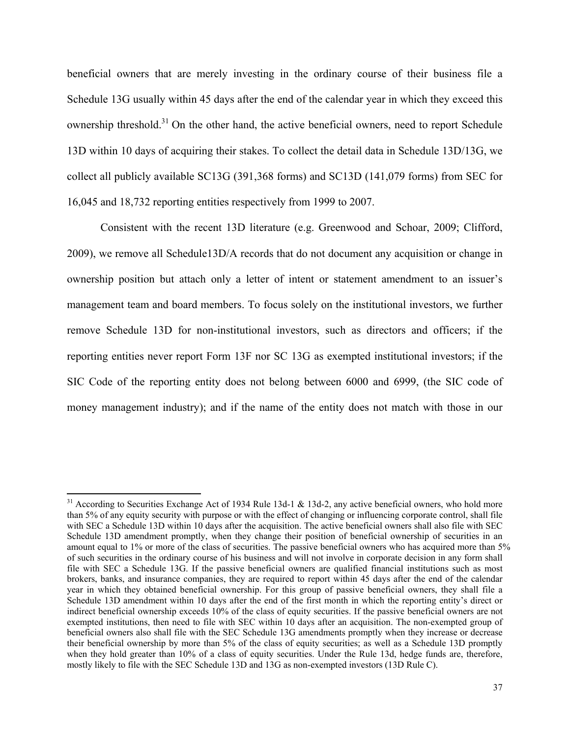beneficial owners that are merely investing in the ordinary course of their business file a Schedule 13G usually within 45 days after the end of the calendar year in which they exceed this ownership threshold.[31] On the other hand, the active beneficial owners, need to report Schedule 13D within 10 days of acquiring their stakes. To collect the detail data in Schedule 13D/13G, we collect all publicly available SC13G (391,368 forms) and SC13D (141,079 forms) from SEC for 16,045 and 18,732 reporting entities respectively from 1999 to 2007.

Consistent with the recent 13D literature (e.g. Greenwood and Schoar, 2009; Clifford, 2009), we remove all Schedule13D/A records that do not document any acquisition or change in ownership position but attach only a letter of intent or statement amendment to an issuer's management team and board members. To focus solely on the institutional investors, we further remove Schedule 13D for non-institutional investors, such as directors and officers; if the reporting entities never report Form 13F nor SC 13G as exempted institutional investors; if the SIC Code of the reporting entity does not belong between 6000 and 6999, (the SIC code of money management industry); and if the name of the entity does not match with those in our

---

[31] According to Securities Exchange Act of 1934 Rule 13d-1 & 13d-2, any active beneficial owners, who hold more than 5% of any equity security with purpose or with the effect of changing or influencing corporate control, shall file with SEC a Schedule 13D within 10 days after the acquisition. The active beneficial owners shall also file with SEC Schedule 13D amendment promptly, when they change their position of beneficial ownership of securities in an amount equal to 1% or more of the class of securities. The passive beneficial owners who has acquired more than 5% of such securities in the ordinary course of his business and will not involve in corporate decision in any form shall file with SEC a Schedule 13G. If the passive beneficial owners are qualified financial institutions such as most brokers, banks, and insurance companies, they are required to report within 45 days after the end of the calendar year in which they obtained beneficial ownership. For this group of passive beneficial owners, they shall file a Schedule 13D amendment within 10 days after the end of the first month in which the reporting entity's direct or indirect beneficial ownership exceeds 10% of the class of equity securities. If the passive beneficial owners are not exempted institutions, then need to file with SEC within 10 days after an acquisition. The non-exempted group of beneficial owners also shall file with the SEC Schedule 13G amendments promptly when they increase or decrease their beneficial ownership by more than 5% of the class of equity securities; as well as a Schedule 13D promptly when they hold greater than 10% of a class of equity securities. Under the Rule 13d, hedge funds are, therefore, mostly likely to file with the SEC Schedule 13D and 13G as non-exempted investors (13D Rule C).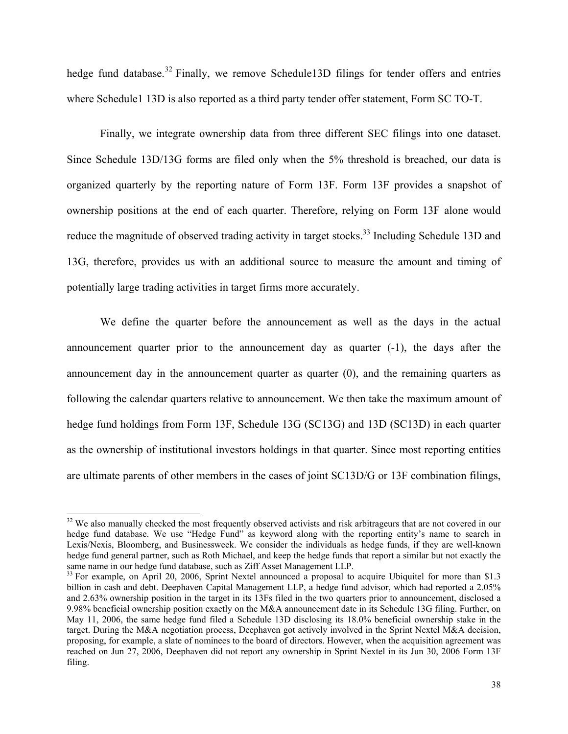hedge fund database.[32] Finally, we remove Schedule13D filings for tender offers and entries where Schedule1 13D is also reported as a third party tender offer statement, Form SC TO-T.

Finally, we integrate ownership data from three different SEC filings into one dataset. Since Schedule 13D/13G forms are filed only when the 5% threshold is breached, our data is organized quarterly by the reporting nature of Form 13F. Form 13F provides a snapshot of ownership positions at the end of each quarter. Therefore, relying on Form 13F alone would reduce the magnitude of observed trading activity in target stocks.[33] Including Schedule 13D and 13G, therefore, provides us with an additional source to measure the amount and timing of potentially large trading activities in target firms more accurately.

We define the quarter before the announcement as well as the days in the actual announcement quarter prior to the announcement day as quarter (-1), the days after the announcement day in the announcement quarter as quarter (0), and the remaining quarters as following the calendar quarters relative to announcement. We then take the maximum amount of hedge fund holdings from Form 13F, Schedule 13G (SC13G) and 13D (SC13D) in each quarter as the ownership of institutional investors holdings in that quarter. Since most reporting entities are ultimate parents of other members in the cases of joint SC13D/G or 13F combination filings,

---

[32] We also manually checked the most frequently observed activists and risk arbitrageurs that are not covered in our hedge fund database. We use "Hedge Fund" as keyword along with the reporting entity's name to search in Lexis/Nexis, Bloomberg, and Businessweek. We consider the individuals as hedge funds, if they are well-known hedge fund general partner, such as Roth Michael, and keep the hedge funds that report a similar but not exactly the same name in our hedge fund database, such as Ziff Asset Management LLP.

[33] For example, on April 20, 2006, Sprint Nextel announced a proposal to acquire Ubiquitel for more than $1.3 billion in cash and debt. Deephaven Capital Management LLP, a hedge fund advisor, which had reported a 2.05% and 2.63% ownership position in the target in its 13Fs filed in the two quarters prior to announcement, disclosed a 9.98% beneficial ownership position exactly on the M&A announcement date in its Schedule 13G filing. Further, on May 11, 2006, the same hedge fund filed a Schedule 13D disclosing its 18.0% beneficial ownership stake in the target. During the M&A negotiation process, Deephaven got actively involved in the Sprint Nextel M&A decision, proposing, for example, a slate of nominees to the board of directors. However, when the acquisition agreement was reached on Jun 27, 2006, Deephaven did not report any ownership in Sprint Nextel in its Jun 30, 2006 Form 13F filing.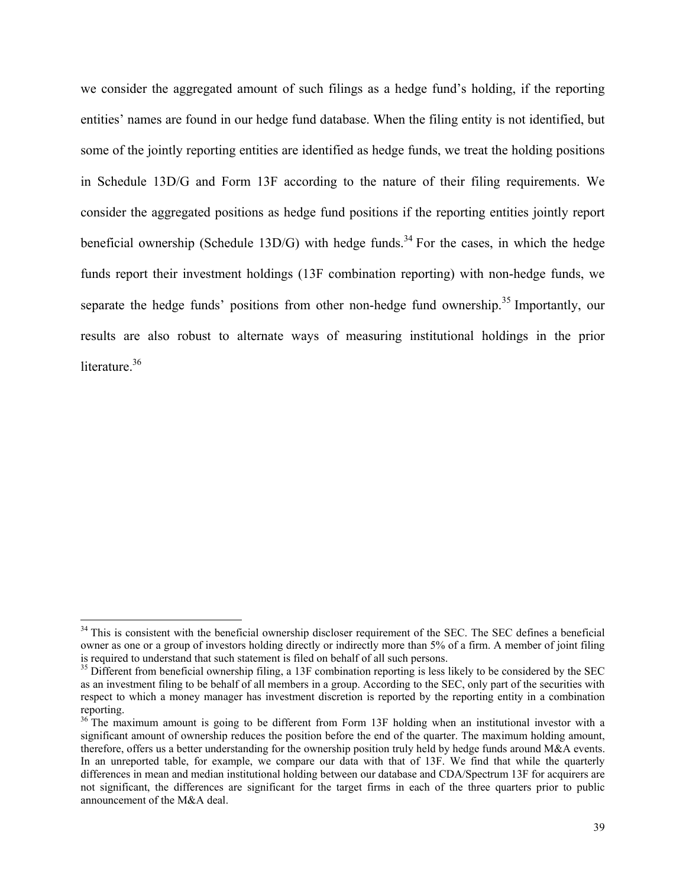we consider the aggregated amount of such filings as a hedge fund's holding, if the reporting entities' names are found in our hedge fund database. When the filing entity is not identified, but some of the jointly reporting entities are identified as hedge funds, we treat the holding positions in Schedule 13D/G and Form 13F according to the nature of their filing requirements. We consider the aggregated positions as hedge fund positions if the reporting entities jointly report beneficial ownership (Schedule 13D/G) with hedge funds.[34] For the cases, in which the hedge funds report their investment holdings (13F combination reporting) with non-hedge funds, we separate the hedge funds' positions from other non-hedge fund ownership.[35] Importantly, our results are also robust to alternate ways of measuring institutional holdings in the prior literature.[36]

---

[34] This is consistent with the beneficial ownership discloser requirement of the SEC. The SEC defines a beneficial owner as one or a group of investors holding directly or indirectly more than 5% of a firm. A member of joint filing is required to understand that such statement is filed on behalf of all such persons.

[35] Different from beneficial ownership filing, a 13F combination reporting is less likely to be considered by the SEC as an investment filing to be behalf of all members in a group. According to the SEC, only part of the securities with respect to which a money manager has investment discretion is reported by the reporting entity in a combination reporting.

[36] The maximum amount is going to be different from Form 13F holding when an institutional investor with a significant amount of ownership reduces the position before the end of the quarter. The maximum holding amount, therefore, offers us a better understanding for the ownership position truly held by hedge funds around M&A events. In an unreported table, for example, we compare our data with that of 13F. We find that while the quarterly differences in mean and median institutional holding between our database and CDA/Spectrum 13F for acquirers are not significant, the differences are significant for the target firms in each of the three quarters prior to public announcement of the M&A deal.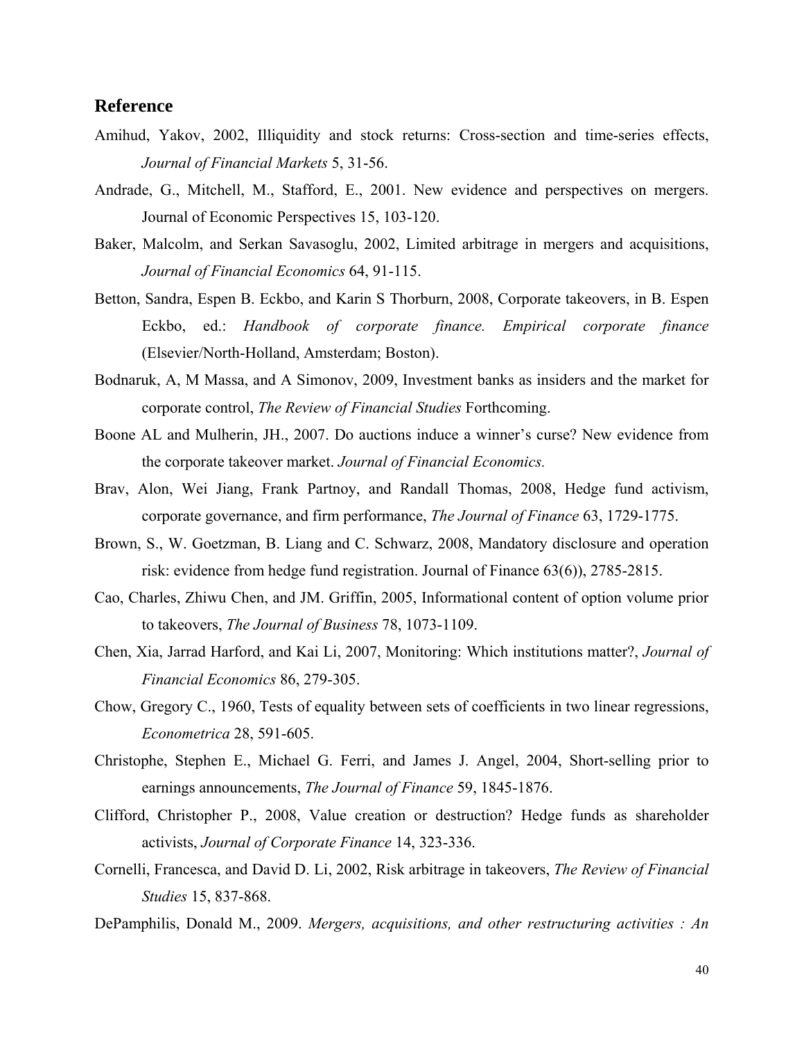## Reference

Amihud, Yakov, 2002, Illiquidity and stock returns: Cross-section and time-series effects, *Journal of Financial Markets* 5, 31-56.

Andrade, G., Mitchell, M., Stafford, E., 2001. New evidence and perspectives on mergers. Journal of Economic Perspectives 15, 103-120.

Baker, Malcolm, and Serkan Savasoglu, 2002, Limited arbitrage in mergers and acquisitions, *Journal of Financial Economics* 64, 91-115.

Betton, Sandra, Espen B. Eckbo, and Karin S Thorburn, 2008, Corporate takeovers, in B. Espen Eckbo, ed.: *Handbook of corporate finance. Empirical corporate finance* (Elsevier/North-Holland, Amsterdam; Boston).

Bodnaruk, A, M Massa, and A Simonov, 2009, Investment banks as insiders and the market for corporate control, *The Review of Financial Studies* Forthcoming.

Boone AL and Mulherin, JH., 2007. Do auctions induce a winner's curse? New evidence from the corporate takeover market. *Journal of Financial Economics.*

Brav, Alon, Wei Jiang, Frank Partnoy, and Randall Thomas, 2008, Hedge fund activism, corporate governance, and firm performance, *The Journal of Finance* 63, 1729-1775.

Brown, S., W. Goetzman, B. Liang and C. Schwarz, 2008, Mandatory disclosure and operation risk: evidence from hedge fund registration. Journal of Finance 63(6)), 2785-2815.

Cao, Charles, Zhiwu Chen, and JM. Griffin, 2005, Informational content of option volume prior to takeovers, *The Journal of Business* 78, 1073-1109.

Chen, Xia, Jarrad Harford, and Kai Li, 2007, Monitoring: Which institutions matter?, *Journal of Financial Economics* 86, 279-305.

Chow, Gregory C., 1960, Tests of equality between sets of coefficients in two linear regressions, *Econometrica* 28, 591-605.

Christophe, Stephen E., Michael G. Ferri, and James J. Angel, 2004, Short-selling prior to earnings announcements, *The Journal of Finance* 59, 1845-1876.

Clifford, Christopher P., 2008, Value creation or destruction? Hedge funds as shareholder activists, *Journal of Corporate Finance* 14, 323-336.

Cornelli, Francesca, and David D. Li, 2002, Risk arbitrage in takeovers, *The Review of Financial Studies* 15, 837-868.

DePamphilis, Donald M., 2009. *Mergers, acquisitions, and other restructuring activities : An*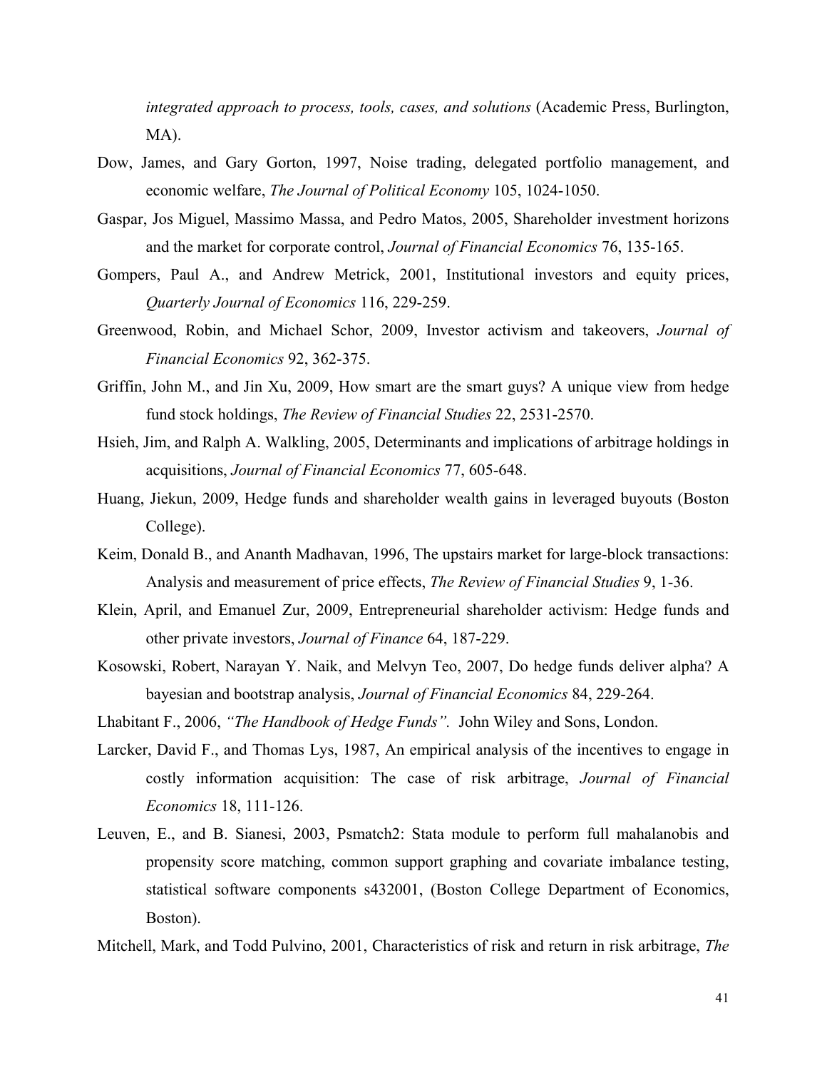*integrated approach to process, tools, cases, and solutions* (Academic Press, Burlington, MA).

Dow, James, and Gary Gorton, 1997, Noise trading, delegated portfolio management, and economic welfare, *The Journal of Political Economy* 105, 1024-1050.

Gaspar, Jos Miguel, Massimo Massa, and Pedro Matos, 2005, Shareholder investment horizons and the market for corporate control, *Journal of Financial Economics* 76, 135-165.

Gompers, Paul A., and Andrew Metrick, 2001, Institutional investors and equity prices, *Quarterly Journal of Economics* 116, 229-259.

Greenwood, Robin, and Michael Schor, 2009, Investor activism and takeovers, *Journal of Financial Economics* 92, 362-375.

Griffin, John M., and Jin Xu, 2009, How smart are the smart guys? A unique view from hedge fund stock holdings, *The Review of Financial Studies* 22, 2531-2570.

Hsieh, Jim, and Ralph A. Walkling, 2005, Determinants and implications of arbitrage holdings in acquisitions, *Journal of Financial Economics* 77, 605-648.

Huang, Jiekun, 2009, Hedge funds and shareholder wealth gains in leveraged buyouts (Boston College).

Keim, Donald B., and Ananth Madhavan, 1996, The upstairs market for large-block transactions: Analysis and measurement of price effects, *The Review of Financial Studies* 9, 1-36.

Klein, April, and Emanuel Zur, 2009, Entrepreneurial shareholder activism: Hedge funds and other private investors, *Journal of Finance* 64, 187-229.

Kosowski, Robert, Narayan Y. Naik, and Melvyn Teo, 2007, Do hedge funds deliver alpha? A bayesian and bootstrap analysis, *Journal of Financial Economics* 84, 229-264.

Lhabitant F., 2006, *"The Handbook of Hedge Funds".* John Wiley and Sons, London.

Larcker, David F., and Thomas Lys, 1987, An empirical analysis of the incentives to engage in costly information acquisition: The case of risk arbitrage, *Journal of Financial Economics* 18, 111-126.

Leuven, E., and B. Sianesi, 2003, Psmatch2: Stata module to perform full mahalanobis and propensity score matching, common support graphing and covariate imbalance testing, statistical software components s432001, (Boston College Department of Economics, Boston).

Mitchell, Mark, and Todd Pulvino, 2001, Characteristics of risk and return in risk arbitrage, *The*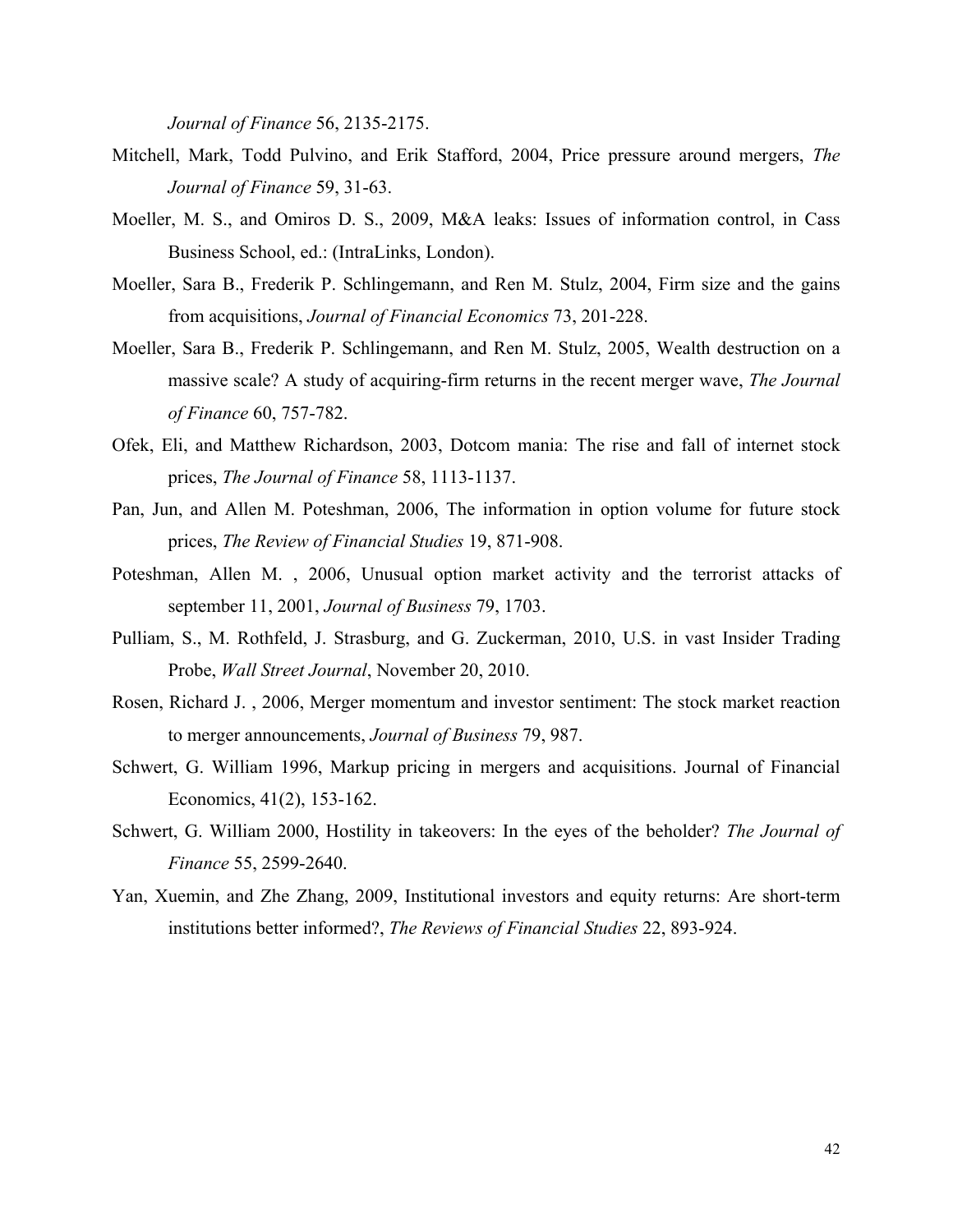*Journal of Finance* 56, 2135-2175.

Mitchell, Mark, Todd Pulvino, and Erik Stafford, 2004, Price pressure around mergers, *The Journal of Finance* 59, 31-63.

Moeller, M. S., and Omiros D. S., 2009, M&A leaks: Issues of information control, in Cass Business School, ed.: (IntraLinks, London).

Moeller, Sara B., Frederik P. Schlingemann, and Ren M. Stulz, 2004, Firm size and the gains from acquisitions, *Journal of Financial Economics* 73, 201-228.

Moeller, Sara B., Frederik P. Schlingemann, and Ren M. Stulz, 2005, Wealth destruction on a massive scale? A study of acquiring-firm returns in the recent merger wave, *The Journal of Finance* 60, 757-782.

Ofek, Eli, and Matthew Richardson, 2003, Dotcom mania: The rise and fall of internet stock prices, *The Journal of Finance* 58, 1113-1137.

Pan, Jun, and Allen M. Poteshman, 2006, The information in option volume for future stock prices, *The Review of Financial Studies* 19, 871-908.

Poteshman, Allen M. , 2006, Unusual option market activity and the terrorist attacks of september 11, 2001, *Journal of Business* 79, 1703.

Pulliam, S., M. Rothfeld, J. Strasburg, and G. Zuckerman, 2010, U.S. in vast Insider Trading Probe, *Wall Street Journal*, November 20, 2010.

Rosen, Richard J. , 2006, Merger momentum and investor sentiment: The stock market reaction to merger announcements, *Journal of Business* 79, 987.

Schwert, G. William 1996, Markup pricing in mergers and acquisitions. Journal of Financial Economics, 41(2), 153-162.

Schwert, G. William 2000, Hostility in takeovers: In the eyes of the beholder? *The Journal of Finance* 55, 2599-2640.

Yan, Xuemin, and Zhe Zhang, 2009, Institutional investors and equity returns: Are short-term institutions better informed?, *The Reviews of Financial Studies* 22, 893-924.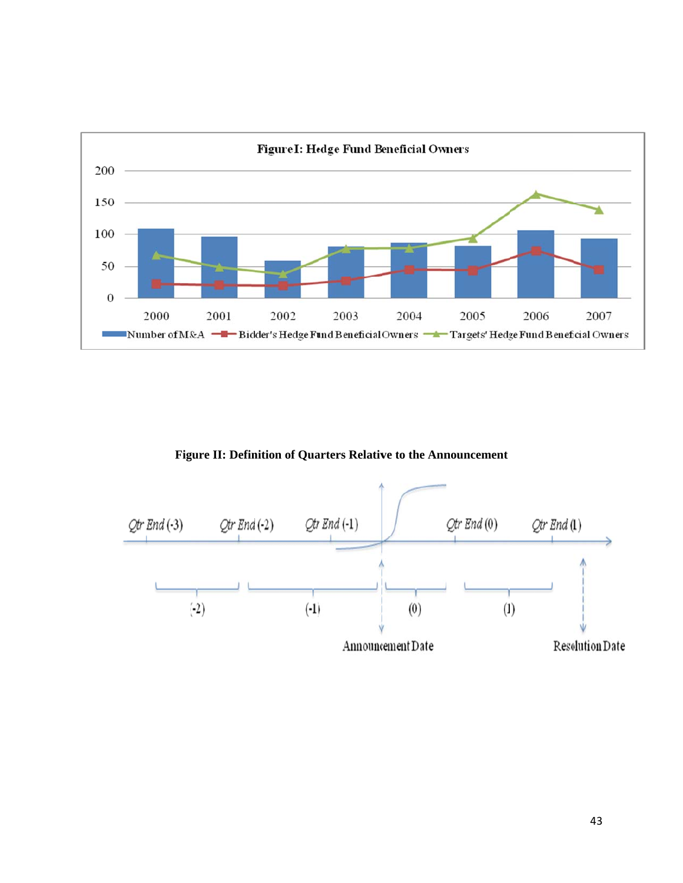Figure I: Hedge Fund Beneficial Owners

200
150
100
50
0

2000 2001 2002 2003 2004 2005 2006 2007

Number of M&A — Bidder's Hedge Fund Beneficial Owners — Targets' Hedge Fund Beneficial Owners

**Figure II: Definition of Quarters Relative to the Announcement**

Qtr End (-3) Qtr End (-2) Qtr End (-1) Qtr End (0) Qtr End (1)

(-2) (-1) (0) (1)

Announcement Date

Resolution Date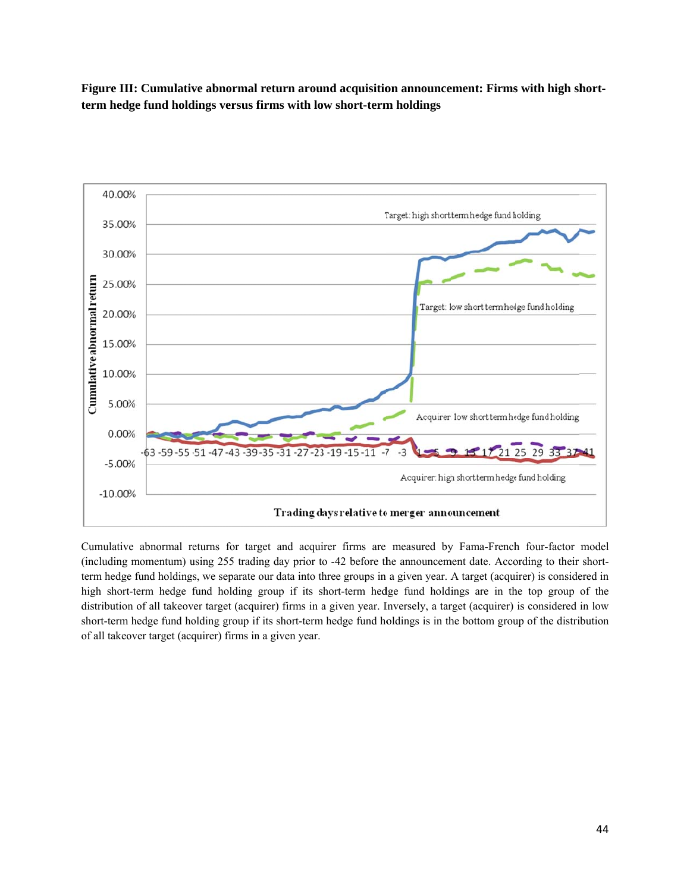**Figure III: Cumulative abnormal return around acquisition announcement: Firms with high short-term hedge fund holdings versus firms with low short-term holdings**

40.00%
35.00%
30.00%
25.00%
20.00%
15.00%
10.00%
5.00%
0.00%
-5.00%
-10.00%

Cumulative abnormal return

Target: high shortterm hedge fund holding

Target: low short term hedge fund holding

Acquirer low short term hedge fund holding

Acquirer: high shortterm hedge fund holding

-63 -59 -55 -51 -47 -43 -39 -35 -31 -27 -23 -19 -15 -11 -7 -3 1 5 9 13 17 21 25 29 33 37 41

Trading days relative to merger announcement

Cumulative abnormal returns for target and acquirer firms are measured by Fama-French four-factor model (including momentum) using 255 trading day prior to -42 before the announcement date. According to their short-term hedge fund holdings, we separate our data into three groups in a given year. A target (acquirer) is considered in high short-term hedge fund holding group if its short-term hedge fund holdings are in the top group of the distribution of all takeover target (acquirer) firms in a given year. Inversely, a target (acquirer) is considered in low short-term hedge fund holding group if its short-term hedge fund holdings is in the bottom group of the distribution of all takeover target (acquirer) firms in a given year.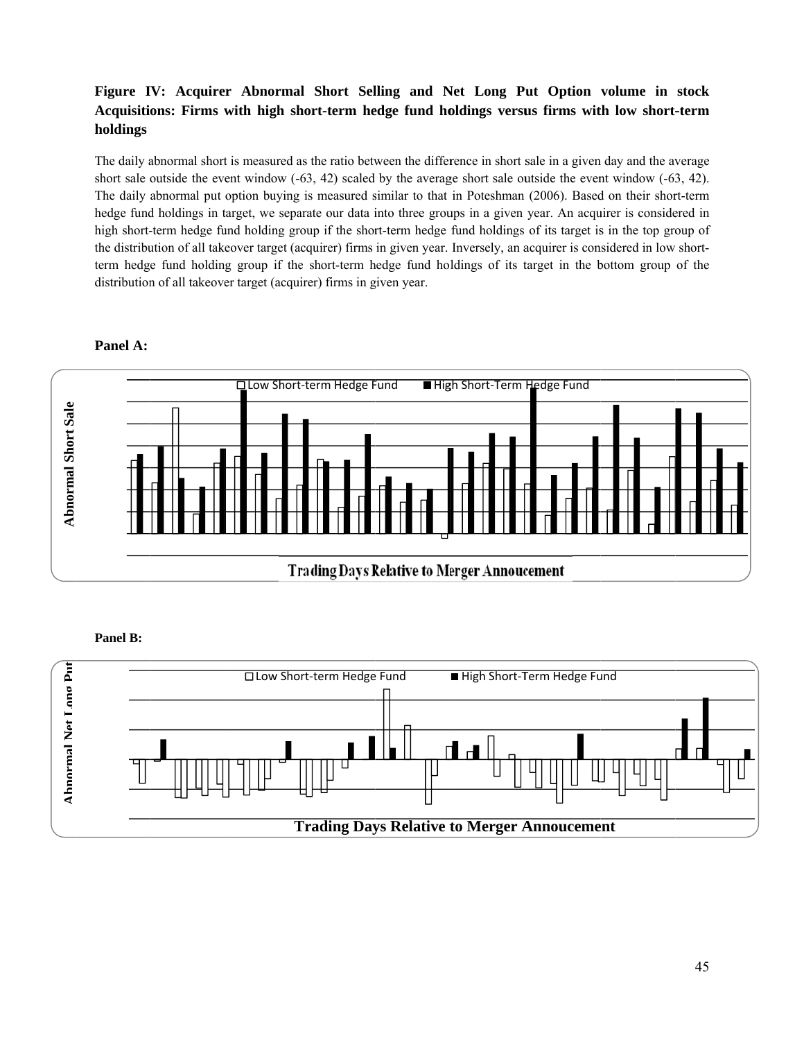**Figure IV: Acquirer Abnormal Short Selling and Net Long Put Option volume in stock Acquisitions: Firms with high short-term hedge fund holdings versus firms with low short-term holdings**

The daily abnormal short is measured as the ratio between the difference in short sale in a given day and the average short sale outside the event window (-63, 42) scaled by the average short sale outside the event window (-63, 42). The daily abnormal put option buying is measured similar to that in Poteshman (2006). Based on their short-term hedge fund holdings in target, we separate our data into three groups in a given year. An acquirer is considered in high short-term hedge fund holding group if the short-term hedge fund holdings of its target is in the top group of the distribution of all takeover target (acquirer) firms in given year. Inversely, an acquirer is considered in low short-term hedge fund holding group if the short-term hedge fund holdings of its target in the bottom group of the distribution of all takeover target (acquirer) firms in given year.

**Panel A:**

Abnormal Short Sale

□ Low Short-term Hedge Fund ■ High Short-Term Hedge Fund

Trading Days Relative to Merger Annoucement

**Panel B:**

Abnormal Net Long Put

□ Low Short-term Hedge Fund ■ High Short-Term Hedge Fund

Trading Days Relative to Merger Annoucement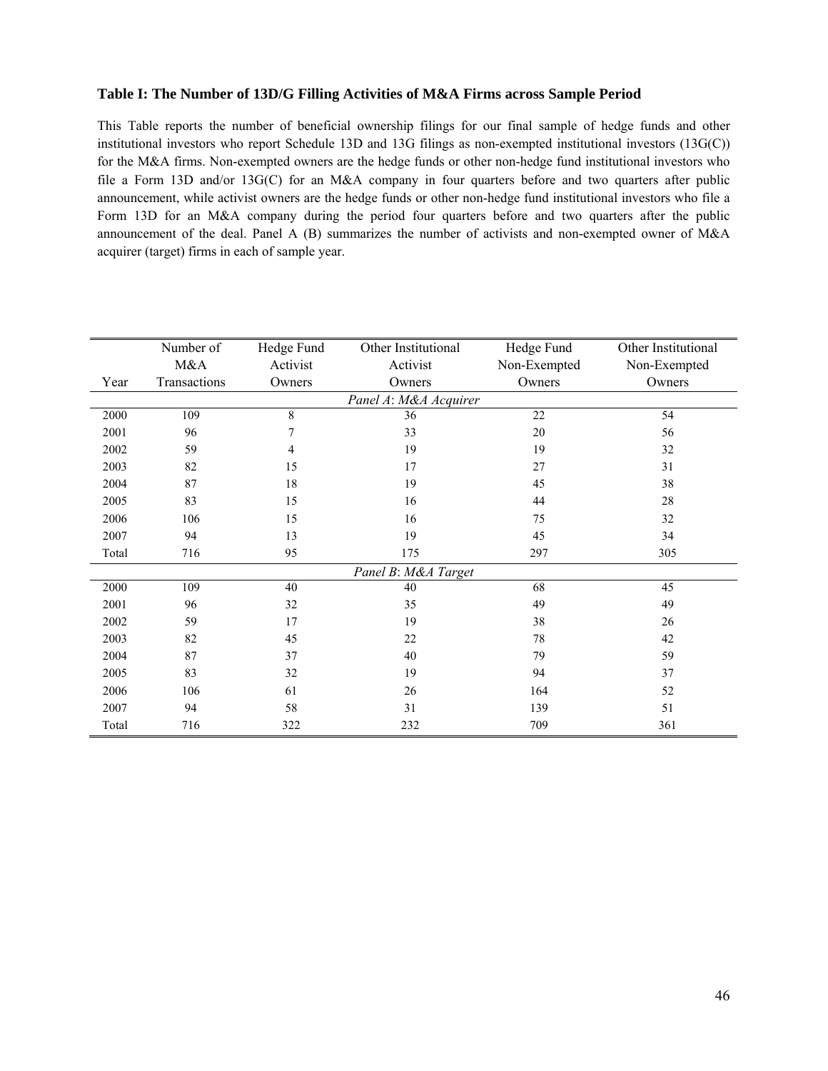**Table I: The Number of 13D/G Filling Activities of M&A Firms across Sample Period**

This Table reports the number of beneficial ownership filings for our final sample of hedge funds and other institutional investors who report Schedule 13D and 13G filings as non-exempted institutional investors (13G(C)) for the M&A firms. Non-exempted owners are the hedge funds or other non-hedge fund institutional investors who file a Form 13D and/or 13G(C) for an M&A company in four quarters before and two quarters after public announcement, while activist owners are the hedge funds or other non-hedge fund institutional investors who file a Form 13D for an M&A company during the period four quarters before and two quarters after the public announcement of the deal. Panel A (B) summarizes the number of activists and non-exempted owner of M&A acquirer (target) firms in each of sample year.

| Year | Number of M&A Transactions | Hedge Fund Activist Owners | Other Institutional Activist Owners | Hedge Fund Non-Exempted Owners | Other Institutional Non-Exempted Owners |
|---|---|---|---|---|---|
| | | | *Panel A*: *M&A Acquirer* | | |
| 2000 | 109 | 8 | 36 | 22 | 54 |
| 2001 | 96 | 7 | 33 | 20 | 56 |
| 2002 | 59 | 4 | 19 | 19 | 32 |
| 2003 | 82 | 15 | 17 | 27 | 31 |
| 2004 | 87 | 18 | 19 | 45 | 38 |
| 2005 | 83 | 15 | 16 | 44 | 28 |
| 2006 | 106 | 15 | 16 | 75 | 32 |
| 2007 | 94 | 13 | 19 | 45 | 34 |
| Total | 716 | 95 | 175 | 297 | 305 |
| | | | *Panel B*: *M&A Target* | | |
| 2000 | 109 | 40 | 40 | 68 | 45 |
| 2001 | 96 | 32 | 35 | 49 | 49 |
| 2002 | 59 | 17 | 19 | 38 | 26 |
| 2003 | 82 | 45 | 22 | 78 | 42 |
| 2004 | 87 | 37 | 40 | 79 | 59 |
| 2005 | 83 | 32 | 19 | 94 | 37 |
| 2006 | 106 | 61 | 26 | 164 | 52 |
| 2007 | 94 | 58 | 31 | 139 | 51 |
| Total | 716 | 322 | 232 | 709 | 361 |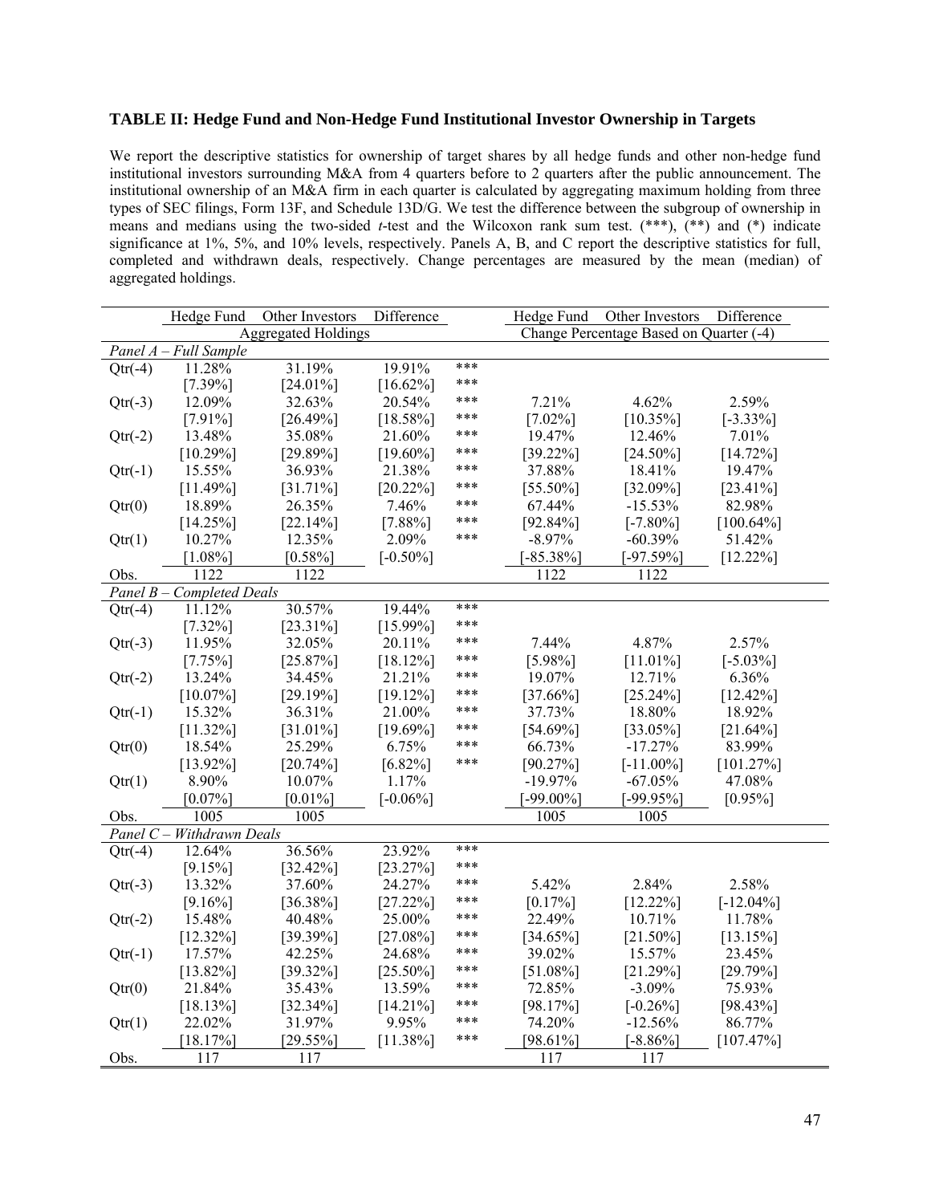**TABLE II: Hedge Fund and Non-Hedge Fund Institutional Investor Ownership in Targets**

We report the descriptive statistics for ownership of target shares by all hedge funds and other non-hedge fund institutional investors surrounding M&A from 4 quarters before to 2 quarters after the public announcement. The institutional ownership of an M&A firm in each quarter is calculated by aggregating maximum holding from three types of SEC filings, Form 13F, and Schedule 13D/G. We test the difference between the subgroup of ownership in means and medians using the two-sided *t*-test and the Wilcoxon rank sum test. (***), (**) and (*) indicate significance at 1%, 5%, and 10% levels, respectively. Panels A, B, and C report the descriptive statistics for full, completed and withdrawn deals, respectively. Change percentages are measured by the mean (median) of aggregated holdings.

| | Hedge Fund | Other Investors | Difference | | Hedge Fund | Other Investors | Difference |
|---|---|---|---|---|---|---|---|
| | Aggregated Holdings | | | | Change Percentage Based on Quarter (-4) | | |
| *Panel A – Full Sample* | | | | | | | |
| Qtr(-4) | 11.28% | 31.19% | 19.91% | *** | | | |
| | [7.39%] | [24.01%] | [16.62%] | *** | | | |
| Qtr(-3) | 12.09% | 32.63% | 20.54% | *** | 7.21% | 4.62% | 2.59% |
| | [7.91%] | [26.49%] | [18.58%] | *** | [7.02%] | [10.35%] | [-3.33%] |
| Qtr(-2) | 13.48% | 35.08% | 21.60% | *** | 19.47% | 12.46% | 7.01% |
| | [10.29%] | [29.89%] | [19.60%] | *** | [39.22%] | [24.50%] | [14.72%] |
| Qtr(-1) | 15.55% | 36.93% | 21.38% | *** | 37.88% | 18.41% | 19.47% |
| | [11.49%] | [31.71%] | [20.22%] | *** | [55.50%] | [32.09%] | [23.41%] |
| Qtr(0) | 18.89% | 26.35% | 7.46% | *** | 67.44% | -15.53% | 82.98% |
| | [14.25%] | [22.14%] | [7.88%] | *** | [92.84%] | [-7.80%] | [100.64%] |
| Qtr(1) | 10.27% | 12.35% | 2.09% | *** | -8.97% | -60.39% | 51.42% |
| | [1.08%] | [0.58%] | [-0.50%] | | [-85.38%] | [-97.59%] | [12.22%] |
| Obs. | 1122 | 1122 | | | 1122 | 1122 | |
| *Panel B – Completed Deals* | | | | | | | |
| Qtr(-4) | 11.12% | 30.57% | 19.44% | *** | | | |
| | [7.32%] | [23.31%] | [15.99%] | *** | | | |
| Qtr(-3) | 11.95% | 32.05% | 20.11% | *** | 7.44% | 4.87% | 2.57% |
| | [7.75%] | [25.87%] | [18.12%] | *** | [5.98%] | [11.01%] | [-5.03%] |
| Qtr(-2) | 13.24% | 34.45% | 21.21% | *** | 19.07% | 12.71% | 6.36% |
| | [10.07%] | [29.19%] | [19.12%] | *** | [37.66%] | [25.24%] | [12.42%] |
| Qtr(-1) | 15.32% | 36.31% | 21.00% | *** | 37.73% | 18.80% | 18.92% |
| | [11.32%] | [31.01%] | [19.69%] | *** | [54.69%] | [33.05%] | [21.64%] |
| Qtr(0) | 18.54% | 25.29% | 6.75% | *** | 66.73% | -17.27% | 83.99% |
| | [13.92%] | [20.74%] | [6.82%] | *** | [90.27%] | [-11.00%] | [101.27%] |
| Qtr(1) | 8.90% | 10.07% | 1.17% | | -19.97% | -67.05% | 47.08% |
| | [0.07%] | [0.01%] | [-0.06%] | | [-99.00%] | [-99.95%] | [0.95%] |
| Obs. | 1005 | 1005 | | | 1005 | 1005 | |
| *Panel C – Withdrawn Deals* | | | | | | | |
| Qtr(-4) | 12.64% | 36.56% | 23.92% | *** | | | |
| | [9.15%] | [32.42%] | [23.27%] | *** | | | |
| Qtr(-3) | 13.32% | 37.60% | 24.27% | *** | 5.42% | 2.84% | 2.58% |
| | [9.16%] | [36.38%] | [27.22%] | *** | [0.17%] | [12.22%] | [-12.04%] |
| Qtr(-2) | 15.48% | 40.48% | 25.00% | *** | 22.49% | 10.71% | 11.78% |
| | [12.32%] | [39.39%] | [27.08%] | *** | [34.65%] | [21.50%] | [13.15%] |
| Qtr(-1) | 17.57% | 42.25% | 24.68% | *** | 39.02% | 15.57% | 23.45% |
| | [13.82%] | [39.32%] | [25.50%] | *** | [51.08%] | [21.29%] | [29.79%] |
| Qtr(0) | 21.84% | 35.43% | 13.59% | *** | 72.85% | -3.09% | 75.93% |
| | [18.13%] | [32.34%] | [14.21%] | *** | [98.17%] | [-0.26%] | [98.43%] |
| Qtr(1) | 22.02% | 31.97% | 9.95% | *** | 74.20% | -12.56% | 86.77% |
| | [18.17%] | [29.55%] | [11.38%] | *** | [98.61%] | [-8.86%] | [107.47%] |
| Obs. | 117 | 117 | | | 117 | 117 | |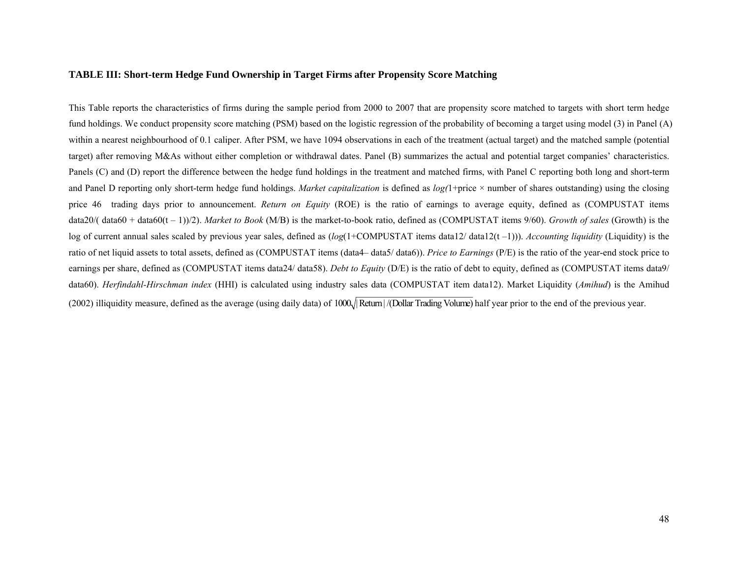**TABLE III: Short-term Hedge Fund Ownership in Target Firms after Propensity Score Matching**

This Table reports the characteristics of firms during the sample period from 2000 to 2007 that are propensity score matched to targets with short term hedge fund holdings. We conduct propensity score matching (PSM) based on the logistic regression of the probability of becoming a target using model (3) in Panel (A) within a nearest neighbourhood of 0.1 caliper. After PSM, we have 1094 observations in each of the treatment (actual target) and the matched sample (potential target) after removing M&As without either completion or withdrawal dates. Panel (B) summarizes the actual and potential target companies' characteristics. Panels (C) and (D) report the difference between the hedge fund holdings in the treatment and matched firms, with Panel C reporting both long and short-term and Panel D reporting only short-term hedge fund holdings. *Market capitalization* is defined as *log(*1+price × number of shares outstanding) using the closing price 46 trading days prior to announcement. *Return on Equity* (ROE) is the ratio of earnings to average equity, defined as (COMPUSTAT items data20/( data60 + data60(t – 1))/2). *Market to Book* (M/B) is the market-to-book ratio, defined as (COMPUSTAT items 9/60). *Growth of sales* (Growth) is the log of current annual sales scaled by previous year sales, defined as (*log*(1+COMPUSTAT items data12/ data12(t –1))). *Accounting liquidity* (Liquidity) is the ratio of net liquid assets to total assets, defined as (COMPUSTAT items (data4– data5/ data6)). *Price to Earnings* (P/E) is the ratio of the year-end stock price to earnings per share, defined as (COMPUSTAT items data24/ data58). *Debt to Equity* (D/E) is the ratio of debt to equity, defined as (COMPUSTAT items data9/ data60). *Herfindahl-Hirschman index* (HHI) is calculated using industry sales data (COMPUSTAT item data12). Market Liquidity (*Amihud*) is the Amihud (2002) illiquidity measure, defined as the average (using daily data) of $1000\sqrt{|\text{Return}|/(\text{Dollar Trading Volume})}$ half year prior to the end of the previous year.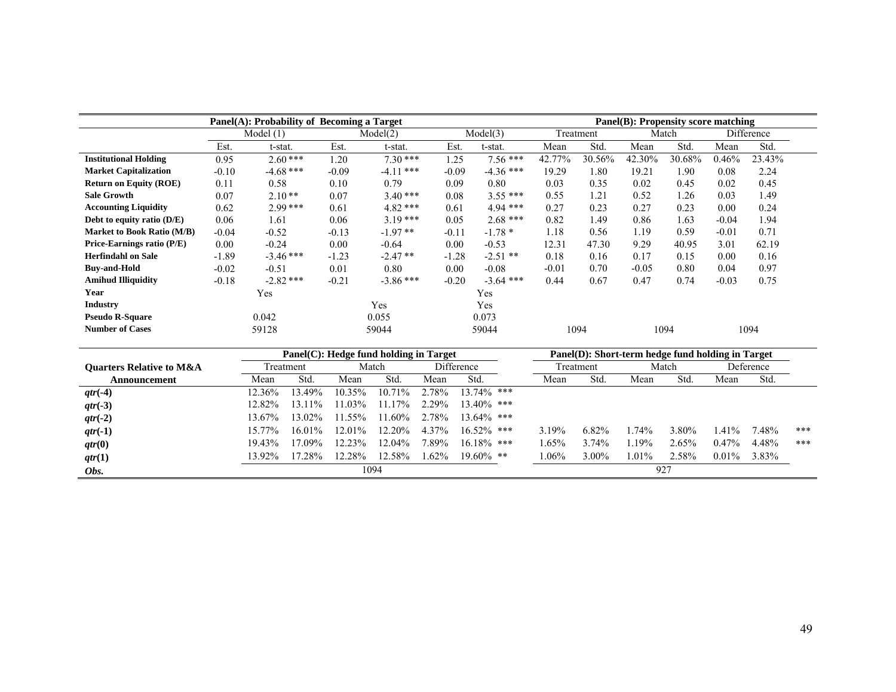| | Panel(A): Probability of Becoming a Target | | | | | | Panel(B): Propensity score matching | | | | | |
|---|---|---|---|---|---|---|---|---|---|---|---|---|
| | Model (1) | | Model(2) | | Model(3) | | Treatment | | Match | | Difference | |
| | Est. | t-stat. | Est. | t-stat. | Est. | t-stat. | Mean | Std. | Mean | Std. | Mean | Std. |
| **Institutional Holding** | 0.95 | 2.60 *** | 1.20 | 7.30 *** | 1.25 | 7.56 *** | 42.77% | 30.56% | 42.30% | 30.68% | 0.46% | 23.43% |
| **Market Capitalization** | -0.10 | -4.68 *** | -0.09 | -4.11 *** | -0.09 | -4.36 *** | 19.29 | 1.80 | 19.21 | 1.90 | 0.08 | 2.24 |
| **Return on Equity (ROE)** | 0.11 | 0.58 | 0.10 | 0.79 | 0.09 | 0.80 | 0.03 | 0.35 | 0.02 | 0.45 | 0.02 | 0.45 |
| **Sale Growth** | 0.07 | 2.10 ** | 0.07 | 3.40 *** | 0.08 | 3.55 *** | 0.55 | 1.21 | 0.52 | 1.26 | 0.03 | 1.49 |
| **Accounting Liquidity** | 0.62 | 2.99 *** | 0.61 | 4.82 *** | 0.61 | 4.94 *** | 0.27 | 0.23 | 0.27 | 0.23 | 0.00 | 0.24 |
| **Debt to equity ratio (D/E)** | 0.06 | 1.61 | 0.06 | 3.19 *** | 0.05 | 2.68 *** | 0.82 | 1.49 | 0.86 | 1.63 | -0.04 | 1.94 |
| **Market to Book Ratio (M/B)** | -0.04 | -0.52 | -0.13 | -1.97 ** | -0.11 | -1.78 * | 1.18 | 0.56 | 1.19 | 0.59 | -0.01 | 0.71 |
| **Price-Earnings ratio (P/E)** | 0.00 | -0.24 | 0.00 | -0.64 | 0.00 | -0.53 | 12.31 | 47.30 | 9.29 | 40.95 | 3.01 | 62.19 |
| **Herfindahl on Sale** | -1.89 | -3.46 *** | -1.23 | -2.47 ** | -1.28 | -2.51 ** | 0.18 | 0.16 | 0.17 | 0.15 | 0.00 | 0.16 |
| **Buy-and-Hold** | -0.02 | -0.51 | 0.01 | 0.80 | 0.00 | -0.08 | -0.01 | 0.70 | -0.05 | 0.80 | 0.04 | 0.97 |
| **Amihud Illiquidity** | -0.18 | -2.82 *** | -0.21 | -3.86 *** | -0.20 | -3.64 *** | 0.44 | 0.67 | 0.47 | 0.74 | -0.03 | 0.75 |
| **Year** | Yes | | | | Yes | | | | | | | |
| **Industry** | | | Yes | | Yes | | | | | | | |
| **Pseudo R-Square** | 0.042 | | 0.055 | | 0.073 | | | | | | | |
| **Number of Cases** | 59128 | | 59044 | | 59044 | | 1094 | | 1094 | | 1094 | |

| **Quarters Relative to M&A Announcement** | Panel(C): Hedge fund holding in Target | | | | | | | Panel(D): Short-term hedge fund holding in Target | | | | | | |
|---|---|---|---|---|---|---|---|---|---|---|---|---|---|---|
| | Treatment | | Match | | Difference | | | Treatment | | Match | | Deference | | |
| | Mean | Std. | Mean | Std. | Mean | Std. | | Mean | Std. | Mean | Std. | Mean | Std. | |
| ***qtr*(-4)** | 12.36% | 13.49% | 10.35% | 10.71% | 2.78% | 13.74% | *** | | | | | | | |
| ***qtr*(-3)** | 12.82% | 13.11% | 11.03% | 11.17% | 2.29% | 13.40% | *** | | | | | | | |
| ***qtr*(-2)** | 13.67% | 13.02% | 11.55% | 11.60% | 2.78% | 13.64% | *** | | | | | | | |
| ***qtr*(-1)** | 15.77% | 16.01% | 12.01% | 12.20% | 4.37% | 16.52% | *** | 3.19% | 6.82% | 1.74% | 3.80% | 1.41% | 7.48% | *** |
| ***qtr*(0)** | 19.43% | 17.09% | 12.23% | 12.04% | 7.89% | 16.18% | *** | 1.65% | 3.74% | 1.19% | 2.65% | 0.47% | 4.48% | *** |
| ***qtr*(1)** | 13.92% | 17.28% | 12.28% | 12.58% | 1.62% | 19.60% | ** | 1.06% | 3.00% | 1.01% | 2.58% | 0.01% | 3.83% | |
| ***Obs.*** | | | 1094 | | | | | | | 927 | | | | |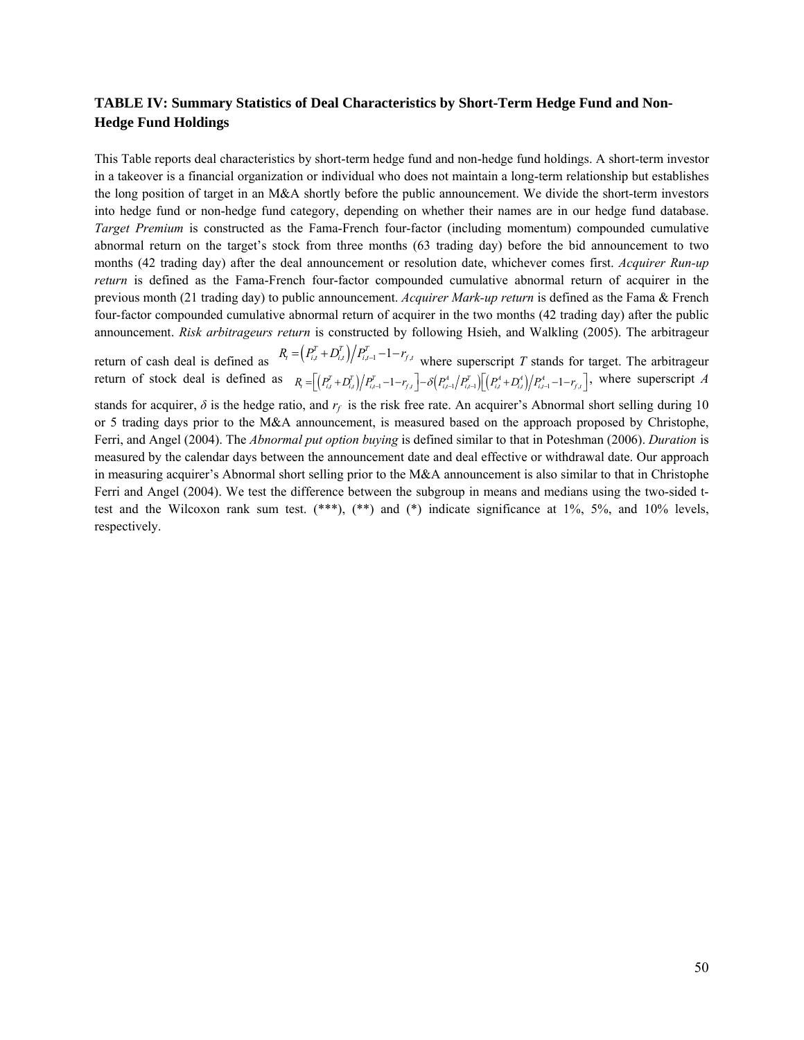**TABLE IV: Summary Statistics of Deal Characteristics by Short-Term Hedge Fund and Non-Hedge Fund Holdings**

This Table reports deal characteristics by short-term hedge fund and non-hedge fund holdings. A short-term investor in a takeover is a financial organization or individual who does not maintain a long-term relationship but establishes the long position of target in an M&A shortly before the public announcement. We divide the short-term investors into hedge fund or non-hedge fund category, depending on whether their names are in our hedge fund database. *Target Premium* is constructed as the Fama-French four-factor (including momentum) compounded cumulative abnormal return on the target's stock from three months (63 trading day) before the bid announcement to two months (42 trading day) after the deal announcement or resolution date, whichever comes first. *Acquirer Run-up return* is defined as the Fama-French four-factor compounded cumulative abnormal return of acquirer in the previous month (21 trading day) to public announcement. *Acquirer Mark-up return* is defined as the Fama & French four-factor compounded cumulative abnormal return of acquirer in the two months (42 trading day) after the public announcement. *Risk arbitrageurs return* is constructed by following Hsieh, and Walkling (2005). The arbitrageur return of cash deal is defined as $R_t = \left(P_{i,t}^T + D_{i,t}^T\right) / P_{i,t-1}^T - 1 - r_{f,t}$ where superscript $T$ stands for target. The arbitrageur return of stock deal is defined as $R_t = \left[\left(P_{i,t}^T + D_{i,t}^T\right) / P_{i,t-1}^T - 1 - r_{f,t}\right] - \delta\left(P_{i,t-1}^A / P_{i,t-1}^T\right)\left[\left(P_{i,t}^A + D_{i,t}^A\right) / P_{i,t-1}^A - 1 - r_{f,t}\right]$, where superscript $A$ stands for acquirer, $\delta$ is the hedge ratio, and $r_f$ is the risk free rate. An acquirer's Abnormal short selling during 10 or 5 trading days prior to the M&A announcement, is measured based on the approach proposed by Christophe, Ferri, and Angel (2004). The *Abnormal put option buying* is defined similar to that in Poteshman (2006). *Duration* is measured by the calendar days between the announcement date and deal effective or withdrawal date. Our approach in measuring acquirer's Abnormal short selling prior to the M&A announcement is also similar to that in Christophe Ferri and Angel (2004). We test the difference between the subgroup in means and medians using the two-sided t-test and the Wilcoxon rank sum test. (***), (**) and (*) indicate significance at 1%, 5%, and 10% levels, respectively.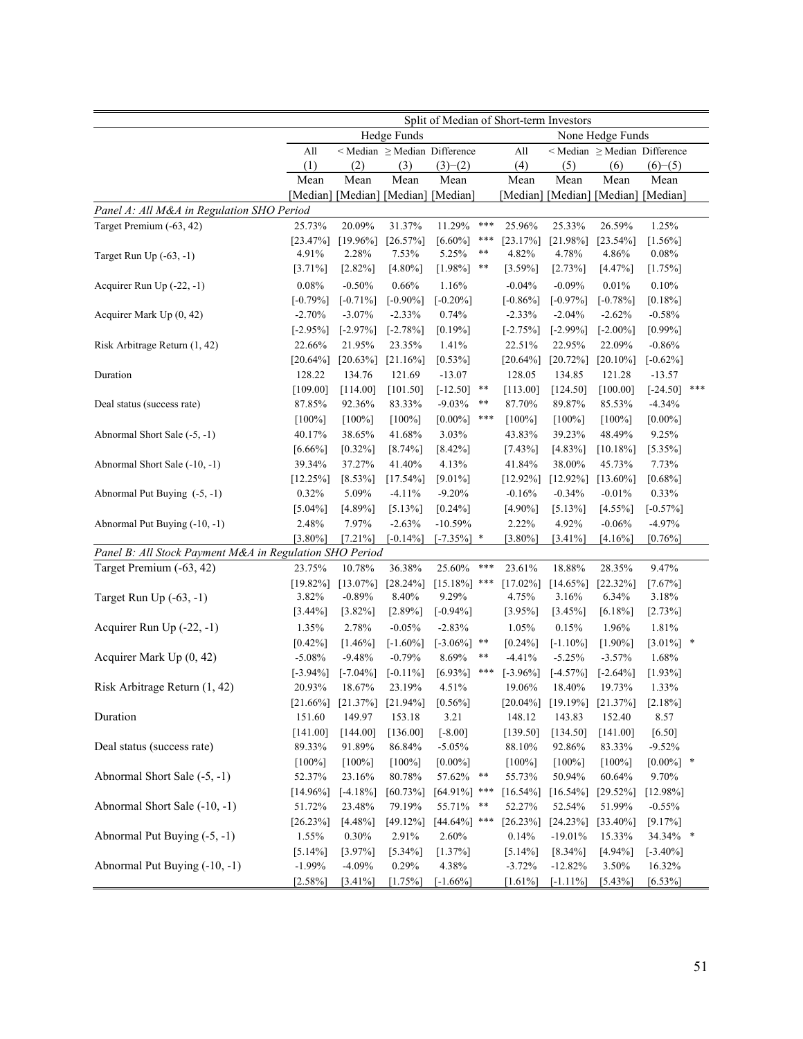| | Split of Median of Short-term Investors | | | | | | | |
|---|---|---|---|---|---|---|---|---|
| | Hedge Funds | | | | None Hedge Funds | | | |
| | All | < Median | ≥ Median | Difference | All | < Median | ≥ Median | Difference |
| | (1) | (2) | (3) | (3)−(2) | (4) | (5) | (6) | (6)−(5) |
| | Mean | Mean | Mean | Mean | Mean | Mean | Mean | Mean |
| | [Median] | [Median] | [Median] | [Median] | [Median] | [Median] | [Median] | [Median] |
| *Panel A: All M&A in Regulation SHO Period* | | | | | | | | |
| Target Premium (-63, 42) | 25.73% | 20.09% | 31.37% | 11.29% *** | 25.96% | 25.33% | 26.59% | 1.25% |
| | [23.47%] | [19.96%] | [26.57%] | [6.60%] *** | [23.17%] | [21.98%] | [23.54%] | [1.56%] |
| Target Run Up (-63, -1) | 4.91% | 2.28% | 7.53% | 5.25% ** | 4.82% | 4.78% | 4.86% | 0.08% |
| | [3.71%] | [2.82%] | [4.80%] | [1.98%] ** | [3.59%] | [2.73%] | [4.47%] | [1.75%] |
| Acquirer Run Up (-22, -1) | 0.08% | -0.50% | 0.66% | 1.16% | -0.04% | -0.09% | 0.01% | 0.10% |
| | [-0.79%] | [-0.71%] | [-0.90%] | [-0.20%] | [-0.86%] | [-0.97%] | [-0.78%] | [0.18%] |
| Acquirer Mark Up (0, 42) | -2.70% | -3.07% | -2.33% | 0.74% | -2.33% | -2.04% | -2.62% | -0.58% |
| | [-2.95%] | [-2.97%] | [-2.78%] | [0.19%] | [-2.75%] | [-2.99%] | [-2.00%] | [0.99%] |
| Risk Arbitrage Return (1, 42) | 22.66% | 21.95% | 23.35% | 1.41% | 22.51% | 22.95% | 22.09% | -0.86% |
| | [20.64%] | [20.63%] | [21.16%] | [0.53%] | [20.64%] | [20.72%] | [20.10%] | [-0.62%] |
| Duration | 128.22 | 134.76 | 121.69 | -13.07 | 128.05 | 134.85 | 121.28 | -13.57 |
| | [109.00] | [114.00] | [101.50] | [-12.50] ** | [113.00] | [124.50] | [100.00] | [-24.50] *** |
| Deal status (success rate) | 87.85% | 92.36% | 83.33% | -9.03% ** | 87.70% | 89.87% | 85.53% | -4.34% |
| | [100%] | [100%] | [100%] | [0.00%] *** | [100%] | [100%] | [100%] | [0.00%] |
| Abnormal Short Sale (-5, -1) | 40.17% | 38.65% | 41.68% | 3.03% | 43.83% | 39.23% | 48.49% | 9.25% |
| | [6.66%] | [0.32%] | [8.74%] | [8.42%] | [7.43%] | [4.83%] | [10.18%] | [5.35%] |
| Abnormal Short Sale (-10, -1) | 39.34% | 37.27% | 41.40% | 4.13% | 41.84% | 38.00% | 45.73% | 7.73% |
| | [12.25%] | [8.53%] | [17.54%] | [9.01%] | [12.92%] | [12.92%] | [13.60%] | [0.68%] |
| Abnormal Put Buying (-5, -1) | 0.32% | 5.09% | -4.11% | -9.20% | -0.16% | -0.34% | -0.01% | 0.33% |
| | [5.04%] | [4.89%] | [5.13%] | [0.24%] | [4.90%] | [5.13%] | [4.55%] | [-0.57%] |
| Abnormal Put Buying (-10, -1) | 2.48% | 7.97% | -2.63% | -10.59% | 2.22% | 4.92% | -0.06% | -4.97% |
| | [3.80%] | [7.21%] | [-0.14%] | [-7.35%] * | [3.80%] | [3.41%] | [4.16%] | [0.76%] |
| *Panel B: All Stock Payment M&A in Regulation SHO Period* | | | | | | | | |
| Target Premium (-63, 42) | 23.75% | 10.78% | 36.38% | 25.60% *** | 23.61% | 18.88% | 28.35% | 9.47% |
| | [19.82%] | [13.07%] | [28.24%] | [15.18%] *** | [17.02%] | [14.65%] | [22.32%] | [7.67%] |
| Target Run Up (-63, -1) | 3.82% | -0.89% | 8.40% | 9.29% | 4.75% | 3.16% | 6.34% | 3.18% |
| | [3.44%] | [3.82%] | [2.89%] | [-0.94%] | [3.95%] | [3.45%] | [6.18%] | [2.73%] |
| Acquirer Run Up (-22, -1) | 1.35% | 2.78% | -0.05% | -2.83% | 1.05% | 0.15% | 1.96% | 1.81% |
| | [0.42%] | [1.46%] | [-1.60%] | [-3.06%] ** | [0.24%] | [-1.10%] | [1.90%] | [3.01%] * |
| Acquirer Mark Up (0, 42) | -5.08% | -9.48% | -0.79% | 8.69% ** | -4.41% | -5.25% | -3.57% | 1.68% |
| | [-3.94%] | [-7.04%] | [-0.11%] | [6.93%] *** | [-3.96%] | [-4.57%] | [-2.64%] | [1.93%] |
| Risk Arbitrage Return (1, 42) | 20.93% | 18.67% | 23.19% | 4.51% | 19.06% | 18.40% | 19.73% | 1.33% |
| | [21.66%] | [21.37%] | [21.94%] | [0.56%] | [20.04%] | [19.19%] | [21.37%] | [2.18%] |
| Duration | 151.60 | 149.97 | 153.18 | 3.21 | 148.12 | 143.83 | 152.40 | 8.57 |
| | [141.00] | [144.00] | [136.00] | [-8.00] | [139.50] | [134.50] | [141.00] | [6.50] |
| Deal status (success rate) | 89.33% | 91.89% | 86.84% | -5.05% | 88.10% | 92.86% | 83.33% | -9.52% |
| | [100%] | [100%] | [100%] | [0.00%] | [100%] | [100%] | [100%] | [0.00%] * |
| Abnormal Short Sale (-5, -1) | 52.37% | 23.16% | 80.78% | 57.62% ** | 55.73% | 50.94% | 60.64% | 9.70% |
| | [14.96%] | [-4.18%] | [60.73%] | [64.91%] *** | [16.54%] | [16.54%] | [29.52%] | [12.98%] |
| Abnormal Short Sale (-10, -1) | 51.72% | 23.48% | 79.19% | 55.71% ** | 52.27% | 52.54% | 51.99% | -0.55% |
| | [26.23%] | [4.48%] | [49.12%] | [44.64%] *** | [26.23%] | [24.23%] | [33.40%] | [9.17%] |
| Abnormal Put Buying (-5, -1) | 1.55% | 0.30% | 2.91% | 2.60% | 0.14% | -19.01% | 15.33% | 34.34% * |
| | [5.14%] | [3.97%] | [5.34%] | [1.37%] | [5.14%] | [8.34%] | [4.94%] | [-3.40%] |
| Abnormal Put Buying (-10, -1) | -1.99% | -4.09% | 0.29% | 4.38% | -3.72% | -12.82% | 3.50% | 16.32% |
| | [2.58%] | [3.41%] | [1.75%] | [-1.66%] | [1.61%] | [-1.11%] | [5.43%] | [6.53%] |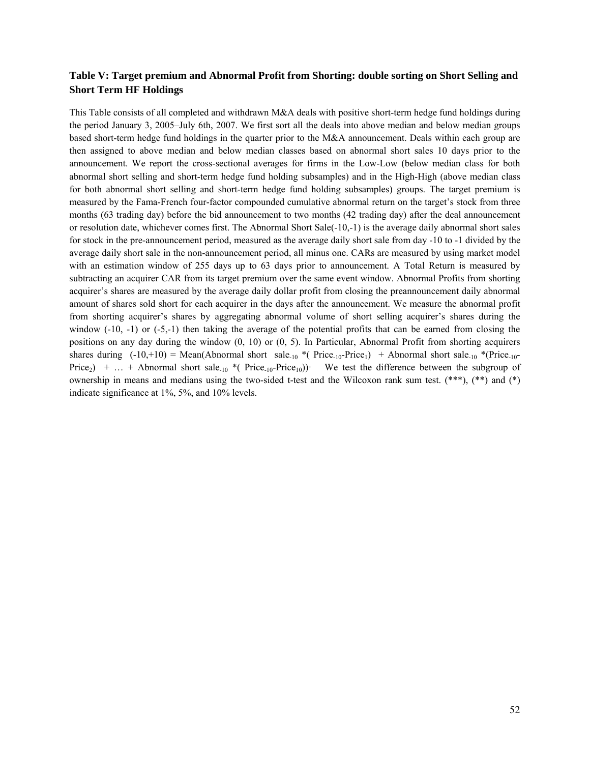### Table V: Target premium and Abnormal Profit from Shorting: double sorting on Short Selling and Short Term HF Holdings

This Table consists of all completed and withdrawn M&A deals with positive short-term hedge fund holdings during the period January 3, 2005–July 6th, 2007. We first sort all the deals into above median and below median groups based short-term hedge fund holdings in the quarter prior to the M&A announcement. Deals within each group are then assigned to above median and below median classes based on abnormal short sales 10 days prior to the announcement. We report the cross-sectional averages for firms in the Low-Low (below median class for both abnormal short selling and short-term hedge fund holding subsamples) and in the High-High (above median class for both abnormal short selling and short-term hedge fund holding subsamples) groups. The target premium is measured by the Fama-French four-factor compounded cumulative abnormal return on the target's stock from three months (63 trading day) before the bid announcement to two months (42 trading day) after the deal announcement or resolution date, whichever comes first. The Abnormal Short Sale(-10,-1) is the average daily abnormal short sales for stock in the pre-announcement period, measured as the average daily short sale from day -10 to -1 divided by the average daily short sale in the non-announcement period, all minus one. CARs are measured by using market model with an estimation window of 255 days up to 63 days prior to announcement. A Total Return is measured by subtracting an acquirer CAR from its target premium over the same event window. Abnormal Profits from shorting acquirer's shares are measured by the average daily dollar profit from closing the preannouncement daily abnormal amount of shares sold short for each acquirer in the days after the announcement. We measure the abnormal profit from shorting acquirer's shares by aggregating abnormal volume of short selling acquirer's shares during the window (-10, -1) or (-5,-1) then taking the average of the potential profits that can be earned from closing the positions on any day during the window (0, 10) or (0, 5). In Particular, Abnormal Profit from shorting acquirers shares during (-10,+10) = Mean(Abnormal short sale$_{-10}$ *( Price$_{-10}$-Price$_{1}$) + Abnormal short sale$_{-10}$ *(Price$_{-10}$-Price$_{2}$) + … + Abnormal short sale$_{-10}$ *( Price$_{-10}$-Price$_{10}$)). We test the difference between the subgroup of ownership in means and medians using the two-sided t-test and the Wilcoxon rank sum test. (***), (**) and (*) indicate significance at 1%, 5%, and 10% levels.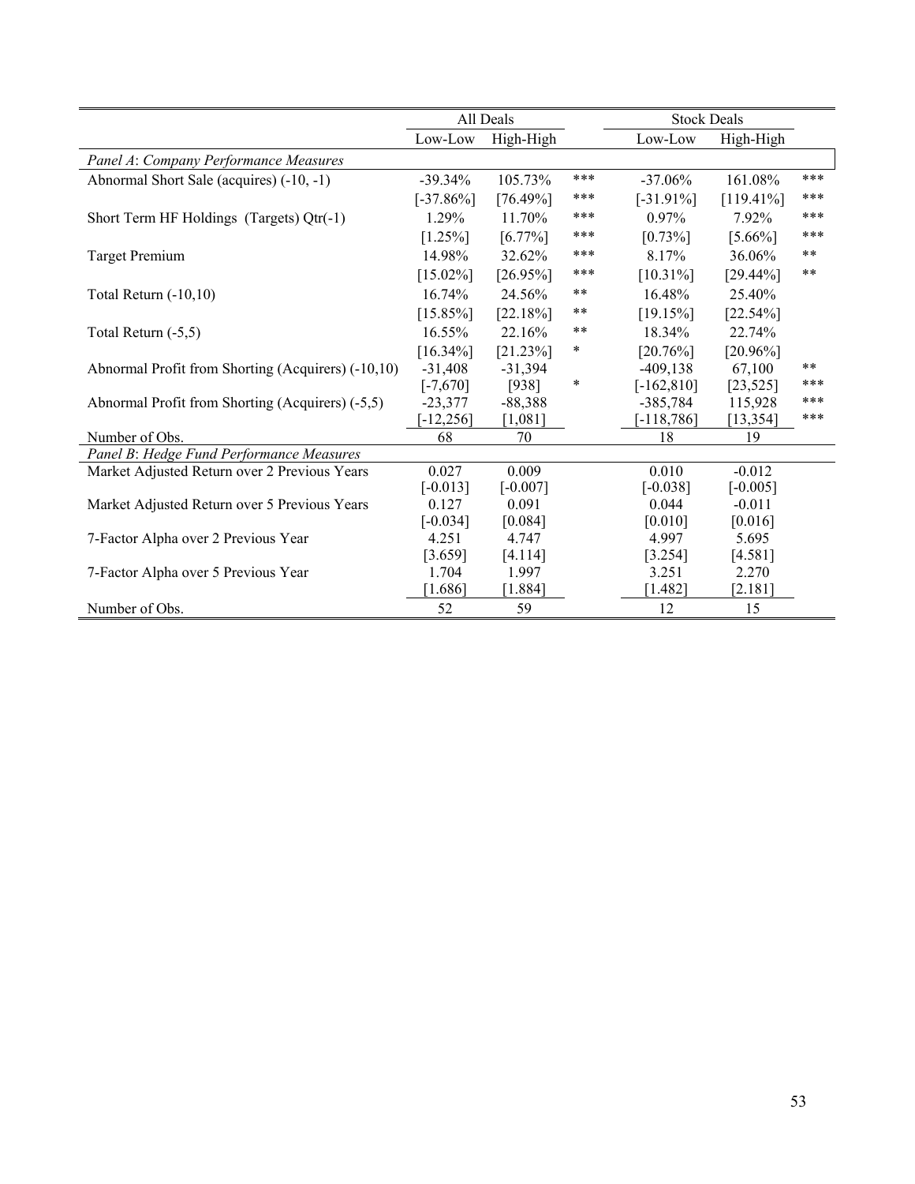| | All Deals | | | Stock Deals | | |
|---|---|---|---|---|---|---|
| | Low-Low | High-High | | Low-Low | High-High | |
| *Panel A: Company Performance Measures* | | | | | | |
| Abnormal Short Sale (acquires) (-10, -1) | -39.34% | 105.73% | *** | -37.06% | 161.08% | *** |
| | [-37.86%] | [76.49%] | *** | [-31.91%] | [119.41%] | *** |
| Short Term HF Holdings (Targets) Qtr(-1) | 1.29% | 11.70% | *** | 0.97% | 7.92% | *** |
| | [1.25%] | [6.77%] | *** | [0.73%] | [5.66%] | *** |
| Target Premium | 14.98% | 32.62% | *** | 8.17% | 36.06% | ** |
| | [15.02%] | [26.95%] | *** | [10.31%] | [29.44%] | ** |
| Total Return (-10,10) | 16.74% | 24.56% | ** | 16.48% | 25.40% | |
| | [15.85%] | [22.18%] | ** | [19.15%] | [22.54%] | |
| Total Return (-5,5) | 16.55% | 22.16% | ** | 18.34% | 22.74% | |
| | [16.34%] | [21.23%] | * | [20.76%] | [20.96%] | |
| Abnormal Profit from Shorting (Acquirers) (-10,10) | -31,408 | -31,394 | | -409,138 | 67,100 | ** |
| | [-7,670] | [938] | * | [-162,810] | [23,525] | *** |
| Abnormal Profit from Shorting (Acquirers) (-5,5) | -23,377 | -88,388 | | -385,784 | 115,928 | *** |
| | [-12,256] | [1,081] | | [-118,786] | [13,354] | *** |
| Number of Obs. | 68 | 70 | | 18 | 19 | |
| *Panel B: Hedge Fund Performance Measures* | | | | | | |
| Market Adjusted Return over 2 Previous Years | 0.027 | 0.009 | | 0.010 | -0.012 | |
| | [-0.013] | [-0.007] | | [-0.038] | [-0.005] | |
| Market Adjusted Return over 5 Previous Years | 0.127 | 0.091 | | 0.044 | -0.011 | |
| | [-0.034] | [0.084] | | [0.010] | [0.016] | |
| 7-Factor Alpha over 2 Previous Year | 4.251 | 4.747 | | 4.997 | 5.695 | |
| | [3.659] | [4.114] | | [3.254] | [4.581] | |
| 7-Factor Alpha over 5 Previous Year | 1.704 | 1.997 | | 3.251 | 2.270 | |
| | [1.686] | [1.884] | | [1.482] | [2.181] | |
| Number of Obs. | 52 | 59 | | 12 | 15 | |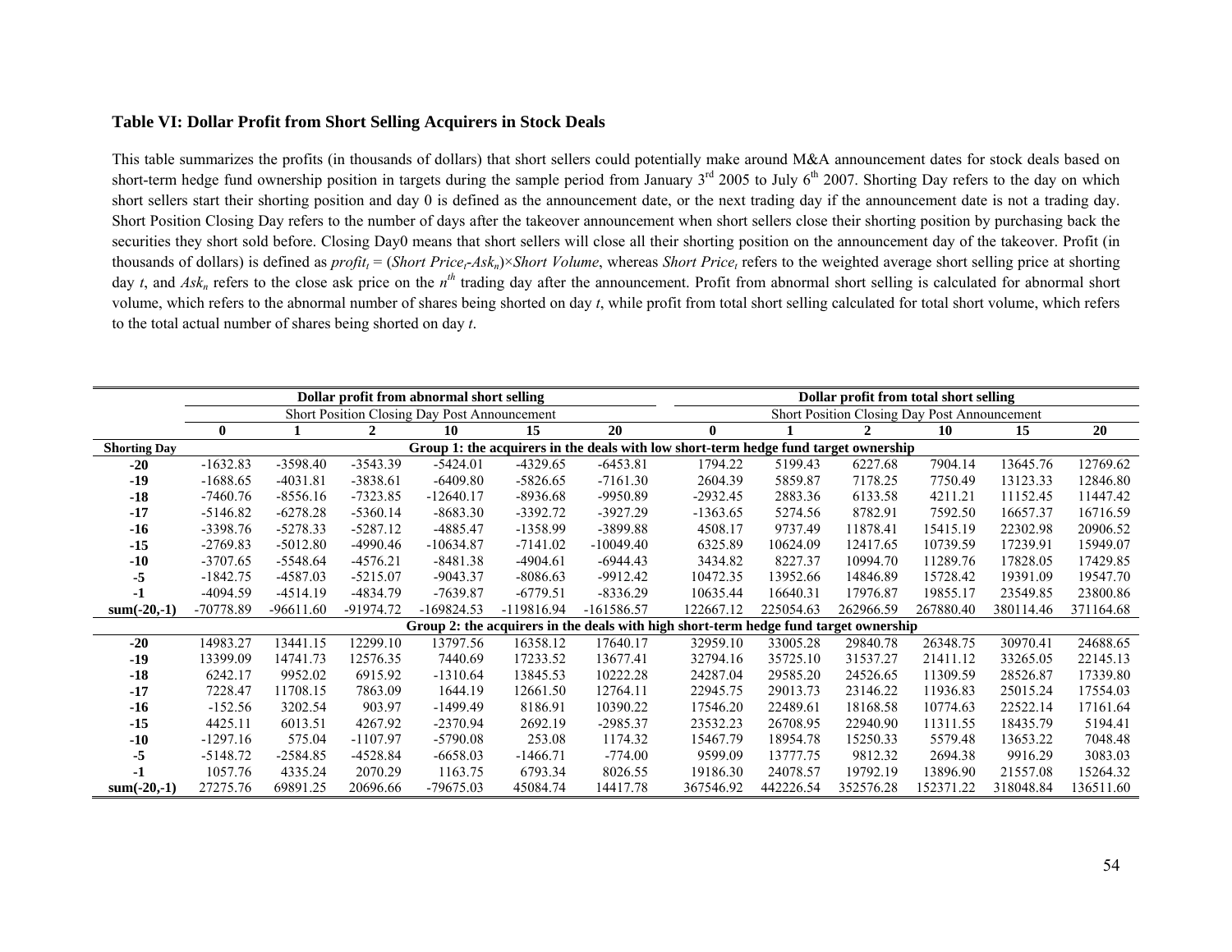### Table VI: Dollar Profit from Short Selling Acquirers in Stock Deals

This table summarizes the profits (in thousands of dollars) that short sellers could potentially make around M&A announcement dates for stock deals based on short-term hedge fund ownership position in targets during the sample period from January 3rd 2005 to July 6th 2007. Shorting Day refers to the day on which short sellers start their shorting position and day 0 is defined as the announcement date, or the next trading day if the announcement date is not a trading day. Short Position Closing Day refers to the number of days after the takeover announcement when short sellers close their shorting position by purchasing back the securities they short sold before. Closing Day0 means that short sellers will close all their shorting position on the announcement day of the takeover. Profit (in thousands of dollars) is defined as $profit_t = (Short\ Price_t - Ask_n) \times Short\ Volume$, whereas $Short\ Price_t$ refers to the weighted average short selling price at shorting day $t$, and $Ask_n$ refers to the close ask price on the $n^{th}$ trading day after the announcement. Profit from abnormal short selling is calculated for abnormal short volume, which refers to the abnormal number of shares being shorted on day $t$, while profit from total short selling calculated for total short volume, which refers to the total actual number of shares being shorted on day $t$.

| | Dollar profit from abnormal short selling | | | | | | Dollar profit from total short selling | | | | | |
|---|---|---|---|---|---|---|---|---|---|---|---|---|
| | Short Position Closing Day Post Announcement | | | | | | Short Position Closing Day Post Announcement | | | | | |
| | **0** | **1** | **2** | **10** | **15** | **20** | **0** | **1** | **2** | **10** | **15** | **20** |
| **Shorting Day** | **Group 1: the acquirers in the deals with low short-term hedge fund target ownership** | | | | | | | | | | | |
| **-20** | -1632.83 | -3598.40 | -3543.39 | -5424.01 | -4329.65 | -6453.81 | 1794.22 | 5199.43 | 6227.68 | 7904.14 | 13645.76 | 12769.62 |
| **-19** | -1688.65 | -4031.81 | -3838.61 | -6409.80 | -5826.65 | -7161.30 | 2604.39 | 5859.87 | 7178.25 | 7750.49 | 13123.33 | 12846.80 |
| **-18** | -7460.76 | -8556.16 | -7323.85 | -12640.17 | -8936.68 | -9950.89 | -2932.45 | 2883.36 | 6133.58 | 4211.21 | 11152.45 | 11447.42 |
| **-17** | -5146.82 | -6278.28 | -5360.14 | -8683.30 | -3392.72 | -3927.29 | -1363.65 | 5274.56 | 8782.91 | 7592.50 | 16657.37 | 16716.59 |
| **-16** | -3398.76 | -5278.33 | -5287.12 | -4885.47 | -1358.99 | -3899.88 | 4508.17 | 9737.49 | 11878.41 | 15415.19 | 22302.98 | 20906.52 |
| **-15** | -2769.83 | -5012.80 | -4990.46 | -10634.87 | -7141.02 | -10049.40 | 6325.89 | 10624.09 | 12417.65 | 10739.59 | 17239.91 | 15949.07 |
| **-10** | -3707.65 | -5548.64 | -4576.21 | -8481.38 | -4904.61 | -6944.43 | 3434.82 | 8227.37 | 10994.70 | 11289.76 | 17828.05 | 17429.85 |
| **-5** | -1842.75 | -4587.03 | -5215.07 | -9043.37 | -8086.63 | -9912.42 | 10472.35 | 13952.66 | 14846.89 | 15728.42 | 19391.09 | 19547.70 |
| **-1** | -4094.59 | -4514.19 | -4834.79 | -7639.87 | -6779.51 | -8336.29 | 10635.44 | 16640.31 | 17976.87 | 19855.17 | 23549.85 | 23800.86 |
| **sum(-20,-1)** | -70778.89 | -96611.60 | -91974.72 | -169824.53 | -119816.94 | -161586.57 | 122667.12 | 225054.63 | 262966.59 | 267880.40 | 380114.46 | 371164.68 |
| | **Group 2: the acquirers in the deals with high short-term hedge fund target ownership** | | | | | | | | | | | |
| **-20** | 14983.27 | 13441.15 | 12299.10 | 13797.56 | 16358.12 | 17640.17 | 32959.10 | 33005.28 | 29840.78 | 26348.75 | 30970.41 | 24688.65 |
| **-19** | 13399.09 | 14741.73 | 12576.35 | 7440.69 | 17233.52 | 13677.41 | 32794.16 | 35725.10 | 31537.27 | 21411.12 | 33265.05 | 22145.13 |
| **-18** | 6242.17 | 9952.02 | 6915.92 | -1310.64 | 13845.53 | 10222.28 | 24287.04 | 29585.20 | 24526.65 | 11309.59 | 28526.87 | 17339.80 |
| **-17** | 7228.47 | 11708.15 | 7863.09 | 1644.19 | 12661.50 | 12764.11 | 22945.75 | 29013.73 | 23146.22 | 11936.83 | 25015.24 | 17554.03 |
| **-16** | -152.56 | 3202.54 | 903.97 | -1499.49 | 8186.91 | 10390.22 | 17546.20 | 22489.61 | 18168.58 | 10774.63 | 22522.14 | 17161.64 |
| **-15** | 4425.11 | 6013.51 | 4267.92 | -2370.94 | 2692.19 | -2985.37 | 23532.23 | 26708.95 | 22940.90 | 11311.55 | 18435.79 | 5194.41 |
| **-10** | -1297.16 | 575.04 | -1107.97 | -5790.08 | 253.08 | 1174.32 | 15467.79 | 18954.78 | 15250.33 | 5579.48 | 13653.22 | 7048.48 |
| **-5** | -5148.72 | -2584.85 | -4528.84 | -6658.03 | -1466.71 | -774.00 | 9599.09 | 13777.75 | 9812.32 | 2694.38 | 9916.29 | 3083.03 |
| **-1** | 1057.76 | 4335.24 | 2070.29 | 1163.75 | 6793.34 | 8026.55 | 19186.30 | 24078.57 | 19792.19 | 13896.90 | 21557.08 | 15264.32 |
| **sum(-20,-1)** | 27275.76 | 69891.25 | 20696.66 | -79675.03 | 45084.74 | 14417.78 | 367546.92 | 442226.54 | 352576.28 | 152371.22 | 318048.84 | 136511.60 |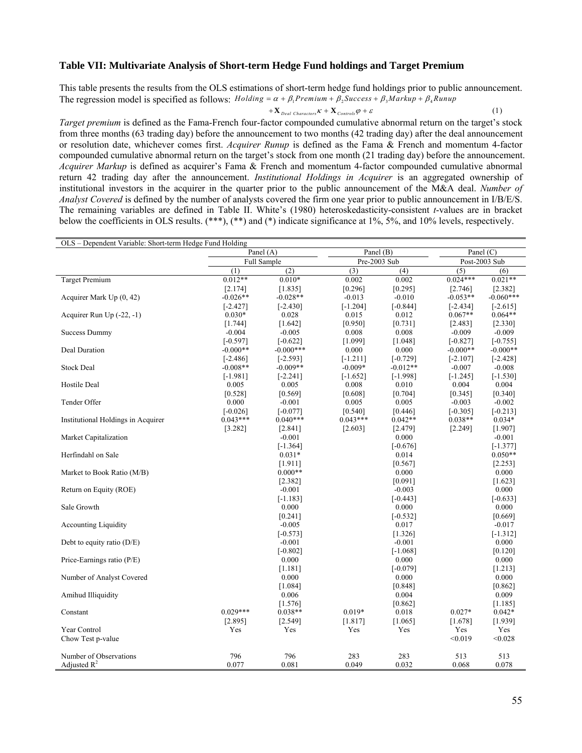## Table VII: Multivariate Analysis of Short-term Hedge Fund holdings and Target Premium

This table presents the results from the OLS estimations of short-term hedge fund holdings prior to public announcement. The regression model is specified as follows: 

$$Holding = \alpha + \beta_1 Premium + \beta_2 Success + \beta_3 Markup + \beta_4 Runup + \mathbf{X}_{Deal\ Charactors}\kappa + \mathbf{X}_{Controls}\varphi + \varepsilon \quad (1)$$

*Target premium* is defined as the Fama-French four-factor compounded cumulative abnormal return on the target's stock from three months (63 trading day) before the announcement to two months (42 trading day) after the deal announcement or resolution date, whichever comes first. *Acquirer Runup* is defined as the Fama & French and momentum 4-factor compounded cumulative abnormal return on the target's stock from one month (21 trading day) before the announcement. *Acquirer Markup* is defined as acquirer's Fama & French and momentum 4-factor compounded cumulative abnormal return 42 trading day after the announcement. *Institutional Holdings in Acquirer* is an aggregated ownership of institutional investors in the acquirer in the quarter prior to the public announcement of the M&A deal. *Number of Analyst Covered* is defined by the number of analysts covered the firm one year prior to public announcement in I/B/E/S. The remaining variables are defined in Table II. White's (1980) heteroskedasticity-consistent *t*-values are in bracket below the coefficients in OLS results. (***), (**) and (*) indicate significance at 1%, 5%, and 10% levels, respectively.

| OLS – Dependent Variable: Short-term Hedge Fund Holding | Panel (A) | | Panel (B) | | Panel (C) | |
|---|---|---|---|---|---|---|
| | Full Sample | | Pre-2003 Sub | | Post-2003 Sub | |
| | (1) | (2) | (3) | (4) | (5) | (6) |
| Target Premium | 0.012** | 0.010* | 0.002 | 0.002 | 0.024*** | 0.021** |
| | [2.174] | [1.835] | [0.296] | [0.295] | [2.746] | [2.382] |
| Acquirer Mark Up (0, 42) | -0.026** | -0.028** | -0.013 | -0.010 | -0.053** | -0.060*** |
| | [-2.427] | [-2.430] | [-1.204] | [-0.844] | [-2.434] | [-2.615] |
| Acquirer Run Up (-22, -1) | 0.030* | 0.028 | 0.015 | 0.012 | 0.067** | 0.064** |
| | [1.744] | [1.642] | [0.950] | [0.731] | [2.483] | [2.330] |
| Success Dummy | -0.004 | -0.005 | 0.008 | 0.008 | -0.009 | -0.009 |
| | [-0.597] | [-0.622] | [1.099] | [1.048] | [-0.827] | [-0.755] |
| Deal Duration | -0.000** | -0.000*** | 0.000 | 0.000 | -0.000** | -0.000** |
| | [-2.486] | [-2.593] | [-1.211] | [-0.729] | [-2.107] | [-2.428] |
| Stock Deal | -0.008** | -0.009** | -0.009* | -0.012** | -0.007 | -0.008 |
| | [-1.981] | [-2.241] | [-1.652] | [-1.998] | [-1.245] | [-1.530] |
| Hostile Deal | 0.005 | 0.005 | 0.008 | 0.010 | 0.004 | 0.004 |
| | [0.528] | [0.569] | [0.608] | [0.704] | [0.345] | [0.340] |
| Tender Offer | 0.000 | -0.001 | 0.005 | 0.005 | -0.003 | -0.002 |
| | [-0.026] | [-0.077] | [0.540] | [0.446] | [-0.305] | [-0.213] |
| Institutional Holdings in Acquirer | 0.043*** | 0.040*** | 0.043*** | 0.042** | 0.038** | 0.034* |
| | [3.282] | [2.841] | [2.603] | [2.479] | [2.249] | [1.907] |
| Market Capitalization | | -0.001 | | 0.000 | | -0.001 |
| | | [-1.364] | | [-0.676] | | [-1.377] |
| Herfindahl on Sale | | 0.031* | | 0.014 | | 0.050** |
| | | [1.911] | | [0.567] | | [2.253] |
| Market to Book Ratio (M/B) | | 0.000** | | 0.000 | | 0.000 |
| | | [2.382] | | [0.091] | | [1.623] |
| Return on Equity (ROE) | | -0.001 | | -0.003 | | 0.000 |
| | | [-1.183] | | [-0.443] | | [-0.633] |
| Sale Growth | | 0.000 | | 0.000 | | 0.000 |
| | | [0.241] | | [-0.532] | | [0.669] |
| Accounting Liquidity | | -0.005 | | 0.017 | | -0.017 |
| | | [-0.573] | | [1.326] | | [-1.312] |
| Debt to equity ratio (D/E) | | -0.001 | | -0.001 | | 0.000 |
| | | [-0.802] | | [-1.068] | | [0.120] |
| Price-Earnings ratio (P/E) | | 0.000 | | 0.000 | | 0.000 |
| | | [1.181] | | [-0.079] | | [1.213] |
| Number of Analyst Covered | | 0.000 | | 0.000 | | 0.000 |
| | | [1.084] | | [0.848] | | [0.862] |
| Amihud Illiquidity | | 0.006 | | 0.004 | | 0.009 |
| | | [1.576] | | [0.862] | | [1.185] |
| Constant | 0.029*** | 0.038** | 0.019* | 0.018 | 0.027* | 0.042* |
| | [2.895] | [2.549] | [1.817] | [1.065] | [1.678] | [1.939] |
| Year Control | Yes | Yes | Yes | Yes | Yes | Yes |
| Chow Test p-value | | | | | <0.019 | <0.028 |
| Number of Observations | 796 | 796 | 283 | 283 | 513 | 513 |
| Adjusted $R^2$ | 0.077 | 0.081 | 0.049 | 0.032 | 0.068 | 0.078 |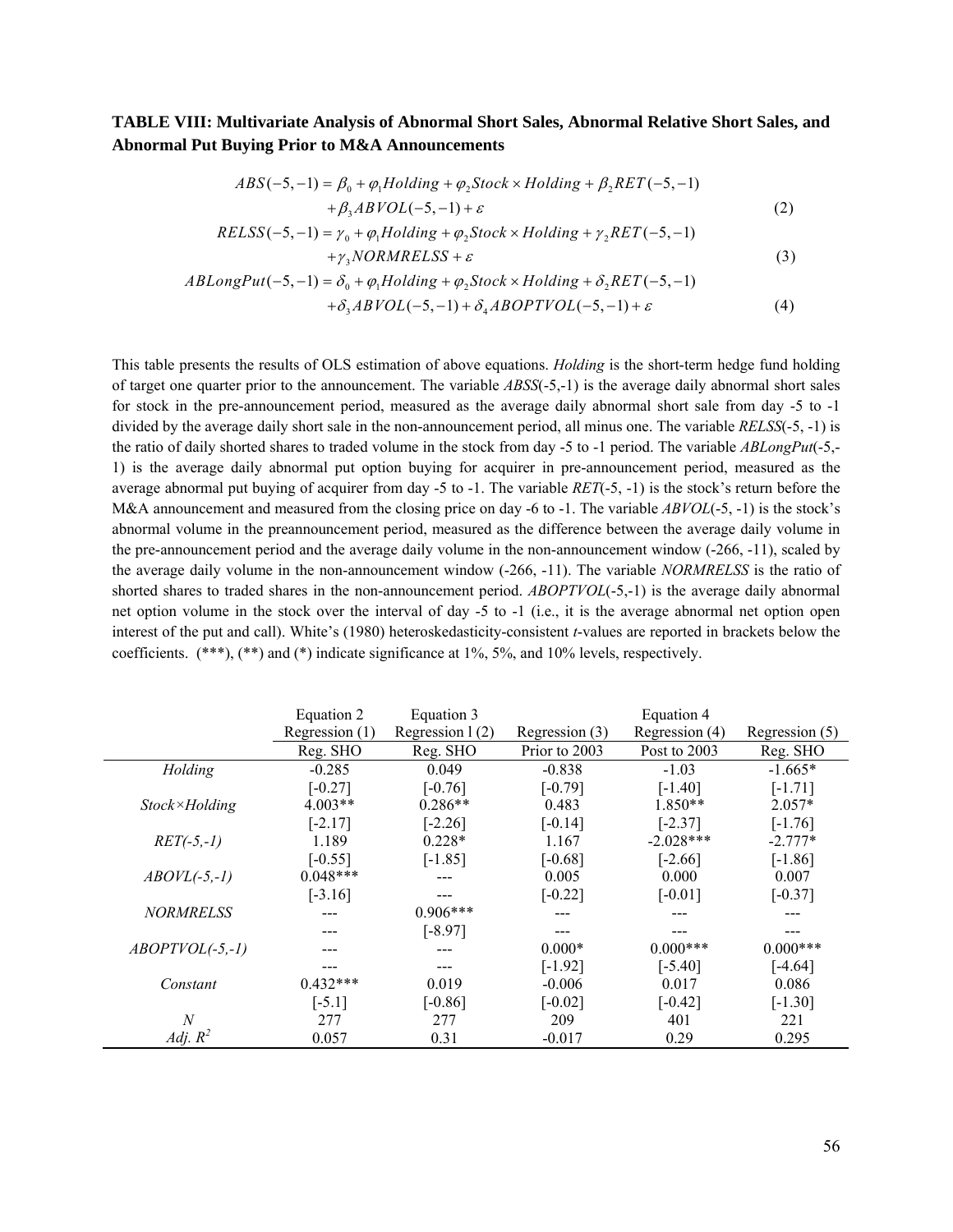**TABLE VIII: Multivariate Analysis of Abnormal Short Sales, Abnormal Relative Short Sales, and Abnormal Put Buying Prior to M&A Announcements**

$$ABS(-5,-1) = \beta_0 + \varphi_1 Holding + \varphi_2 Stock \times Holding + \beta_2 RET(-5,-1) + \beta_3 ABVOL(-5,-1) + \varepsilon \quad (2)$$

$$RELSS(-5,-1) = \gamma_0 + \varphi_1 Holding + \varphi_2 Stock \times Holding + \gamma_2 RET(-5,-1) + \gamma_3 NORMRELSS + \varepsilon \quad (3)$$

$$ABLongPut(-5,-1) = \delta_0 + \varphi_1 Holding + \varphi_2 Stock \times Holding + \delta_2 RET(-5,-1) + \delta_3 ABVOL(-5,-1) + \delta_4 ABOPTVOL(-5,-1) + \varepsilon \quad (4)$$

This table presents the results of OLS estimation of above equations. *Holding* is the short-term hedge fund holding of target one quarter prior to the announcement. The variable *ABSS*(-5,-1) is the average daily abnormal short sales for stock in the pre-announcement period, measured as the average daily abnormal short sale from day -5 to -1 divided by the average daily short sale in the non-announcement period, all minus one. The variable *RELSS*(-5, -1) is the ratio of daily shorted shares to traded volume in the stock from day -5 to -1 period. The variable *ABLongPut*(-5,-1) is the average daily abnormal put option buying for acquirer in pre-announcement period, measured as the average abnormal put buying of acquirer from day -5 to -1. The variable *RET*(-5, -1) is the stock's return before the M&A announcement and measured from the closing price on day -6 to -1. The variable *ABVOL*(-5, -1) is the stock's abnormal volume in the preannouncement period, measured as the difference between the average daily volume in the pre-announcement period and the average daily volume in the non-announcement window (-266, -11), scaled by the average daily volume in the non-announcement window (-266, -11). The variable *NORMRELSS* is the ratio of shorted shares to traded shares in the non-announcement period. *ABOPTVOL*(-5,-1) is the average daily abnormal net option volume in the stock over the interval of day -5 to -1 (i.e., it is the average abnormal net option open interest of the put and call). White's (1980) heteroskedasticity-consistent *t*-values are reported in brackets below the coefficients. (***), (**) and (*) indicate significance at 1%, 5%, and 10% levels, respectively.

| | Equation 2 | Equation 3 | | Equation 4 | |
|---|---|---|---|---|---|
| | Regression (1) | Regression l (2) | Regression (3) | Regression (4) | Regression (5) |
| | Reg. SHO | Reg. SHO | Prior to 2003 | Post to 2003 | Reg. SHO |
| *Holding* | -0.285 | 0.049 | -0.838 | -1.03 | -1.665* |
| | [-0.27] | [-0.76] | [-0.79] | [-1.40] | [-1.71] |
| *Stock×Holding* | 4.003** | 0.286** | 0.483 | 1.850** | 2.057* |
| | [-2.17] | [-2.26] | [-0.14] | [-2.37] | [-1.76] |
| *RET(-5,-1)* | 1.189 | 0.228* | 1.167 | -2.028*** | -2.777* |
| | [-0.55] | [-1.85] | [-0.68] | [-2.66] | [-1.86] |
| *ABOVL(-5,-1)* | 0.048*** | --- | 0.005 | 0.000 | 0.007 |
| | [-3.16] | --- | [-0.22] | [-0.01] | [-0.37] |
| *NORMRELSS* | --- | 0.906*** | --- | --- | --- |
| | --- | [-8.97] | --- | --- | --- |
| *ABOPTVOL(-5,-1)* | --- | --- | 0.000* | 0.000*** | 0.000*** |
| | --- | --- | [-1.92] | [-5.40] | [-4.64] |
| *Constant* | 0.432*** | 0.019 | -0.006 | 0.017 | 0.086 |
| | [-5.1] | [-0.86] | [-0.02] | [-0.42] | [-1.30] |
| *N* | 277 | 277 | 209 | 401 | 221 |
| *Adj. $R^2$* | 0.057 | 0.31 | -0.017 | 0.29 | 0.295 |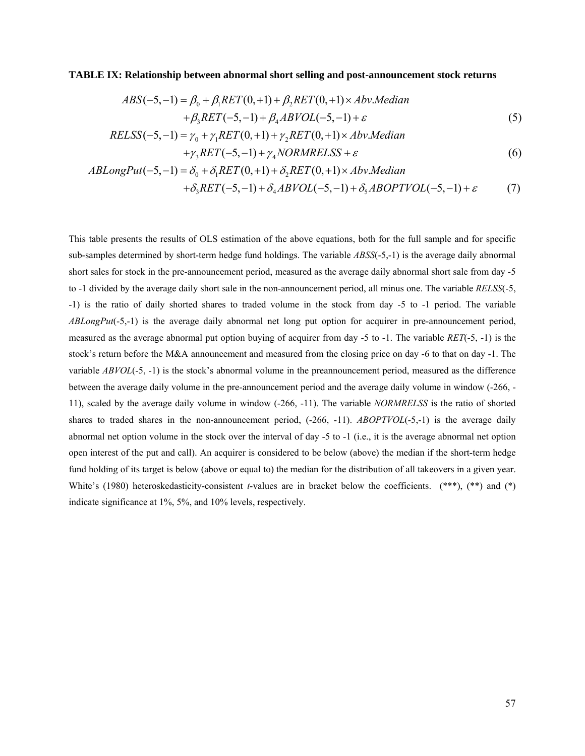**TABLE IX: Relationship between abnormal short selling and post-announcement stock returns**

$$ABS(-5,-1) = \beta_0 + \beta_1 RET(0,+1) + \beta_2 RET(0,+1) \times Abv.Median$$
$$+\beta_3 RET(-5,-1) + \beta_4 ABVOL(-5,-1) + \varepsilon \quad (5)$$

$$RELSS(-5,-1) = \gamma_0 + \gamma_1 RET(0,+1) + \gamma_2 RET(0,+1) \times Abv.Median$$
$$+\gamma_3 RET(-5,-1) + \gamma_4 NORMRELSS + \varepsilon \quad (6)$$

$$ABLongPut(-5,-1) = \delta_0 + \delta_1 RET(0,+1) + \delta_2 RET(0,+1) \times Abv.Median$$
$$+\delta_3 RET(-5,-1) + \delta_4 ABVOL(-5,-1) + \delta_5 ABOPTVOL(-5,-1) + \varepsilon \quad (7)$$

This table presents the results of OLS estimation of the above equations, both for the full sample and for specific sub-samples determined by short-term hedge fund holdings. The variable *ABSS*(-5,-1) is the average daily abnormal short sales for stock in the pre-announcement period, measured as the average daily abnormal short sale from day -5 to -1 divided by the average daily short sale in the non-announcement period, all minus one. The variable *RELSS*(-5, -1) is the ratio of daily shorted shares to traded volume in the stock from day -5 to -1 period. The variable *ABLongPut*(-5,-1) is the average daily abnormal net long put option for acquirer in pre-announcement period, measured as the average abnormal put option buying of acquirer from day -5 to -1. The variable *RET*(-5, -1) is the stock's return before the M&A announcement and measured from the closing price on day -6 to that on day -1. The variable *ABVOL*(-5, -1) is the stock's abnormal volume in the preannouncement period, measured as the difference between the average daily volume in the pre-announcement period and the average daily volume in window (-266, -11), scaled by the average daily volume in window (-266, -11). The variable *NORMRELSS* is the ratio of shorted shares to traded shares in the non-announcement period, (-266, -11). *ABOPTVOL*(-5,-1) is the average daily abnormal net option volume in the stock over the interval of day -5 to -1 (i.e., it is the average abnormal net option open interest of the put and call). An acquirer is considered to be below (above) the median if the short-term hedge fund holding of its target is below (above or equal to) the median for the distribution of all takeovers in a given year. White's (1980) heteroskedasticity-consistent *t*-values are in bracket below the coefficients. (***), (**) and (*) indicate significance at 1%, 5%, and 10% levels, respectively.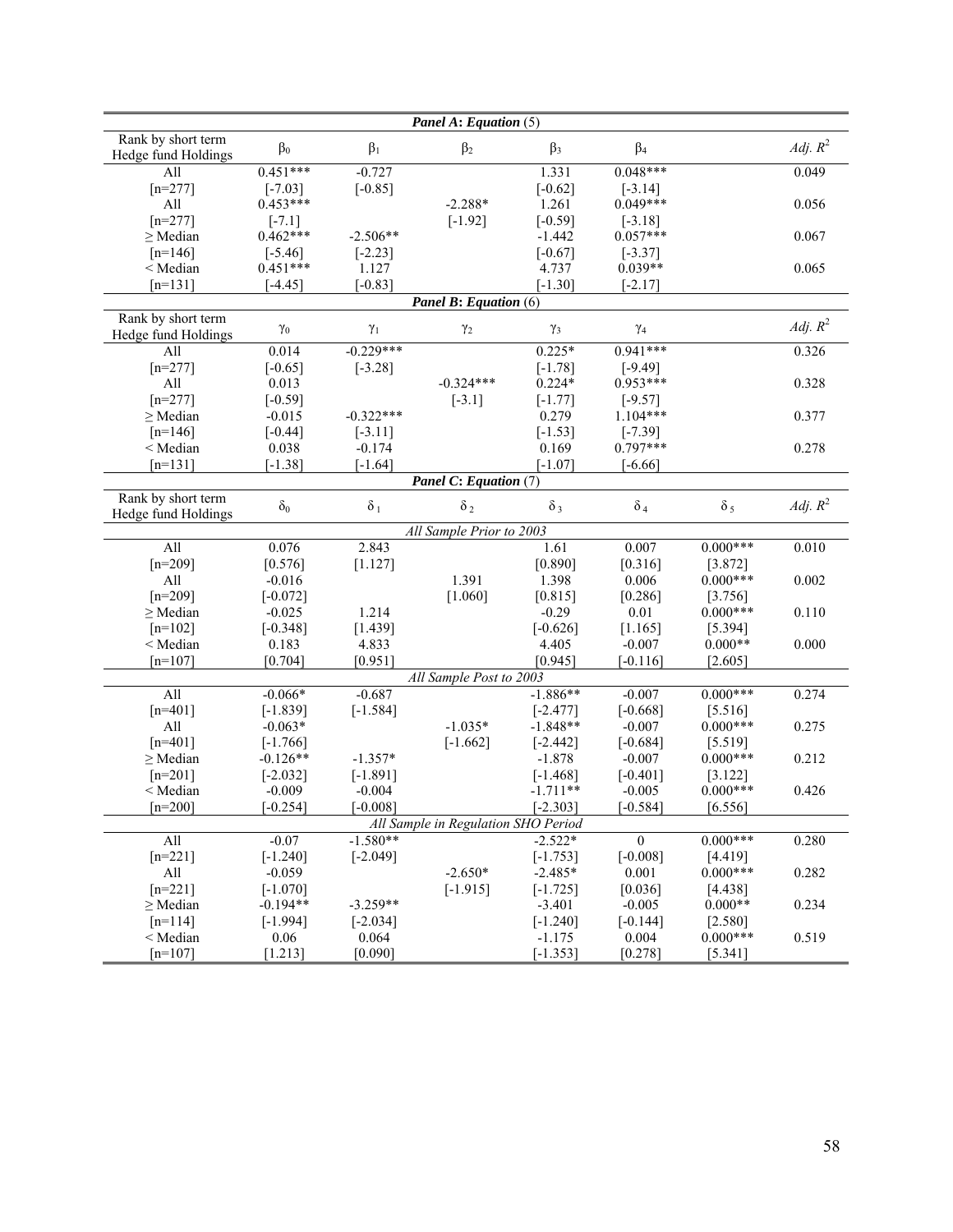| | | | | | | | |
|---|---|---|---|---|---|---|---|
| ***Panel A*: *Equation* (5)** | | | | | | | |
| Rank by short term Hedge fund Holdings | $\beta_0$ | $\beta_1$ | $\beta_2$ | $\beta_3$ | $\beta_4$ | | *Adj.* $R^2$ |
| All | 0.451*** | -0.727 | | 1.331 | 0.048*** | | 0.049 |
| [n=277] | [-7.03] | [-0.85] | | [-0.62] | [-3.14] | | |
| All | 0.453*** | | -2.288* | 1.261 | 0.049*** | | 0.056 |
| [n=277] | [-7.1] | | [-1.92] | [-0.59] | [-3.18] | | |
| ≥ Median | 0.462*** | -2.506** | | -1.442 | 0.057*** | | 0.067 |
| [n=146] | [-5.46] | [-2.23] | | [-0.67] | [-3.37] | | |
| < Median | 0.451*** | 1.127 | | 4.737 | 0.039** | | 0.065 |
| [n=131] | [-4.45] | [-0.83] | | [-1.30] | [-2.17] | | |
| ***Panel B*: *Equation* (6)** | | | | | | | |
| Rank by short term Hedge fund Holdings | $\gamma_0$ | $\gamma_1$ | $\gamma_2$ | $\gamma_3$ | $\gamma_4$ | | *Adj.* $R^2$ |
| All | 0.014 | -0.229*** | | 0.225* | 0.941*** | | 0.326 |
| [n=277] | [-0.65] | [-3.28] | | [-1.78] | [-9.49] | | |
| All | 0.013 | | -0.324*** | 0.224* | 0.953*** | | 0.328 |
| [n=277] | [-0.59] | | [-3.1] | [-1.77] | [-9.57] | | |
| ≥ Median | -0.015 | -0.322*** | | 0.279 | 1.104*** | | 0.377 |
| [n=146] | [-0.44] | [-3.11] | | [-1.53] | [-7.39] | | |
| < Median | 0.038 | -0.174 | | 0.169 | 0.797*** | | 0.278 |
| [n=131] | [-1.38] | [-1.64] | | [-1.07] | [-6.66] | | |
| ***Panel C*: *Equation* (7)** | | | | | | | |
| Rank by short term Hedge fund Holdings | $\delta_0$ | $\delta_1$ | $\delta_2$ | $\delta_3$ | $\delta_4$ | $\delta_5$ | *Adj.* $R^2$ |
| *All Sample Prior to 2003* | | | | | | | |
| All | 0.076 | 2.843 | | 1.61 | 0.007 | 0.000*** | 0.010 |
| [n=209] | [0.576] | [1.127] | | [0.890] | [0.316] | [3.872] | |
| All | -0.016 | | 1.391 | 1.398 | 0.006 | 0.000*** | 0.002 |
| [n=209] | [-0.072] | | [1.060] | [0.815] | [0.286] | [3.756] | |
| ≥ Median | -0.025 | 1.214 | | -0.29 | 0.01 | 0.000*** | 0.110 |
| [n=102] | [-0.348] | [1.439] | | [-0.626] | [1.165] | [5.394] | |
| < Median | 0.183 | 4.833 | | 4.405 | -0.007 | 0.000** | 0.000 |
| [n=107] | [0.704] | [0.951] | | [0.945] | [-0.116] | [2.605] | |
| *All Sample Post to 2003* | | | | | | | |
| All | -0.066* | -0.687 | | -1.886** | -0.007 | 0.000*** | 0.274 |
| [n=401] | [-1.839] | [-1.584] | | [-2.477] | [-0.668] | [5.516] | |
| All | -0.063* | | -1.035* | -1.848** | -0.007 | 0.000*** | 0.275 |
| [n=401] | [-1.766] | | [-1.662] | [-2.442] | [-0.684] | [5.519] | |
| ≥ Median | -0.126** | -1.357* | | -1.878 | -0.007 | 0.000*** | 0.212 |
| [n=201] | [-2.032] | [-1.891] | | [-1.468] | [-0.401] | [3.122] | |
| < Median | -0.009 | -0.004 | | -1.711** | -0.005 | 0.000*** | 0.426 |
| [n=200] | [-0.254] | [-0.008] | | [-2.303] | [-0.584] | [6.556] | |
| *All Sample in Regulation SHO Period* | | | | | | | |
| All | -0.07 | -1.580** | | -2.522* | 0 | 0.000*** | 0.280 |
| [n=221] | [-1.240] | [-2.049] | | [-1.753] | [-0.008] | [4.419] | |
| All | -0.059 | | -2.650* | -2.485* | 0.001 | 0.000*** | 0.282 |
| [n=221] | [-1.070] | | [-1.915] | [-1.725] | [0.036] | [4.438] | |
| ≥ Median | -0.194** | -3.259** | | -3.401 | -0.005 | 0.000** | 0.234 |
| [n=114] | [-1.994] | [-2.034] | | [-1.240] | [-0.144] | [2.580] | |
| < Median | 0.06 | 0.064 | | -1.175 | 0.004 | 0.000*** | 0.519 |
| [n=107] | [1.213] | [0.090] | | [-1.353] | [0.278] | [5.341] | |